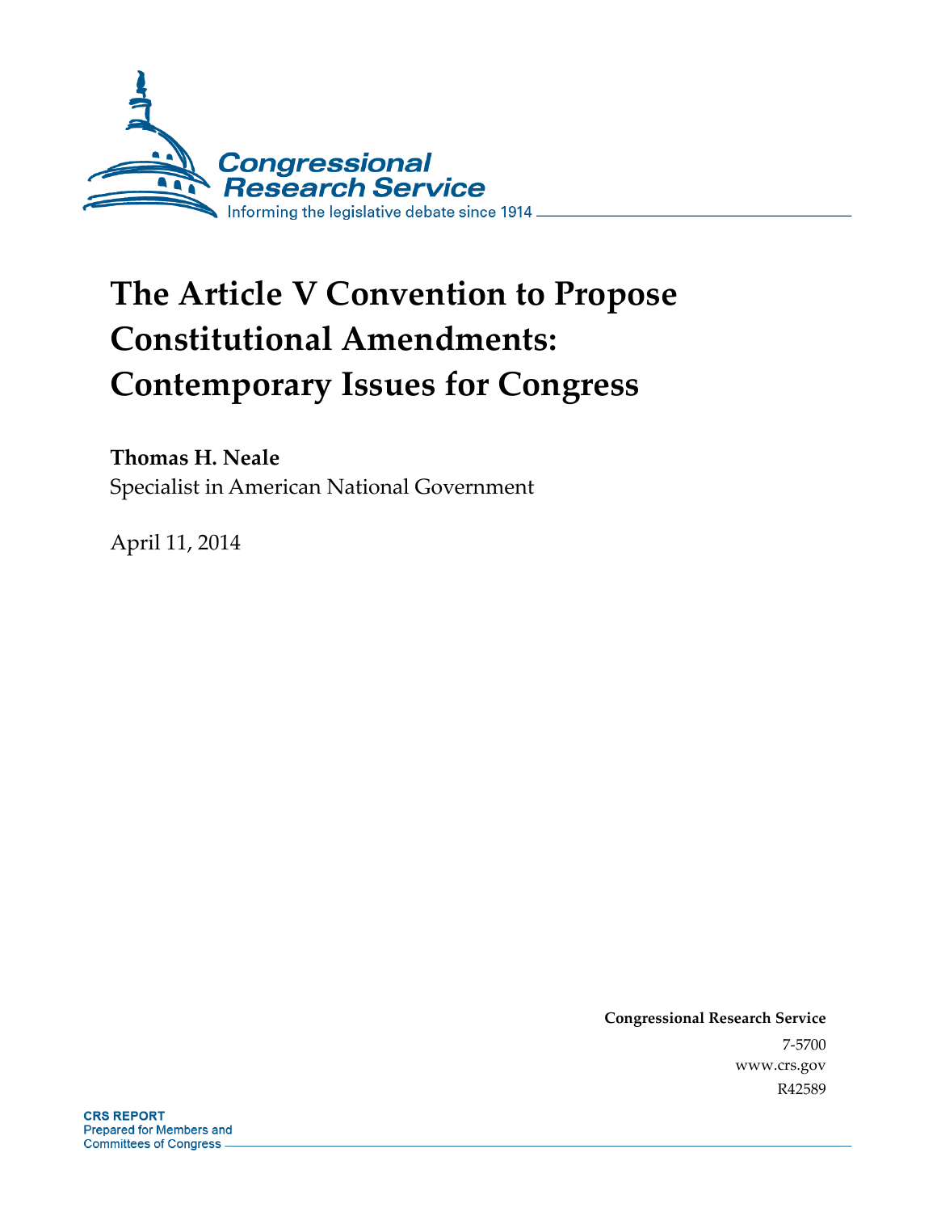Congressional Research Service

Informing the legislative debate since 1914

# The Article V Convention to Propose Constitutional Amendments: Contemporary Issues for Congress

**Thomas H. Neale**
Specialist in American National Government

April 11, 2014

**Congressional Research Service**
7-5700
www.crs.gov
R42589

**CRS REPORT**
Prepared for Members and Committees of Congress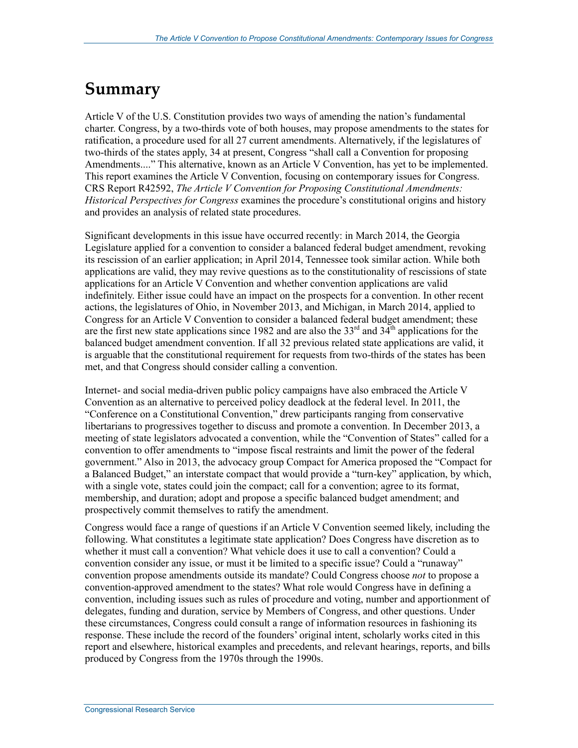# Summary

Article V of the U.S. Constitution provides two ways of amending the nation's fundamental charter. Congress, by a two-thirds vote of both houses, may propose amendments to the states for ratification, a procedure used for all 27 current amendments. Alternatively, if the legislatures of two-thirds of the states apply, 34 at present, Congress "shall call a Convention for proposing Amendments...." This alternative, known as an Article V Convention, has yet to be implemented. This report examines the Article V Convention, focusing on contemporary issues for Congress. CRS Report R42592, *The Article V Convention for Proposing Constitutional Amendments: Historical Perspectives for Congress* examines the procedure's constitutional origins and history and provides an analysis of related state procedures.

Significant developments in this issue have occurred recently: in March 2014, the Georgia Legislature applied for a convention to consider a balanced federal budget amendment, revoking its rescission of an earlier application; in April 2014, Tennessee took similar action. While both applications are valid, they may revive questions as to the constitutionality of rescissions of state applications for an Article V Convention and whether convention applications are valid indefinitely. Either issue could have an impact on the prospects for a convention. In other recent actions, the legislatures of Ohio, in November 2013, and Michigan, in March 2014, applied to Congress for an Article V Convention to consider a balanced federal budget amendment; these are the first new state applications since 1982 and are also the 33rd and 34th applications for the balanced budget amendment convention. If all 32 previous related state applications are valid, it is arguable that the constitutional requirement for requests from two-thirds of the states has been met, and that Congress should consider calling a convention.

Internet- and social media-driven public policy campaigns have also embraced the Article V Convention as an alternative to perceived policy deadlock at the federal level. In 2011, the "Conference on a Constitutional Convention," drew participants ranging from conservative libertarians to progressives together to discuss and promote a convention. In December 2013, a meeting of state legislators advocated a convention, while the "Convention of States" called for a convention to offer amendments to "impose fiscal restraints and limit the power of the federal government." Also in 2013, the advocacy group Compact for America proposed the "Compact for a Balanced Budget," an interstate compact that would provide a "turn-key" application, by which, with a single vote, states could join the compact; call for a convention; agree to its format, membership, and duration; adopt and propose a specific balanced budget amendment; and prospectively commit themselves to ratify the amendment.

Congress would face a range of questions if an Article V Convention seemed likely, including the following. What constitutes a legitimate state application? Does Congress have discretion as to whether it must call a convention? What vehicle does it use to call a convention? Could a convention consider any issue, or must it be limited to a specific issue? Could a "runaway" convention propose amendments outside its mandate? Could Congress choose *not* to propose a convention-approved amendment to the states? What role would Congress have in defining a convention, including issues such as rules of procedure and voting, number and apportionment of delegates, funding and duration, service by Members of Congress, and other questions. Under these circumstances, Congress could consult a range of information resources in fashioning its response. These include the record of the founders' original intent, scholarly works cited in this report and elsewhere, historical examples and precedents, and relevant hearings, reports, and bills produced by Congress from the 1970s through the 1990s.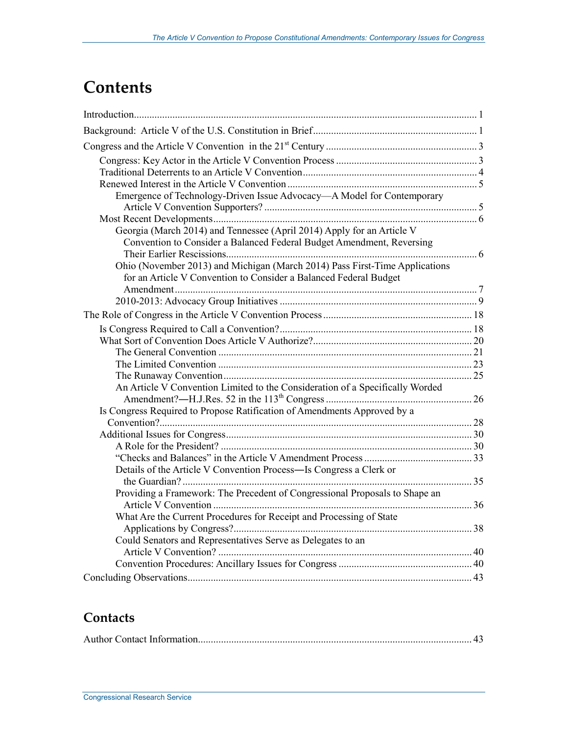# Contents

Introduction..................................................................................................................... 1

Background: Article V of the U.S. Constitution in Brief................................................................ 1

Congress and the Article V Convention in the 21st Century ........................................................... 3

- Congress: Key Actor in the Article V Convention Process ....................................................... 3
- Traditional Deterrents to an Article V Convention.................................................................... 4
- Renewed Interest in the Article V Convention .......................................................................... 5
  - Emergence of Technology-Driven Issue Advocacy—A Model for Contemporary Article V Convention Supporters? .................................................................................. 5
- Most Recent Developments....................................................................................................... 6
  - Georgia (March 2014) and Tennessee (April 2014) Apply for an Article V Convention to Consider a Balanced Federal Budget Amendment, Reversing Their Earlier Rescissions.................................................................................................. 6
  - Ohio (November 2013) and Michigan (March 2014) Pass First-Time Applications for an Article V Convention to Consider a Balanced Federal Budget Amendment ..................................................................................................................... 7
  - 2010-2013: Advocacy Group Initiatives ............................................................................ 9

The Role of Congress in the Article V Convention Process ............................................................ 18

- Is Congress Required to Call a Convention?............................................................................ 18
- What Sort of Convention Does Article V Authorize?............................................................... 20
  - The General Convention .................................................................................................. 21
  - The Limited Convention .................................................................................................. 23
  - The Runaway Convention................................................................................................. 25
  - An Article V Convention Limited to the Consideration of a Specifically Worded Amendment?—H.J.Res. 52 in the 113th Congress ......................................................... 26
- Is Congress Required to Propose Ratification of Amendments Approved by a Convention?.......................................................................................................................... 28
- Additional Issues for Congress................................................................................................ 30
  - A Role for the President? ................................................................................................. 30
  - "Checks and Balances" in the Article V Amendment Process .......................................... 33
  - Details of the Article V Convention Process—Is Congress a Clerk or the Guardian? ................................................................................................................ 35
  - Providing a Framework: The Precedent of Congressional Proposals to Shape an Article V Convention ..................................................................................................... 36
  - What Are the Current Procedures for Receipt and Processing of State Applications by Congress?............................................................................................ 38
  - Could Senators and Representatives Serve as Delegates to an Article V Convention? .................................................................................................. 40
  - Convention Procedures: Ancillary Issues for Congress .................................................... 40

Concluding Observations.............................................................................................................. 43

## Contacts

Author Contact Information.......................................................................................................... 43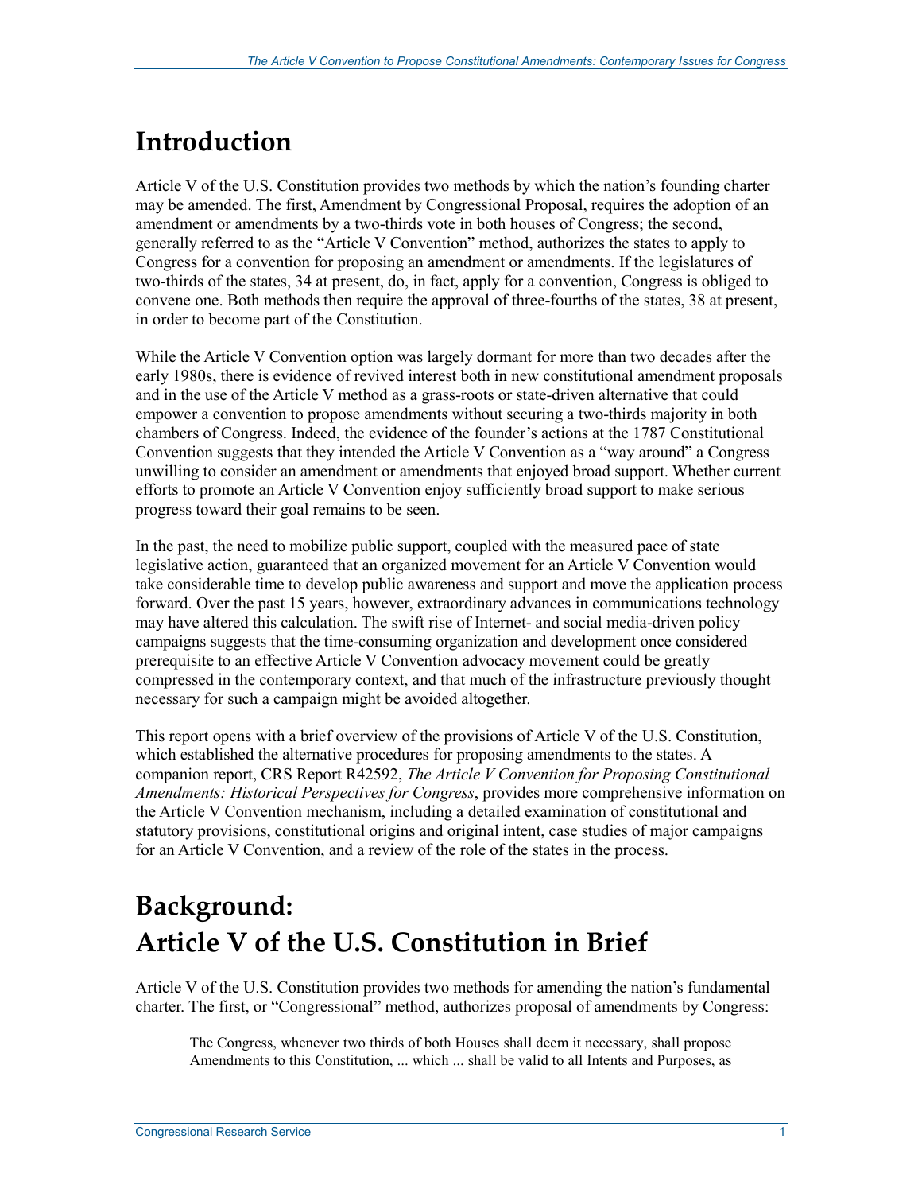# Introduction

Article V of the U.S. Constitution provides two methods by which the nation's founding charter may be amended. The first, Amendment by Congressional Proposal, requires the adoption of an amendment or amendments by a two-thirds vote in both houses of Congress; the second, generally referred to as the "Article V Convention" method, authorizes the states to apply to Congress for a convention for proposing an amendment or amendments. If the legislatures of two-thirds of the states, 34 at present, do, in fact, apply for a convention, Congress is obliged to convene one. Both methods then require the approval of three-fourths of the states, 38 at present, in order to become part of the Constitution.

While the Article V Convention option was largely dormant for more than two decades after the early 1980s, there is evidence of revived interest both in new constitutional amendment proposals and in the use of the Article V method as a grass-roots or state-driven alternative that could empower a convention to propose amendments without securing a two-thirds majority in both chambers of Congress. Indeed, the evidence of the founder's actions at the 1787 Constitutional Convention suggests that they intended the Article V Convention as a "way around" a Congress unwilling to consider an amendment or amendments that enjoyed broad support. Whether current efforts to promote an Article V Convention enjoy sufficiently broad support to make serious progress toward their goal remains to be seen.

In the past, the need to mobilize public support, coupled with the measured pace of state legislative action, guaranteed that an organized movement for an Article V Convention would take considerable time to develop public awareness and support and move the application process forward. Over the past 15 years, however, extraordinary advances in communications technology may have altered this calculation. The swift rise of Internet- and social media-driven policy campaigns suggests that the time-consuming organization and development once considered prerequisite to an effective Article V Convention advocacy movement could be greatly compressed in the contemporary context, and that much of the infrastructure previously thought necessary for such a campaign might be avoided altogether.

This report opens with a brief overview of the provisions of Article V of the U.S. Constitution, which established the alternative procedures for proposing amendments to the states. A companion report, CRS Report R42592, *The Article V Convention for Proposing Constitutional Amendments: Historical Perspectives for Congress*, provides more comprehensive information on the Article V Convention mechanism, including a detailed examination of constitutional and statutory provisions, constitutional origins and original intent, case studies of major campaigns for an Article V Convention, and a review of the role of the states in the process.

# Background: Article V of the U.S. Constitution in Brief

Article V of the U.S. Constitution provides two methods for amending the nation's fundamental charter. The first, or "Congressional" method, authorizes proposal of amendments by Congress:

> The Congress, whenever two thirds of both Houses shall deem it necessary, shall propose Amendments to this Constitution, ... which ... shall be valid to all Intents and Purposes, as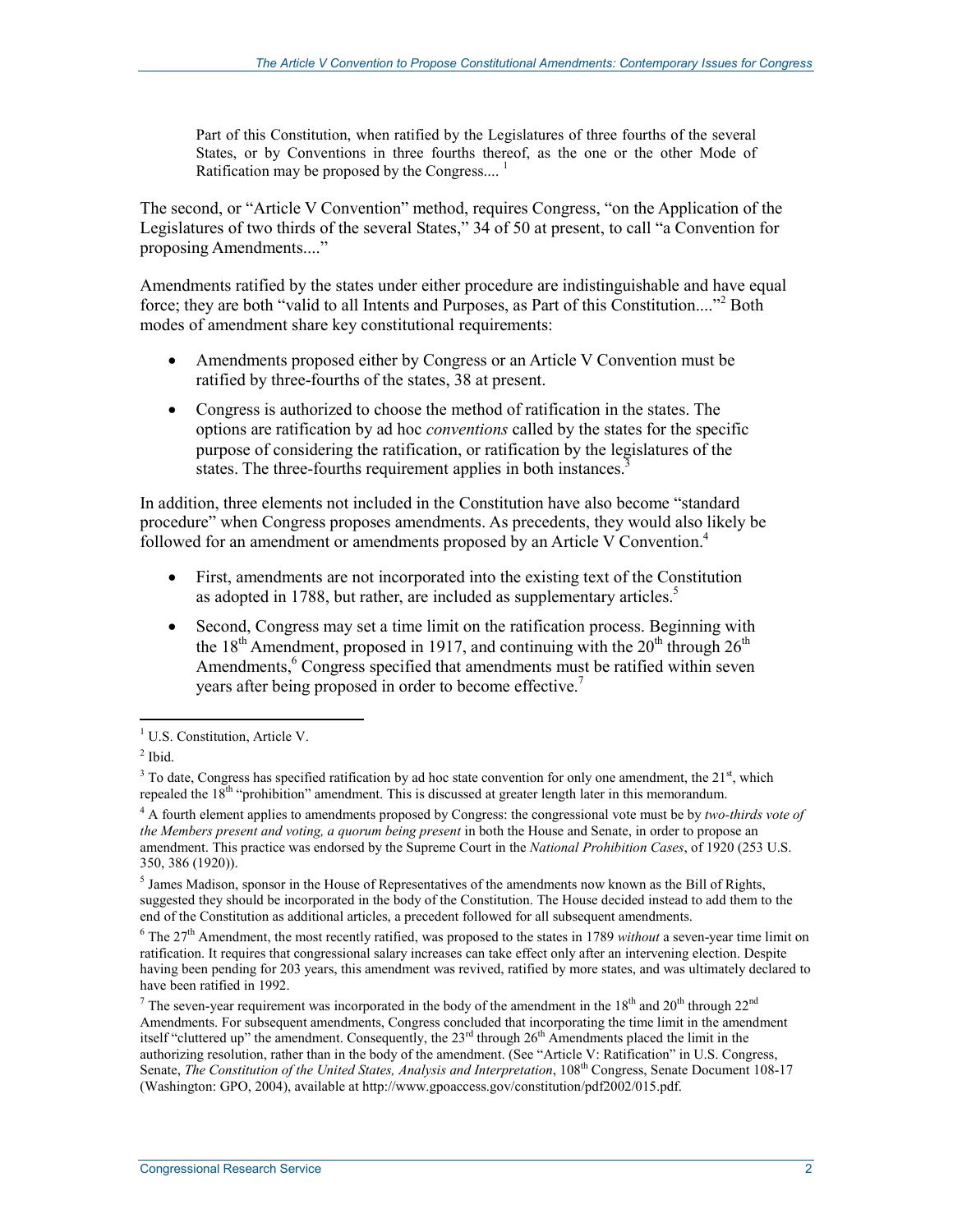> Part of this Constitution, when ratified by the Legislatures of three fourths of the several States, or by Conventions in three fourths thereof, as the one or the other Mode of Ratification may be proposed by the Congress.... [1]

The second, or "Article V Convention" method, requires Congress, "on the Application of the Legislatures of two thirds of the several States," 34 of 50 at present, to call "a Convention for proposing Amendments...."

Amendments ratified by the states under either procedure are indistinguishable and have equal force; they are both "valid to all Intents and Purposes, as Part of this Constitution...."[2] Both modes of amendment share key constitutional requirements:

- Amendments proposed either by Congress or an Article V Convention must be ratified by three-fourths of the states, 38 at present.
- Congress is authorized to choose the method of ratification in the states. The options are ratification by ad hoc *conventions* called by the states for the specific purpose of considering the ratification, or ratification by the legislatures of the states. The three-fourths requirement applies in both instances.[3]

In addition, three elements not included in the Constitution have also become "standard procedure" when Congress proposes amendments. As precedents, they would also likely be followed for an amendment or amendments proposed by an Article V Convention.[4]

- First, amendments are not incorporated into the existing text of the Constitution as adopted in 1788, but rather, are included as supplementary articles.[5]
- Second, Congress may set a time limit on the ratification process. Beginning with the 18th Amendment, proposed in 1917, and continuing with the 20th through 26th Amendments,[6] Congress specified that amendments must be ratified within seven years after being proposed in order to become effective.[7]

---

[1] U.S. Constitution, Article V.

[2] Ibid.

[3] To date, Congress has specified ratification by ad hoc state convention for only one amendment, the 21st, which repealed the 18th "prohibition" amendment. This is discussed at greater length later in this memorandum.

[4] A fourth element applies to amendments proposed by Congress: the congressional vote must be by *two-thirds vote of the Members present and voting, a quorum being present* in both the House and Senate, in order to propose an amendment. This practice was endorsed by the Supreme Court in the *National Prohibition Cases*, of 1920 (253 U.S. 350, 386 (1920)).

[5] James Madison, sponsor in the House of Representatives of the amendments now known as the Bill of Rights, suggested they should be incorporated in the body of the Constitution. The House decided instead to add them to the end of the Constitution as additional articles, a precedent followed for all subsequent amendments.

[6] The 27th Amendment, the most recently ratified, was proposed to the states in 1789 *without* a seven-year time limit on ratification. It requires that congressional salary increases can take effect only after an intervening election. Despite having been pending for 203 years, this amendment was revived, ratified by more states, and was ultimately declared to have been ratified in 1992.

[7] The seven-year requirement was incorporated in the body of the amendment in the 18th and 20th through 22nd Amendments. For subsequent amendments, Congress concluded that incorporating the time limit in the amendment itself "cluttered up" the amendment. Consequently, the 23rd through 26th Amendments placed the limit in the authorizing resolution, rather than in the body of the amendment. (See "Article V: Ratification" in U.S. Congress, Senate, *The Constitution of the United States, Analysis and Interpretation*, 108th Congress, Senate Document 108-17 (Washington: GPO, 2004), available at http://www.gpoaccess.gov/constitution/pdf2002/015.pdf.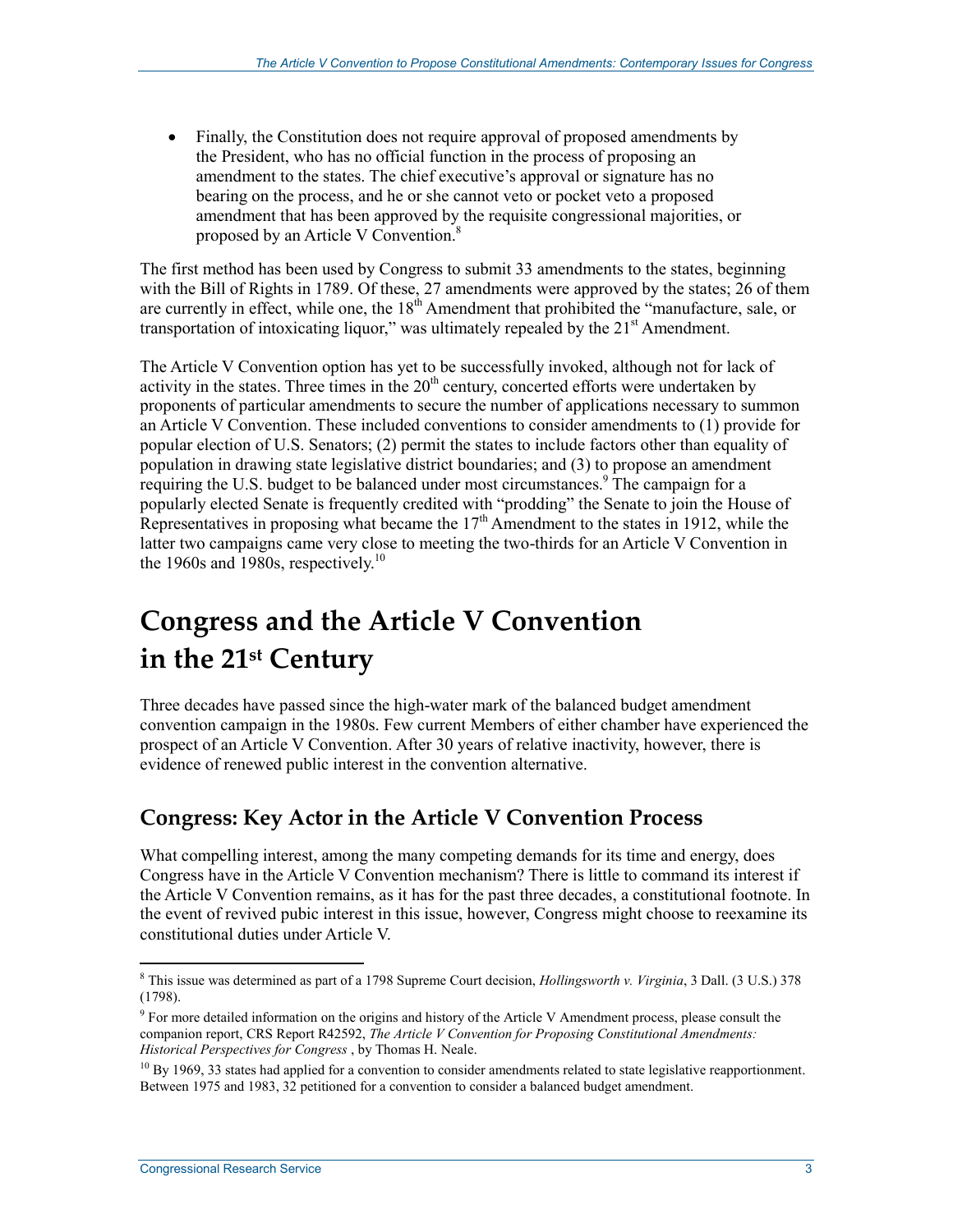- Finally, the Constitution does not require approval of proposed amendments by the President, who has no official function in the process of proposing an amendment to the states. The chief executive's approval or signature has no bearing on the process, and he or she cannot veto or pocket veto a proposed amendment that has been approved by the requisite congressional majorities, or proposed by an Article V Convention.[8]

The first method has been used by Congress to submit 33 amendments to the states, beginning with the Bill of Rights in 1789. Of these, 27 amendments were approved by the states; 26 of them are currently in effect, while one, the 18th Amendment that prohibited the "manufacture, sale, or transportation of intoxicating liquor," was ultimately repealed by the 21st Amendment.

The Article V Convention option has yet to be successfully invoked, although not for lack of activity in the states. Three times in the 20th century, concerted efforts were undertaken by proponents of particular amendments to secure the number of applications necessary to summon an Article V Convention. These included conventions to consider amendments to (1) provide for popular election of U.S. Senators; (2) permit the states to include factors other than equality of population in drawing state legislative district boundaries; and (3) to propose an amendment requiring the U.S. budget to be balanced under most circumstances.[9] The campaign for a popularly elected Senate is frequently credited with "prodding" the Senate to join the House of Representatives in proposing what became the 17th Amendment to the states in 1912, while the latter two campaigns came very close to meeting the two-thirds for an Article V Convention in the 1960s and 1980s, respectively.[10]

# Congress and the Article V Convention in the 21st Century

Three decades have passed since the high-water mark of the balanced budget amendment convention campaign in the 1980s. Few current Members of either chamber have experienced the prospect of an Article V Convention. After 30 years of relative inactivity, however, there is evidence of renewed public interest in the convention alternative.

## Congress: Key Actor in the Article V Convention Process

What compelling interest, among the many competing demands for its time and energy, does Congress have in the Article V Convention mechanism? There is little to command its interest if the Article V Convention remains, as it has for the past three decades, a constitutional footnote. In the event of revived pubic interest in this issue, however, Congress might choose to reexamine its constitutional duties under Article V.

[8] This issue was determined as part of a 1798 Supreme Court decision, *Hollingsworth v. Virginia*, 3 Dall. (3 U.S.) 378 (1798).

[9] For more detailed information on the origins and history of the Article V Amendment process, please consult the companion report, CRS Report R42592, *The Article V Convention for Proposing Constitutional Amendments: Historical Perspectives for Congress* , by Thomas H. Neale.

[10] By 1969, 33 states had applied for a convention to consider amendments related to state legislative reapportionment. Between 1975 and 1983, 32 petitioned for a convention to consider a balanced budget amendment.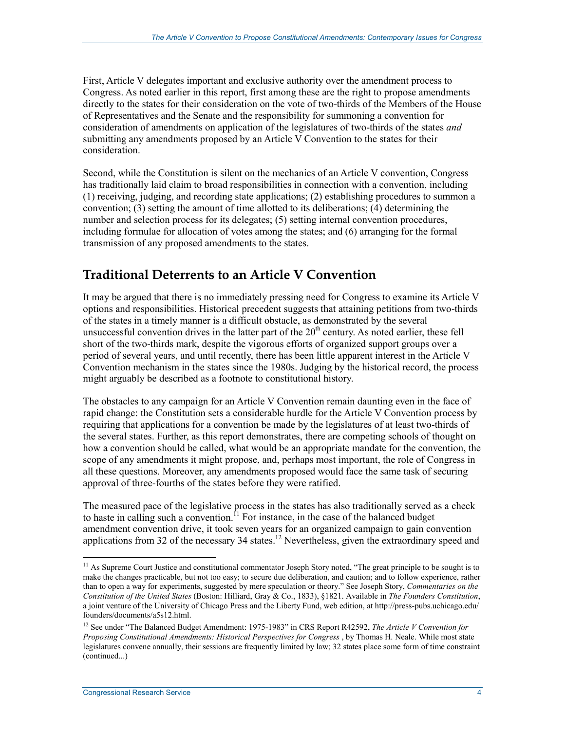First, Article V delegates important and exclusive authority over the amendment process to Congress. As noted earlier in this report, first among these are the right to propose amendments directly to the states for their consideration on the vote of two-thirds of the Members of the House of Representatives and the Senate and the responsibility for summoning a convention for consideration of amendments on application of the legislatures of two-thirds of the states *and* submitting any amendments proposed by an Article V Convention to the states for their consideration.

Second, while the Constitution is silent on the mechanics of an Article V convention, Congress has traditionally laid claim to broad responsibilities in connection with a convention, including (1) receiving, judging, and recording state applications; (2) establishing procedures to summon a convention; (3) setting the amount of time allotted to its deliberations; (4) determining the number and selection process for its delegates; (5) setting internal convention procedures, including formulae for allocation of votes among the states; and (6) arranging for the formal transmission of any proposed amendments to the states.

## Traditional Deterrents to an Article V Convention

It may be argued that there is no immediately pressing need for Congress to examine its Article V options and responsibilities. Historical precedent suggests that attaining petitions from two-thirds of the states in a timely manner is a difficult obstacle, as demonstrated by the several unsuccessful convention drives in the latter part of the 20th century. As noted earlier, these fell short of the two-thirds mark, despite the vigorous efforts of organized support groups over a period of several years, and until recently, there has been little apparent interest in the Article V Convention mechanism in the states since the 1980s. Judging by the historical record, the process might arguably be described as a footnote to constitutional history.

The obstacles to any campaign for an Article V Convention remain daunting even in the face of rapid change: the Constitution sets a considerable hurdle for the Article V Convention process by requiring that applications for a convention be made by the legislatures of at least two-thirds of the several states. Further, as this report demonstrates, there are competing schools of thought on how a convention should be called, what would be an appropriate mandate for the convention, the scope of any amendments it might propose, and, perhaps most important, the role of Congress in all these questions. Moreover, any amendments proposed would face the same task of securing approval of three-fourths of the states before they were ratified.

The measured pace of the legislative process in the states has also traditionally served as a check to haste in calling such a convention.[11] For instance, in the case of the balanced budget amendment convention drive, it took seven years for an organized campaign to gain convention applications from 32 of the necessary 34 states.[12] Nevertheless, given the extraordinary speed and

---

[11] As Supreme Court Justice and constitutional commentator Joseph Story noted, "The great principle to be sought is to make the changes practicable, but not too easy; to secure due deliberation, and caution; and to follow experience, rather than to open a way for experiments, suggested by mere speculation or theory." See Joseph Story, *Commentaries on the Constitution of the United States* (Boston: Hilliard, Gray & Co., 1833), §1821. Available in *The Founders Constitution*, a joint venture of the University of Chicago Press and the Liberty Fund, web edition, at http://press-pubs.uchicago.edu/founders/documents/a5s12.html.

[12] See under "The Balanced Budget Amendment: 1975-1983" in CRS Report R42592, *The Article V Convention for Proposing Constitutional Amendments: Historical Perspectives for Congress* , by Thomas H. Neale. While most state legislatures convene annually, their sessions are frequently limited by law; 32 states place some form of time constraint (continued...)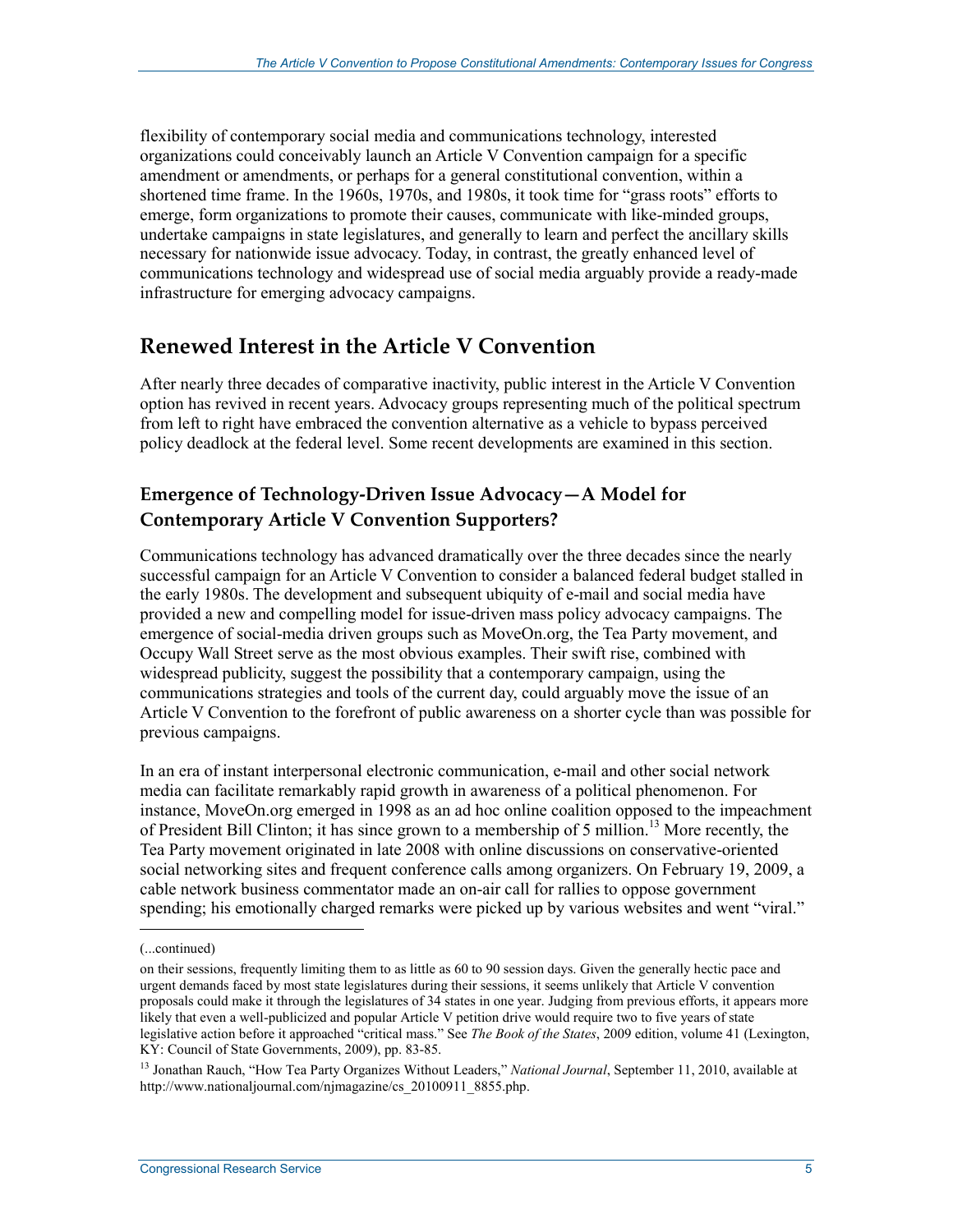flexibility of contemporary social media and communications technology, interested organizations could conceivably launch an Article V Convention campaign for a specific amendment or amendments, or perhaps for a general constitutional convention, within a shortened time frame. In the 1960s, 1970s, and 1980s, it took time for "grass roots" efforts to emerge, form organizations to promote their causes, communicate with like-minded groups, undertake campaigns in state legislatures, and generally to learn and perfect the ancillary skills necessary for nationwide issue advocacy. Today, in contrast, the greatly enhanced level of communications technology and widespread use of social media arguably provide a ready-made infrastructure for emerging advocacy campaigns.

## Renewed Interest in the Article V Convention

After nearly three decades of comparative inactivity, public interest in the Article V Convention option has revived in recent years. Advocacy groups representing much of the political spectrum from left to right have embraced the convention alternative as a vehicle to bypass perceived policy deadlock at the federal level. Some recent developments are examined in this section.

### Emergence of Technology-Driven Issue Advocacy—A Model for Contemporary Article V Convention Supporters?

Communications technology has advanced dramatically over the three decades since the nearly successful campaign for an Article V Convention to consider a balanced federal budget stalled in the early 1980s. The development and subsequent ubiquity of e-mail and social media have provided a new and compelling model for issue-driven mass policy advocacy campaigns. The emergence of social-media driven groups such as MoveOn.org, the Tea Party movement, and Occupy Wall Street serve as the most obvious examples. Their swift rise, combined with widespread publicity, suggest the possibility that a contemporary campaign, using the communications strategies and tools of the current day, could arguably move the issue of an Article V Convention to the forefront of public awareness on a shorter cycle than was possible for previous campaigns.

In an era of instant interpersonal electronic communication, e-mail and other social network media can facilitate remarkably rapid growth in awareness of a political phenomenon. For instance, MoveOn.org emerged in 1998 as an ad hoc online coalition opposed to the impeachment of President Bill Clinton; it has since grown to a membership of 5 million.[13] More recently, the Tea Party movement originated in late 2008 with online discussions on conservative-oriented social networking sites and frequent conference calls among organizers. On February 19, 2009, a cable network business commentator made an on-air call for rallies to oppose government spending; his emotionally charged remarks were picked up by various websites and went "viral."

(...continued)

on their sessions, frequently limiting them to as little as 60 to 90 session days. Given the generally hectic pace and urgent demands faced by most state legislatures during their sessions, it seems unlikely that Article V convention proposals could make it through the legislatures of 34 states in one year. Judging from previous efforts, it appears more likely that even a well-publicized and popular Article V petition drive would require two to five years of state legislative action before it approached "critical mass." See *The Book of the States*, 2009 edition, volume 41 (Lexington, KY: Council of State Governments, 2009), pp. 83-85.

[13] Jonathan Rauch, "How Tea Party Organizes Without Leaders," *National Journal*, September 11, 2010, available at http://www.nationaljournal.com/njmagazine/cs_20100911_8855.php.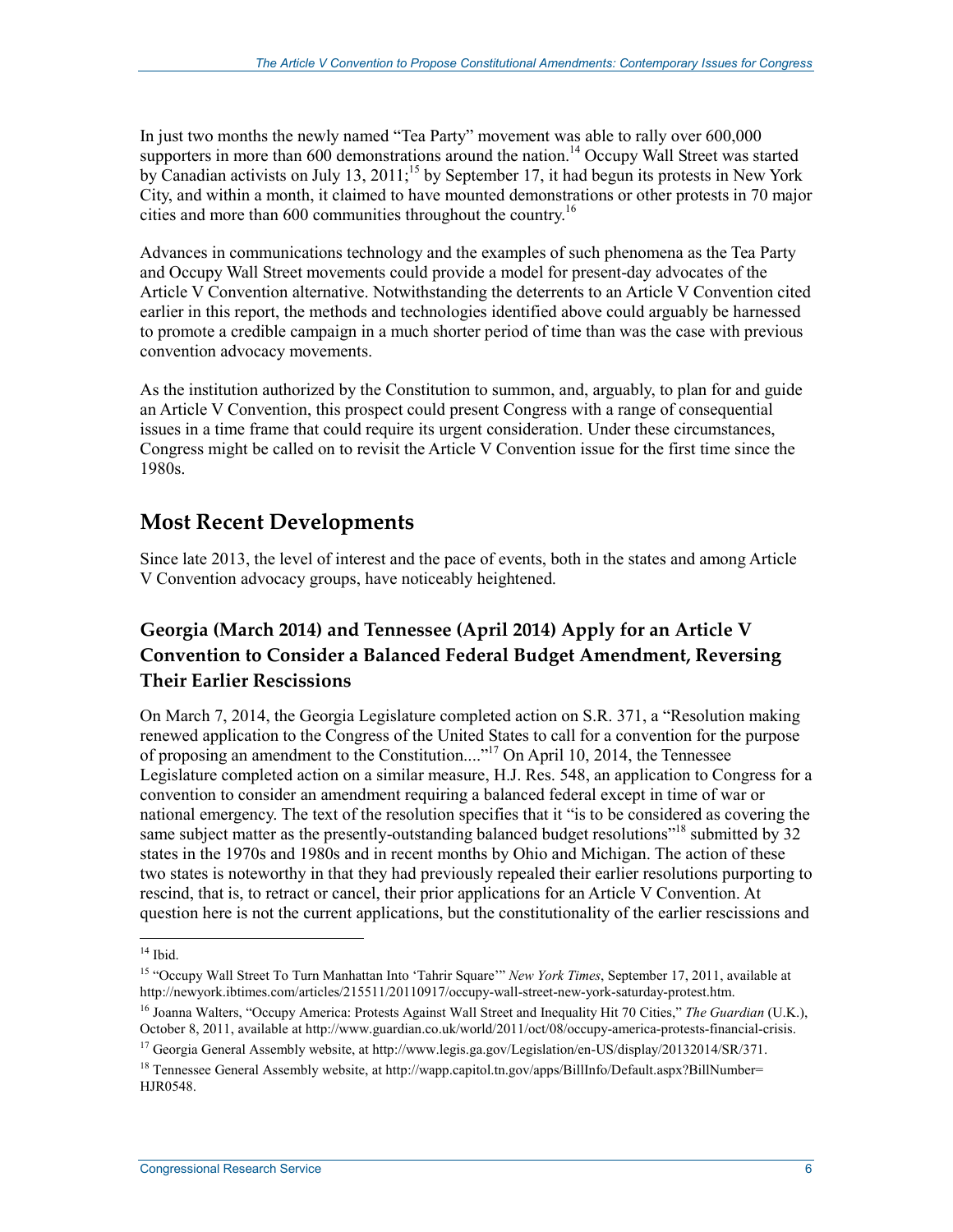In just two months the newly named "Tea Party" movement was able to rally over 600,000 supporters in more than 600 demonstrations around the nation.[14] Occupy Wall Street was started by Canadian activists on July 13, 2011;[15] by September 17, it had begun its protests in New York City, and within a month, it claimed to have mounted demonstrations or other protests in 70 major cities and more than 600 communities throughout the country.[16]

Advances in communications technology and the examples of such phenomena as the Tea Party and Occupy Wall Street movements could provide a model for present-day advocates of the Article V Convention alternative. Notwithstanding the deterrents to an Article V Convention cited earlier in this report, the methods and technologies identified above could arguably be harnessed to promote a credible campaign in a much shorter period of time than was the case with previous convention advocacy movements.

As the institution authorized by the Constitution to summon, and, arguably, to plan for and guide an Article V Convention, this prospect could present Congress with a range of consequential issues in a time frame that could require its urgent consideration. Under these circumstances, Congress might be called on to revisit the Article V Convention issue for the first time since the 1980s.

## Most Recent Developments

Since late 2013, the level of interest and the pace of events, both in the states and among Article V Convention advocacy groups, have noticeably heightened.

### Georgia (March 2014) and Tennessee (April 2014) Apply for an Article V Convention to Consider a Balanced Federal Budget Amendment, Reversing Their Earlier Rescissions

On March 7, 2014, the Georgia Legislature completed action on S.R. 371, a "Resolution making renewed application to the Congress of the United States to call for a convention for the purpose of proposing an amendment to the Constitution...."[17] On April 10, 2014, the Tennessee Legislature completed action on a similar measure, H.J. Res. 548, an application to Congress for a convention to consider an amendment requiring a balanced federal except in time of war or national emergency. The text of the resolution specifies that it "is to be considered as covering the same subject matter as the presently-outstanding balanced budget resolutions"[18] submitted by 32 states in the 1970s and 1980s and in recent months by Ohio and Michigan. The action of these two states is noteworthy in that they had previously repealed their earlier resolutions purporting to rescind, that is, to retract or cancel, their prior applications for an Article V Convention. At question here is not the current applications, but the constitutionality of the earlier rescissions and

---

[14] Ibid.

[15] "Occupy Wall Street To Turn Manhattan Into 'Tahrir Square'" *New York Times*, September 17, 2011, available at http://newyork.ibtimes.com/articles/215511/20110917/occupy-wall-street-new-york-saturday-protest.htm.

[16] Joanna Walters, "Occupy America: Protests Against Wall Street and Inequality Hit 70 Cities," *The Guardian* (U.K.), October 8, 2011, available at http://www.guardian.co.uk/world/2011/oct/08/occupy-america-protests-financial-crisis.

[17] Georgia General Assembly website, at http://www.legis.ga.gov/Legislation/en-US/display/20132014/SR/371.

[18] Tennessee General Assembly website, at http://wapp.capitol.tn.gov/apps/BillInfo/Default.aspx?BillNumber=HJR0548.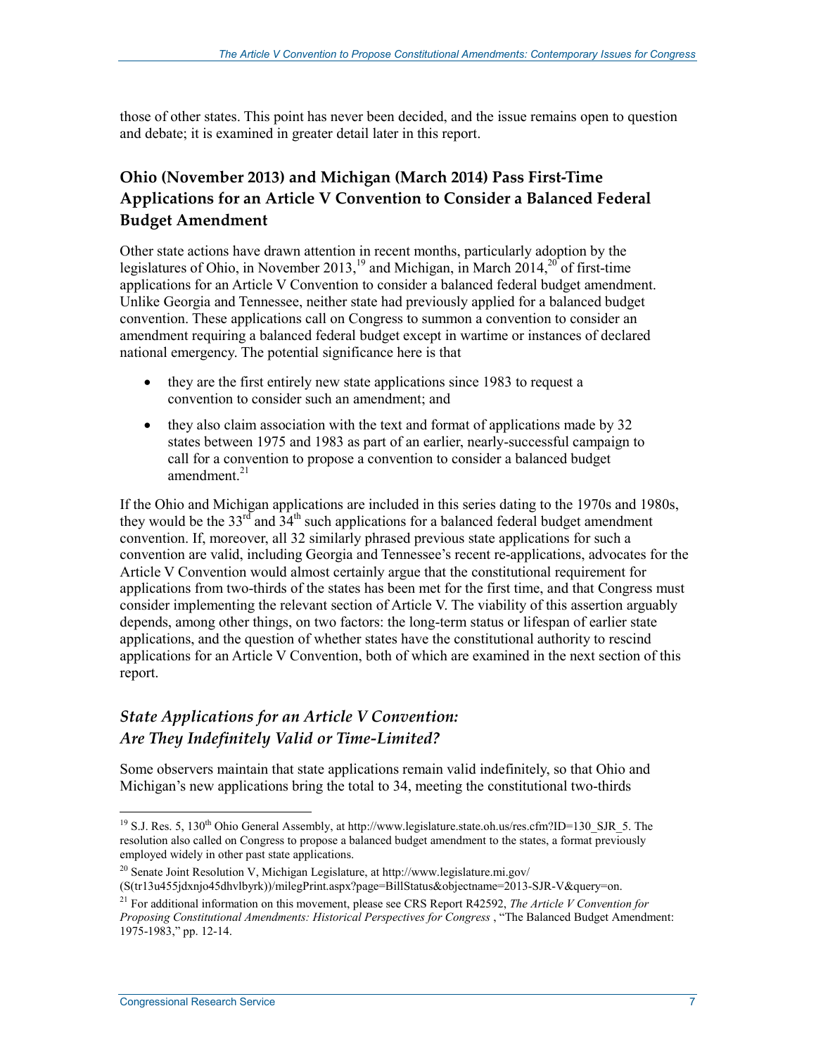those of other states. This point has never been decided, and the issue remains open to question and debate; it is examined in greater detail later in this report.

## Ohio (November 2013) and Michigan (March 2014) Pass First-Time Applications for an Article V Convention to Consider a Balanced Federal Budget Amendment

Other state actions have drawn attention in recent months, particularly adoption by the legislatures of Ohio, in November 2013,[19] and Michigan, in March 2014,[20] of first-time applications for an Article V Convention to consider a balanced federal budget amendment. Unlike Georgia and Tennessee, neither state had previously applied for a balanced budget convention. These applications call on Congress to summon a convention to consider an amendment requiring a balanced federal budget except in wartime or instances of declared national emergency. The potential significance here is that

- they are the first entirely new state applications since 1983 to request a convention to consider such an amendment; and
- they also claim association with the text and format of applications made by 32 states between 1975 and 1983 as part of an earlier, nearly-successful campaign to call for a convention to propose a convention to consider a balanced budget amendment.[21]

If the Ohio and Michigan applications are included in this series dating to the 1970s and 1980s, they would be the 33rd and 34th such applications for a balanced federal budget amendment convention. If, moreover, all 32 similarly phrased previous state applications for such a convention are valid, including Georgia and Tennessee's recent re-applications, advocates for the Article V Convention would almost certainly argue that the constitutional requirement for applications from two-thirds of the states has been met for the first time, and that Congress must consider implementing the relevant section of Article V. The viability of this assertion arguably depends, among other things, on two factors: the long-term status or lifespan of earlier state applications, and the question of whether states have the constitutional authority to rescind applications for an Article V Convention, both of which are examined in the next section of this report.

### *State Applications for an Article V Convention: Are They Indefinitely Valid or Time-Limited?*

Some observers maintain that state applications remain valid indefinitely, so that Ohio and Michigan's new applications bring the total to 34, meeting the constitutional two-thirds

---

[19] S.J. Res. 5, 130th Ohio General Assembly, at http://www.legislature.state.oh.us/res.cfm?ID=130_SJR_5. The resolution also called on Congress to propose a balanced budget amendment to the states, a format previously employed widely in other past state applications.

[20] Senate Joint Resolution V, Michigan Legislature, at http://www.legislature.mi.gov/(S(tr13u455jdxnjo45dhvlbyrk))/milegPrint.aspx?page=BillStatus&objectname=2013-SJR-V&query=on.

[21] For additional information on this movement, please see CRS Report R42592, *The Article V Convention for Proposing Constitutional Amendments: Historical Perspectives for Congress* , "The Balanced Budget Amendment: 1975-1983," pp. 12-14.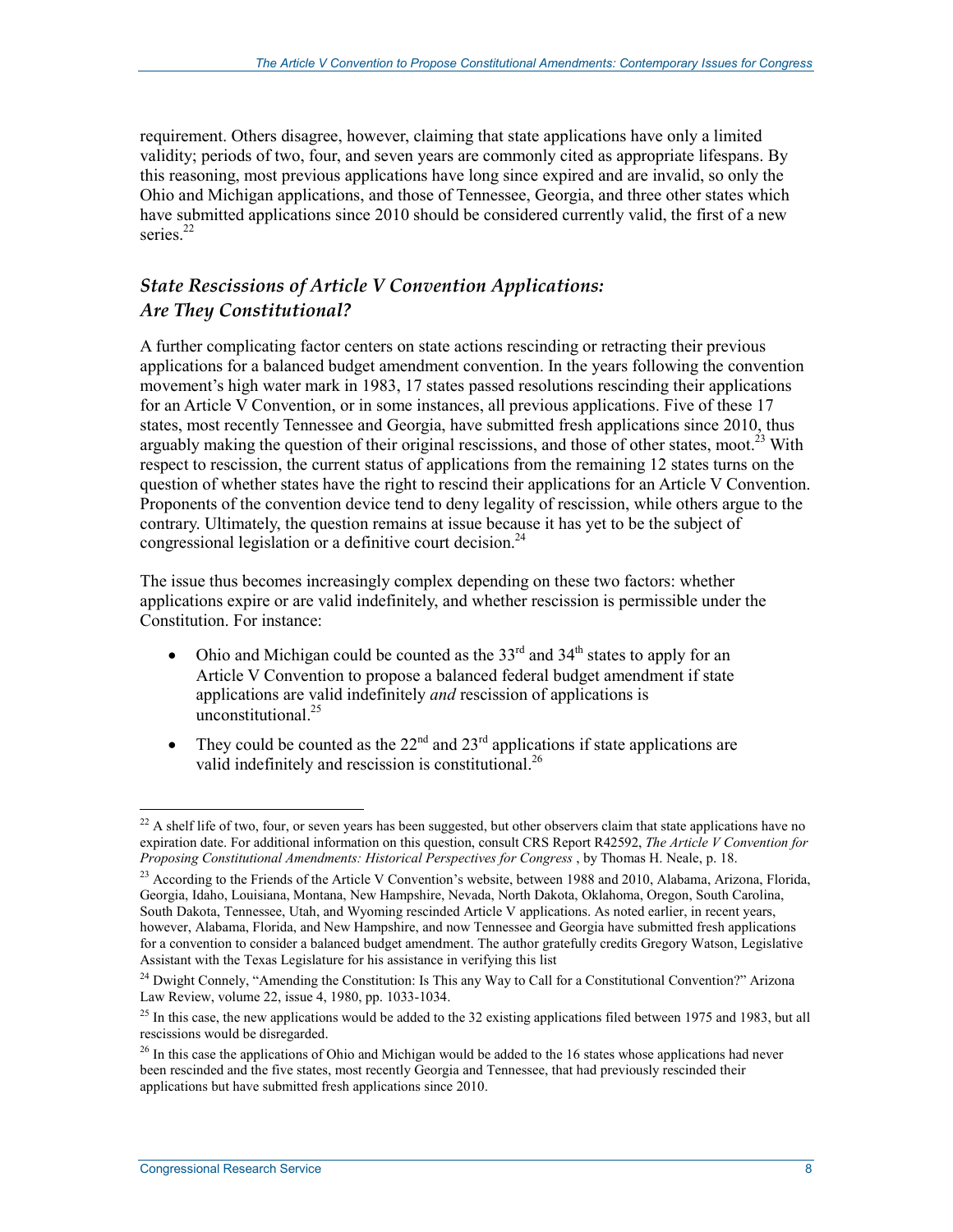requirement. Others disagree, however, claiming that state applications have only a limited validity; periods of two, four, and seven years are commonly cited as appropriate lifespans. By this reasoning, most previous applications have long since expired and are invalid, so only the Ohio and Michigan applications, and those of Tennessee, Georgia, and three other states which have submitted applications since 2010 should be considered currently valid, the first of a new series.[22]

### *State Rescissions of Article V Convention Applications: Are They Constitutional?*

A further complicating factor centers on state actions rescinding or retracting their previous applications for a balanced budget amendment convention. In the years following the convention movement's high water mark in 1983, 17 states passed resolutions rescinding their applications for an Article V Convention, or in some instances, all previous applications. Five of these 17 states, most recently Tennessee and Georgia, have submitted fresh applications since 2010, thus arguably making the question of their original rescissions, and those of other states, moot.[23] With respect to rescission, the current status of applications from the remaining 12 states turns on the question of whether states have the right to rescind their applications for an Article V Convention. Proponents of the convention device tend to deny legality of rescission, while others argue to the contrary. Ultimately, the question remains at issue because it has yet to be the subject of congressional legislation or a definitive court decision.[24]

The issue thus becomes increasingly complex depending on these two factors: whether applications expire or are valid indefinitely, and whether rescission is permissible under the Constitution. For instance:

- Ohio and Michigan could be counted as the 33rd and 34th states to apply for an Article V Convention to propose a balanced federal budget amendment if state applications are valid indefinitely *and* rescission of applications is unconstitutional.[25]
- They could be counted as the 22nd and 23rd applications if state applications are valid indefinitely and rescission is constitutional.[26]

---

[22] A shelf life of two, four, or seven years has been suggested, but other observers claim that state applications have no expiration date. For additional information on this question, consult CRS Report R42592, *The Article V Convention for Proposing Constitutional Amendments: Historical Perspectives for Congress* , by Thomas H. Neale, p. 18.

[23] According to the Friends of the Article V Convention's website, between 1988 and 2010, Alabama, Arizona, Florida, Georgia, Idaho, Louisiana, Montana, New Hampshire, Nevada, North Dakota, Oklahoma, Oregon, South Carolina, South Dakota, Tennessee, Utah, and Wyoming rescinded Article V applications. As noted earlier, in recent years, however, Alabama, Florida, and New Hampshire, and now Tennessee and Georgia have submitted fresh applications for a convention to consider a balanced budget amendment. The author gratefully credits Gregory Watson, Legislative Assistant with the Texas Legislature for his assistance in verifying this list

[24] Dwight Connely, "Amending the Constitution: Is This any Way to Call for a Constitutional Convention?" Arizona Law Review, volume 22, issue 4, 1980, pp. 1033-1034.

[25] In this case, the new applications would be added to the 32 existing applications filed between 1975 and 1983, but all rescissions would be disregarded.

[26] In this case the applications of Ohio and Michigan would be added to the 16 states whose applications had never been rescinded and the five states, most recently Georgia and Tennessee, that had previously rescinded their applications but have submitted fresh applications since 2010.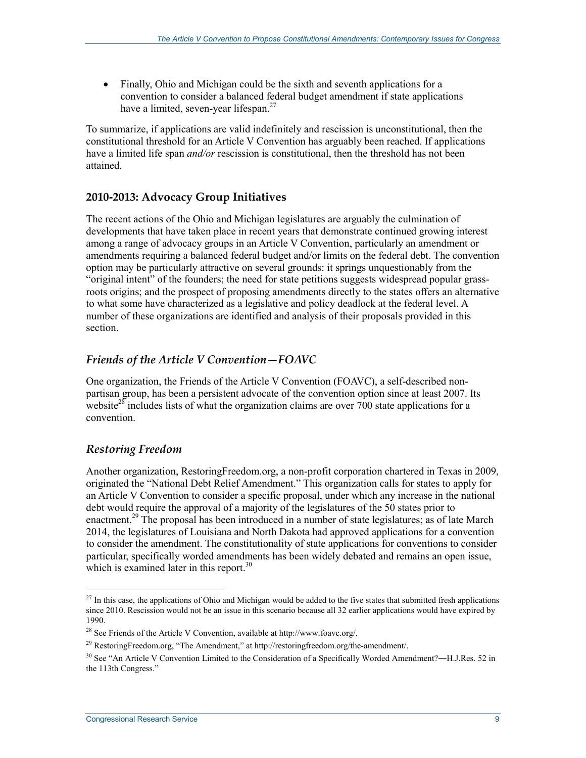- Finally, Ohio and Michigan could be the sixth and seventh applications for a convention to consider a balanced federal budget amendment if state applications have a limited, seven-year lifespan.[27]

To summarize, if applications are valid indefinitely and rescission is unconstitutional, then the constitutional threshold for an Article V Convention has arguably been reached. If applications have a limited life span *and/or* rescission is constitutional, then the threshold has not been attained.

### 2010-2013: Advocacy Group Initiatives

The recent actions of the Ohio and Michigan legislatures are arguably the culmination of developments that have taken place in recent years that demonstrate continued growing interest among a range of advocacy groups in an Article V Convention, particularly an amendment or amendments requiring a balanced federal budget and/or limits on the federal debt. The convention option may be particularly attractive on several grounds: it springs unquestionably from the "original intent" of the founders; the need for state petitions suggests widespread popular grass-roots origins; and the prospect of proposing amendments directly to the states offers an alternative to what some have characterized as a legislative and policy deadlock at the federal level. A number of these organizations are identified and analysis of their proposals provided in this section.

#### *Friends of the Article V Convention—FOAVC*

One organization, the Friends of the Article V Convention (FOAVC), a self-described non-partisan group, has been a persistent advocate of the convention option since at least 2007. Its website[28] includes lists of what the organization claims are over 700 state applications for a convention.

#### *Restoring Freedom*

Another organization, RestoringFreedom.org, a non-profit corporation chartered in Texas in 2009, originated the "National Debt Relief Amendment." This organization calls for states to apply for an Article V Convention to consider a specific proposal, under which any increase in the national debt would require the approval of a majority of the legislatures of the 50 states prior to enactment.[29] The proposal has been introduced in a number of state legislatures; as of late March 2014, the legislatures of Louisiana and North Dakota had approved applications for a convention to consider the amendment. The constitutionality of state applications for conventions to consider particular, specifically worded amendments has been widely debated and remains an open issue, which is examined later in this report.[30]

---

[27] In this case, the applications of Ohio and Michigan would be added to the five states that submitted fresh applications since 2010. Rescission would not be an issue in this scenario because all 32 earlier applications would have expired by 1990.

[28] See Friends of the Article V Convention, available at http://www.foavc.org/.

[29] RestoringFreedom.org, "The Amendment," at http://restoringfreedom.org/the-amendment/.

[30] See "An Article V Convention Limited to the Consideration of a Specifically Worded Amendment?—H.J.Res. 52 in the 113th Congress."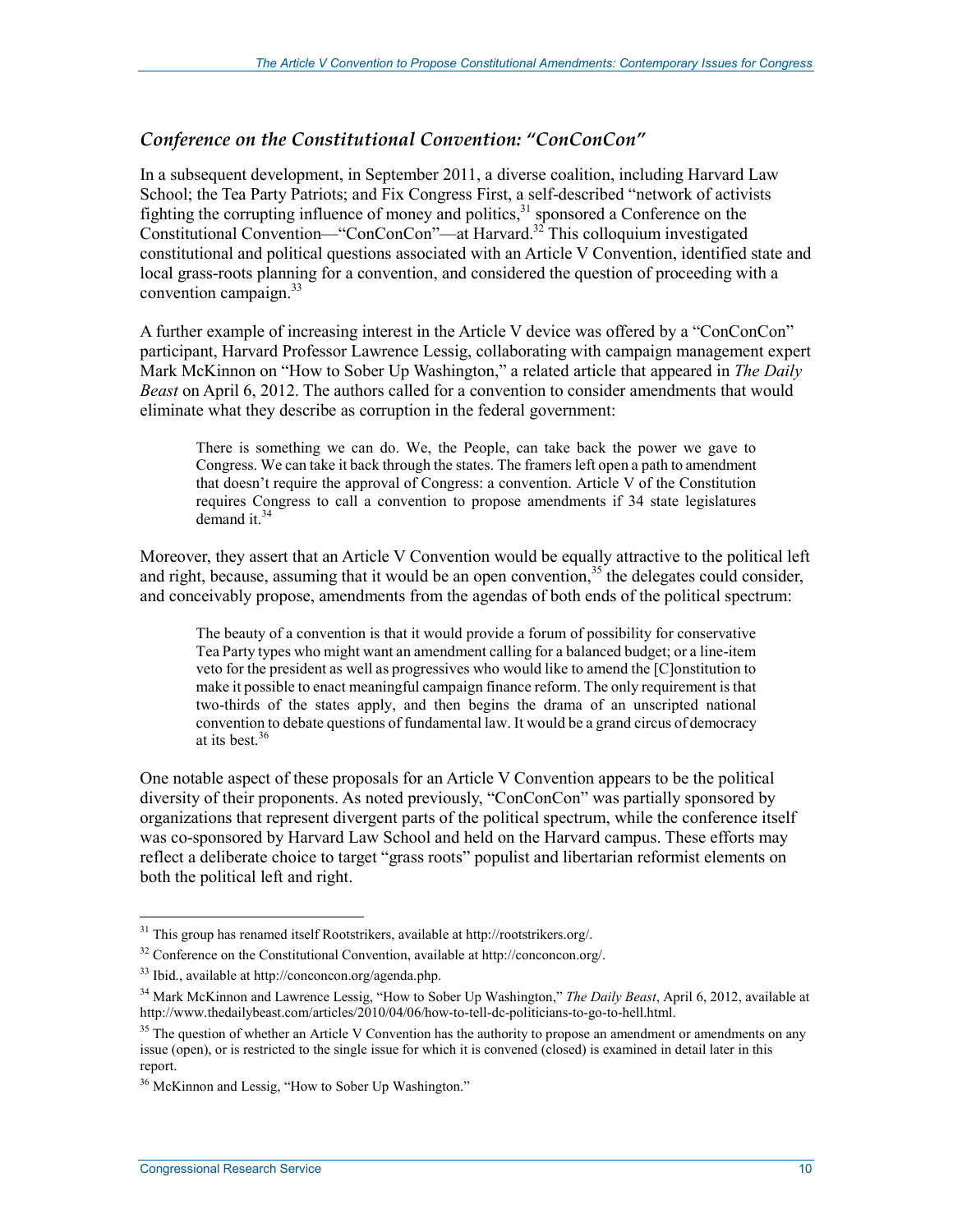### *Conference on the Constitutional Convention: "ConConCon"*

In a subsequent development, in September 2011, a diverse coalition, including Harvard Law School; the Tea Party Patriots; and Fix Congress First, a self-described "network of activists fighting the corrupting influence of money and politics,[31] sponsored a Conference on the Constitutional Convention—"ConConCon"—at Harvard.[32] This colloquium investigated constitutional and political questions associated with an Article V Convention, identified state and local grass-roots planning for a convention, and considered the question of proceeding with a convention campaign.[33]

A further example of increasing interest in the Article V device was offered by a "ConConCon" participant, Harvard Professor Lawrence Lessig, collaborating with campaign management expert Mark McKinnon on "How to Sober Up Washington," a related article that appeared in *The Daily Beast* on April 6, 2012. The authors called for a convention to consider amendments that would eliminate what they describe as corruption in the federal government:

> There is something we can do. We, the People, can take back the power we gave to Congress. We can take it back through the states. The framers left open a path to amendment that doesn't require the approval of Congress: a convention. Article V of the Constitution requires Congress to call a convention to propose amendments if 34 state legislatures demand it.[34]

Moreover, they assert that an Article V Convention would be equally attractive to the political left and right, because, assuming that it would be an open convention,[35] the delegates could consider, and conceivably propose, amendments from the agendas of both ends of the political spectrum:

> The beauty of a convention is that it would provide a forum of possibility for conservative Tea Party types who might want an amendment calling for a balanced budget; or a line-item veto for the president as well as progressives who would like to amend the [C]onstitution to make it possible to enact meaningful campaign finance reform. The only requirement is that two-thirds of the states apply, and then begins the drama of an unscripted national convention to debate questions of fundamental law. It would be a grand circus of democracy at its best.[36]

One notable aspect of these proposals for an Article V Convention appears to be the political diversity of their proponents. As noted previously, "ConConCon" was partially sponsored by organizations that represent divergent parts of the political spectrum, while the conference itself was co-sponsored by Harvard Law School and held on the Harvard campus. These efforts may reflect a deliberate choice to target "grass roots" populist and libertarian reformist elements on both the political left and right.

---

[31] This group has renamed itself Rootstrikers, available at http://rootstrikers.org/.

[32] Conference on the Constitutional Convention, available at http://conconcon.org/.

[33] Ibid., available at http://conconcon.org/agenda.php.

[34] Mark McKinnon and Lawrence Lessig, "How to Sober Up Washington," *The Daily Beast*, April 6, 2012, available at http://www.thedailybeast.com/articles/2010/04/06/how-to-tell-dc-politicians-to-go-to-hell.html.

[35] The question of whether an Article V Convention has the authority to propose an amendment or amendments on any issue (open), or is restricted to the single issue for which it is convened (closed) is examined in detail later in this report.

[36] McKinnon and Lessig, "How to Sober Up Washington."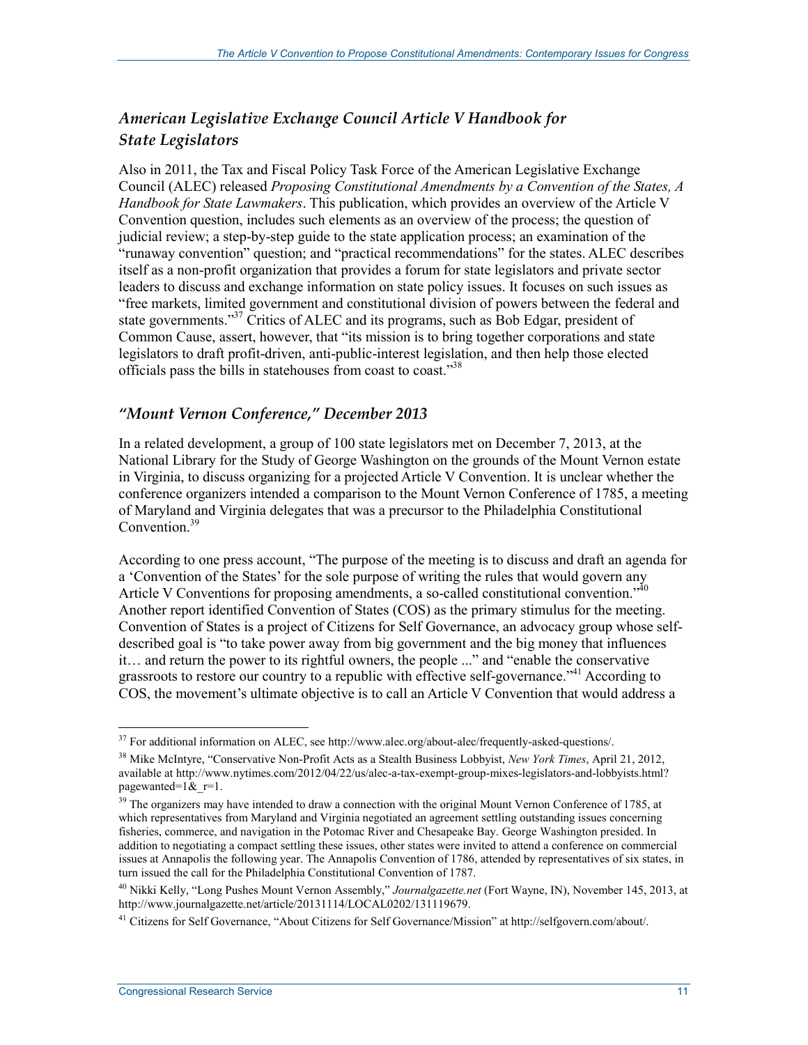### *American Legislative Exchange Council Article V Handbook for State Legislators*

Also in 2011, the Tax and Fiscal Policy Task Force of the American Legislative Exchange Council (ALEC) released *Proposing Constitutional Amendments by a Convention of the States, A Handbook for State Lawmakers*. This publication, which provides an overview of the Article V Convention question, includes such elements as an overview of the process; the question of judicial review; a step-by-step guide to the state application process; an examination of the "runaway convention" question; and "practical recommendations" for the states. ALEC describes itself as a non-profit organization that provides a forum for state legislators and private sector leaders to discuss and exchange information on state policy issues. It focuses on such issues as "free markets, limited government and constitutional division of powers between the federal and state governments."[37] Critics of ALEC and its programs, such as Bob Edgar, president of Common Cause, assert, however, that "its mission is to bring together corporations and state legislators to draft profit-driven, anti-public-interest legislation, and then help those elected officials pass the bills in statehouses from coast to coast."[38]

### *"Mount Vernon Conference," December 2013*

In a related development, a group of 100 state legislators met on December 7, 2013, at the National Library for the Study of George Washington on the grounds of the Mount Vernon estate in Virginia, to discuss organizing for a projected Article V Convention. It is unclear whether the conference organizers intended a comparison to the Mount Vernon Conference of 1785, a meeting of Maryland and Virginia delegates that was a precursor to the Philadelphia Constitutional Convention.[39]

According to one press account, "The purpose of the meeting is to discuss and draft an agenda for a 'Convention of the States' for the sole purpose of writing the rules that would govern any Article V Conventions for proposing amendments, a so-called constitutional convention."[40] Another report identified Convention of States (COS) as the primary stimulus for the meeting. Convention of States is a project of Citizens for Self Governance, an advocacy group whose self-described goal is "to take power away from big government and the big money that influences it… and return the power to its rightful owners, the people ..." and "enable the conservative grassroots to restore our country to a republic with effective self-governance."[41] According to COS, the movement's ultimate objective is to call an Article V Convention that would address a

---

[37] For additional information on ALEC, see http://www.alec.org/about-alec/frequently-asked-questions/.

[38] Mike McIntyre, "Conservative Non-Profit Acts as a Stealth Business Lobbyist, *New York Times*, April 21, 2012, available at http://www.nytimes.com/2012/04/22/us/alec-a-tax-exempt-group-mixes-legislators-and-lobbyists.html?pagewanted=1&_r=1.

[39] The organizers may have intended to draw a connection with the original Mount Vernon Conference of 1785, at which representatives from Maryland and Virginia negotiated an agreement settling outstanding issues concerning fisheries, commerce, and navigation in the Potomac River and Chesapeake Bay. George Washington presided. In addition to negotiating a compact settling these issues, other states were invited to attend a conference on commercial issues at Annapolis the following year. The Annapolis Convention of 1786, attended by representatives of six states, in turn issued the call for the Philadelphia Constitutional Convention of 1787.

[40] Nikki Kelly, "Long Pushes Mount Vernon Assembly," *Journalgazette.net* (Fort Wayne, IN), November 145, 2013, at http://www.journalgazette.net/article/20131114/LOCAL0202/131119679.

[41] Citizens for Self Governance, "About Citizens for Self Governance/Mission" at http://selfgovern.com/about/.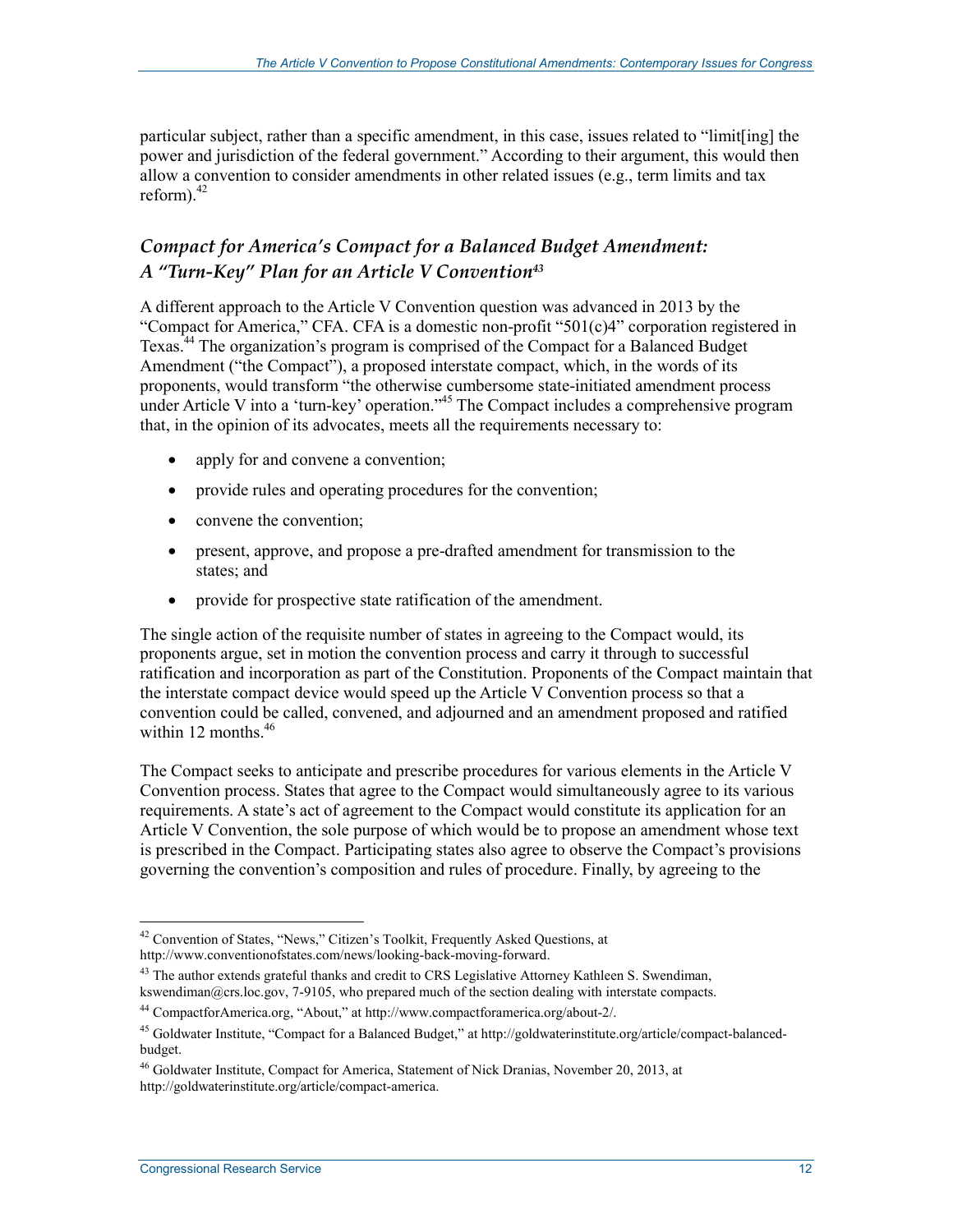particular subject, rather than a specific amendment, in this case, issues related to "limit[ing] the power and jurisdiction of the federal government." According to their argument, this would then allow a convention to consider amendments in other related issues (e.g., term limits and tax reform).[42]

### *Compact for America's Compact for a Balanced Budget Amendment: A "Turn-Key" Plan for an Article V Convention*[43]

A different approach to the Article V Convention question was advanced in 2013 by the "Compact for America," CFA. CFA is a domestic non-profit "501(c)4" corporation registered in Texas.[44] The organization's program is comprised of the Compact for a Balanced Budget Amendment ("the Compact"), a proposed interstate compact, which, in the words of its proponents, would transform "the otherwise cumbersome state-initiated amendment process under Article V into a 'turn-key' operation."[45] The Compact includes a comprehensive program that, in the opinion of its advocates, meets all the requirements necessary to:

- apply for and convene a convention;
- provide rules and operating procedures for the convention;
- convene the convention;
- present, approve, and propose a pre-drafted amendment for transmission to the states; and
- provide for prospective state ratification of the amendment.

The single action of the requisite number of states in agreeing to the Compact would, its proponents argue, set in motion the convention process and carry it through to successful ratification and incorporation as part of the Constitution. Proponents of the Compact maintain that the interstate compact device would speed up the Article V Convention process so that a convention could be called, convened, and adjourned and an amendment proposed and ratified within 12 months.[46]

The Compact seeks to anticipate and prescribe procedures for various elements in the Article V Convention process. States that agree to the Compact would simultaneously agree to its various requirements. A state's act of agreement to the Compact would constitute its application for an Article V Convention, the sole purpose of which would be to propose an amendment whose text is prescribed in the Compact. Participating states also agree to observe the Compact's provisions governing the convention's composition and rules of procedure. Finally, by agreeing to the

---

[42] Convention of States, "News," Citizen's Toolkit, Frequently Asked Questions, at http://www.conventionofstates.com/news/looking-back-moving-forward.

[43] The author extends grateful thanks and credit to CRS Legislative Attorney Kathleen S. Swendiman, kswendiman@crs.loc.gov, 7-9105, who prepared much of the section dealing with interstate compacts.

[44] CompactforAmerica.org, "About," at http://www.compactforamerica.org/about-2/.

[45] Goldwater Institute, "Compact for a Balanced Budget," at http://goldwaterinstitute.org/article/compact-balanced-budget.

[46] Goldwater Institute, Compact for America, Statement of Nick Dranias, November 20, 2013, at http://goldwaterinstitute.org/article/compact-america.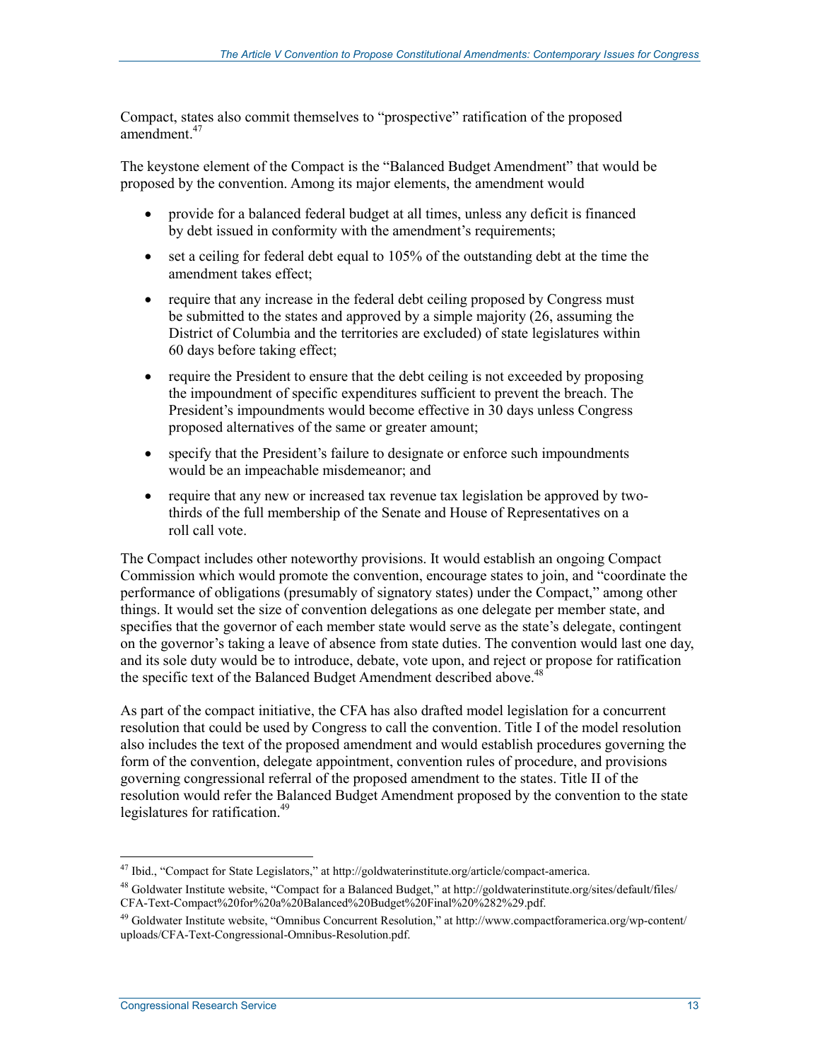Compact, states also commit themselves to "prospective" ratification of the proposed amendment.[47]

The keystone element of the Compact is the "Balanced Budget Amendment" that would be proposed by the convention. Among its major elements, the amendment would

- provide for a balanced federal budget at all times, unless any deficit is financed by debt issued in conformity with the amendment's requirements;
- set a ceiling for federal debt equal to 105% of the outstanding debt at the time the amendment takes effect;
- require that any increase in the federal debt ceiling proposed by Congress must be submitted to the states and approved by a simple majority (26, assuming the District of Columbia and the territories are excluded) of state legislatures within 60 days before taking effect;
- require the President to ensure that the debt ceiling is not exceeded by proposing the impoundment of specific expenditures sufficient to prevent the breach. The President's impoundments would become effective in 30 days unless Congress proposed alternatives of the same or greater amount;
- specify that the President's failure to designate or enforce such impoundments would be an impeachable misdemeanor; and
- require that any new or increased tax revenue tax legislation be approved by two-thirds of the full membership of the Senate and House of Representatives on a roll call vote.

The Compact includes other noteworthy provisions. It would establish an ongoing Compact Commission which would promote the convention, encourage states to join, and "coordinate the performance of obligations (presumably of signatory states) under the Compact," among other things. It would set the size of convention delegations as one delegate per member state, and specifies that the governor of each member state would serve as the state's delegate, contingent on the governor's taking a leave of absence from state duties. The convention would last one day, and its sole duty would be to introduce, debate, vote upon, and reject or propose for ratification the specific text of the Balanced Budget Amendment described above.[48]

As part of the compact initiative, the CFA has also drafted model legislation for a concurrent resolution that could be used by Congress to call the convention. Title I of the model resolution also includes the text of the proposed amendment and would establish procedures governing the form of the convention, delegate appointment, convention rules of procedure, and provisions governing congressional referral of the proposed amendment to the states. Title II of the resolution would refer the Balanced Budget Amendment proposed by the convention to the state legislatures for ratification.[49]

---

[47] Ibid., "Compact for State Legislators," at http://goldwaterinstitute.org/article/compact-america.

[48] Goldwater Institute website, "Compact for a Balanced Budget," at http://goldwaterinstitute.org/sites/default/files/CFA-Text-Compact%20for%20a%20Balanced%20Budget%20Final%20%282%29.pdf.

[49] Goldwater Institute website, "Omnibus Concurrent Resolution," at http://www.compactforamerica.org/wp-content/uploads/CFA-Text-Congressional-Omnibus-Resolution.pdf.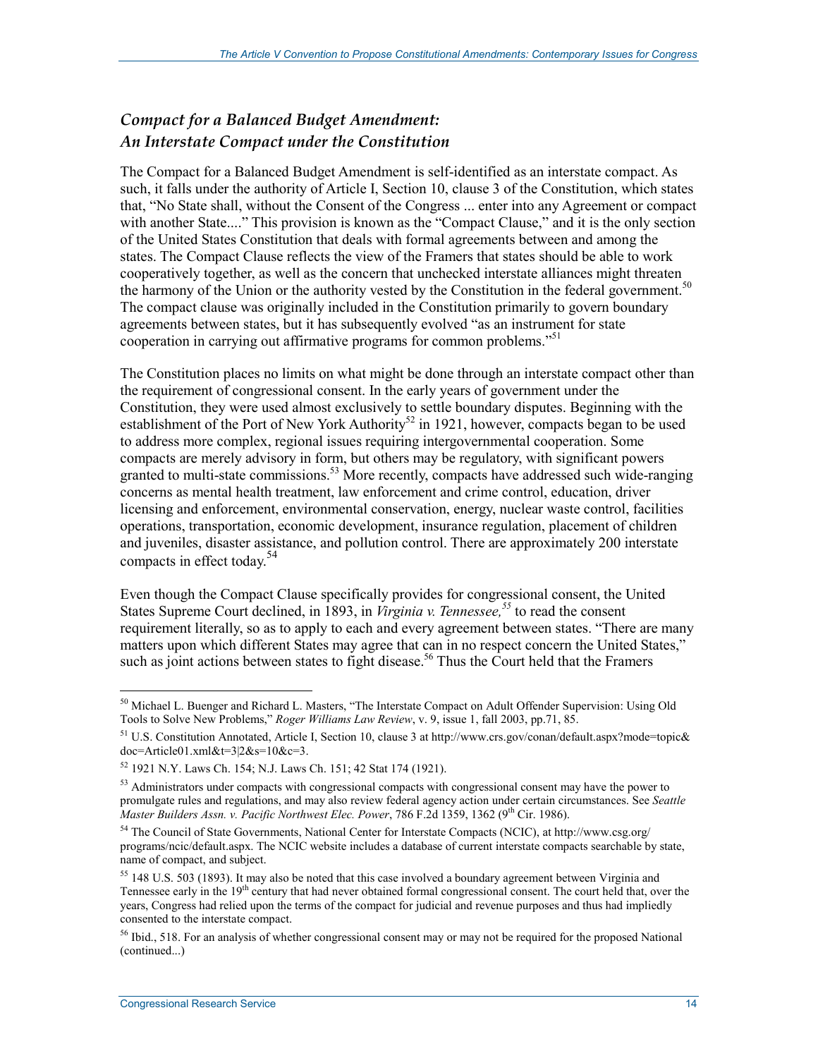### *Compact for a Balanced Budget Amendment: An Interstate Compact under the Constitution*

The Compact for a Balanced Budget Amendment is self-identified as an interstate compact. As such, it falls under the authority of Article I, Section 10, clause 3 of the Constitution, which states that, "No State shall, without the Consent of the Congress ... enter into any Agreement or compact with another State...." This provision is known as the "Compact Clause," and it is the only section of the United States Constitution that deals with formal agreements between and among the states. The Compact Clause reflects the view of the Framers that states should be able to work cooperatively together, as well as the concern that unchecked interstate alliances might threaten the harmony of the Union or the authority vested by the Constitution in the federal government.[50] The compact clause was originally included in the Constitution primarily to govern boundary agreements between states, but it has subsequently evolved "as an instrument for state cooperation in carrying out affirmative programs for common problems."[51]

The Constitution places no limits on what might be done through an interstate compact other than the requirement of congressional consent. In the early years of government under the Constitution, they were used almost exclusively to settle boundary disputes. Beginning with the establishment of the Port of New York Authority[52] in 1921, however, compacts began to be used to address more complex, regional issues requiring intergovernmental cooperation. Some compacts are merely advisory in form, but others may be regulatory, with significant powers granted to multi-state commissions.[53] More recently, compacts have addressed such wide-ranging concerns as mental health treatment, law enforcement and crime control, education, driver licensing and enforcement, environmental conservation, energy, nuclear waste control, facilities operations, transportation, economic development, insurance regulation, placement of children and juveniles, disaster assistance, and pollution control. There are approximately 200 interstate compacts in effect today.[54]

Even though the Compact Clause specifically provides for congressional consent, the United States Supreme Court declined, in 1893, in *Virginia v. Tennessee,*[55] to read the consent requirement literally, so as to apply to each and every agreement between states. "There are many matters upon which different States may agree that can in no respect concern the United States," such as joint actions between states to fight disease.[56] Thus the Court held that the Framers

---

[50] Michael L. Buenger and Richard L. Masters, "The Interstate Compact on Adult Offender Supervision: Using Old Tools to Solve New Problems," *Roger Williams Law Review*, v. 9, issue 1, fall 2003, pp.71, 85.

[51] U.S. Constitution Annotated, Article I, Section 10, clause 3 at http://www.crs.gov/conan/default.aspx?mode=topic&doc=Article01.xml&t=3|2&s=10&c=3.

[52] 1921 N.Y. Laws Ch. 154; N.J. Laws Ch. 151; 42 Stat 174 (1921).

[53] Administrators under compacts with congressional compacts with congressional consent may have the power to promulgate rules and regulations, and may also review federal agency action under certain circumstances. See *Seattle Master Builders Assn. v. Pacific Northwest Elec. Power*, 786 F.2d 1359, 1362 (9th Cir. 1986).

[54] The Council of State Governments, National Center for Interstate Compacts (NCIC), at http://www.csg.org/programs/ncic/default.aspx. The NCIC website includes a database of current interstate compacts searchable by state, name of compact, and subject.

[55] 148 U.S. 503 (1893). It may also be noted that this case involved a boundary agreement between Virginia and Tennessee early in the 19th century that had never obtained formal congressional consent. The court held that, over the years, Congress had relied upon the terms of the compact for judicial and revenue purposes and thus had impliedly consented to the interstate compact.

[56] Ibid., 518. For an analysis of whether congressional consent may or may not be required for the proposed National (continued...)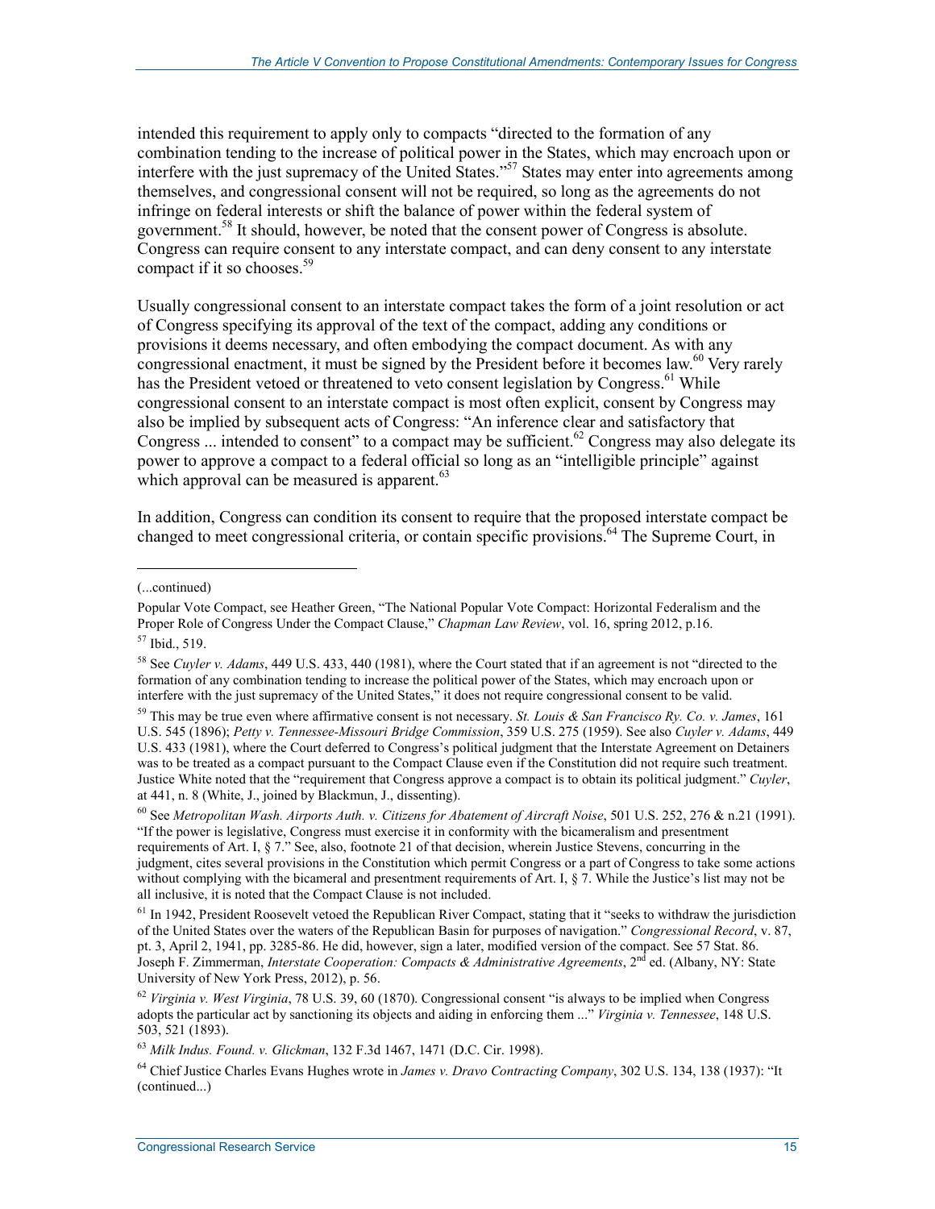intended this requirement to apply only to compacts "directed to the formation of any combination tending to the increase of political power in the States, which may encroach upon or interfere with the just supremacy of the United States."[57] States may enter into agreements among themselves, and congressional consent will not be required, so long as the agreements do not infringe on federal interests or shift the balance of power within the federal system of government.[58] It should, however, be noted that the consent power of Congress is absolute. Congress can require consent to any interstate compact, and can deny consent to any interstate compact if it so chooses.[59]

Usually congressional consent to an interstate compact takes the form of a joint resolution or act of Congress specifying its approval of the text of the compact, adding any conditions or provisions it deems necessary, and often embodying the compact document. As with any congressional enactment, it must be signed by the President before it becomes law.[60] Very rarely has the President vetoed or threatened to veto consent legislation by Congress.[61] While congressional consent to an interstate compact is most often explicit, consent by Congress may also be implied by subsequent acts of Congress: "An inference clear and satisfactory that Congress ... intended to consent" to a compact may be sufficient.[62] Congress may also delegate its power to approve a compact to a federal official so long as an "intelligible principle" against which approval can be measured is apparent.[63]

In addition, Congress can condition its consent to require that the proposed interstate compact be changed to meet congressional criteria, or contain specific provisions.[64] The Supreme Court, in

---

(...continued)

Popular Vote Compact, see Heather Green, "The National Popular Vote Compact: Horizontal Federalism and the Proper Role of Congress Under the Compact Clause," *Chapman Law Review*, vol. 16, spring 2012, p.16.

[57] Ibid., 519.

[58] See *Cuyler v. Adams*, 449 U.S. 433, 440 (1981), where the Court stated that if an agreement is not "directed to the formation of any combination tending to increase the political power of the States, which may encroach upon or interfere with the just supremacy of the United States," it does not require congressional consent to be valid.

[59] This may be true even where affirmative consent is not necessary. *St. Louis & San Francisco Ry. Co. v. James*, 161 U.S. 545 (1896); *Petty v. Tennessee-Missouri Bridge Commission*, 359 U.S. 275 (1959). See also *Cuyler v. Adams*, 449 U.S. 433 (1981), where the Court deferred to Congress's political judgment that the Interstate Agreement on Detainers was to be treated as a compact pursuant to the Compact Clause even if the Constitution did not require such treatment. Justice White noted that the "requirement that Congress approve a compact is to obtain its political judgment." *Cuyler*, at 441, n. 8 (White, J., joined by Blackmun, J., dissenting).

[60] See *Metropolitan Wash. Airports Auth. v. Citizens for Abatement of Aircraft Noise*, 501 U.S. 252, 276 & n.21 (1991). "If the power is legislative, Congress must exercise it in conformity with the bicameralism and presentment requirements of Art. I, § 7." See, also, footnote 21 of that decision, wherein Justice Stevens, concurring in the judgment, cites several provisions in the Constitution which permit Congress or a part of Congress to take some actions without complying with the bicameral and presentment requirements of Art. I, § 7. While the Justice's list may not be all inclusive, it is noted that the Compact Clause is not included.

[61] In 1942, President Roosevelt vetoed the Republican River Compact, stating that it "seeks to withdraw the jurisdiction of the United States over the waters of the Republican Basin for purposes of navigation." *Congressional Record*, v. 87, pt. 3, April 2, 1941, pp. 3285-86. He did, however, sign a later, modified version of the compact. See 57 Stat. 86. Joseph F. Zimmerman, *Interstate Cooperation: Compacts & Administrative Agreements*, 2nd ed. (Albany, NY: State University of New York Press, 2012), p. 56.

[62] *Virginia v. West Virginia*, 78 U.S. 39, 60 (1870). Congressional consent "is always to be implied when Congress adopts the particular act by sanctioning its objects and aiding in enforcing them ..." *Virginia v. Tennessee*, 148 U.S. 503, 521 (1893).

[63] *Milk Indus. Found. v. Glickman*, 132 F.3d 1467, 1471 (D.C. Cir. 1998).

[64] Chief Justice Charles Evans Hughes wrote in *James v. Dravo Contracting Company*, 302 U.S. 134, 138 (1937): "It (continued...)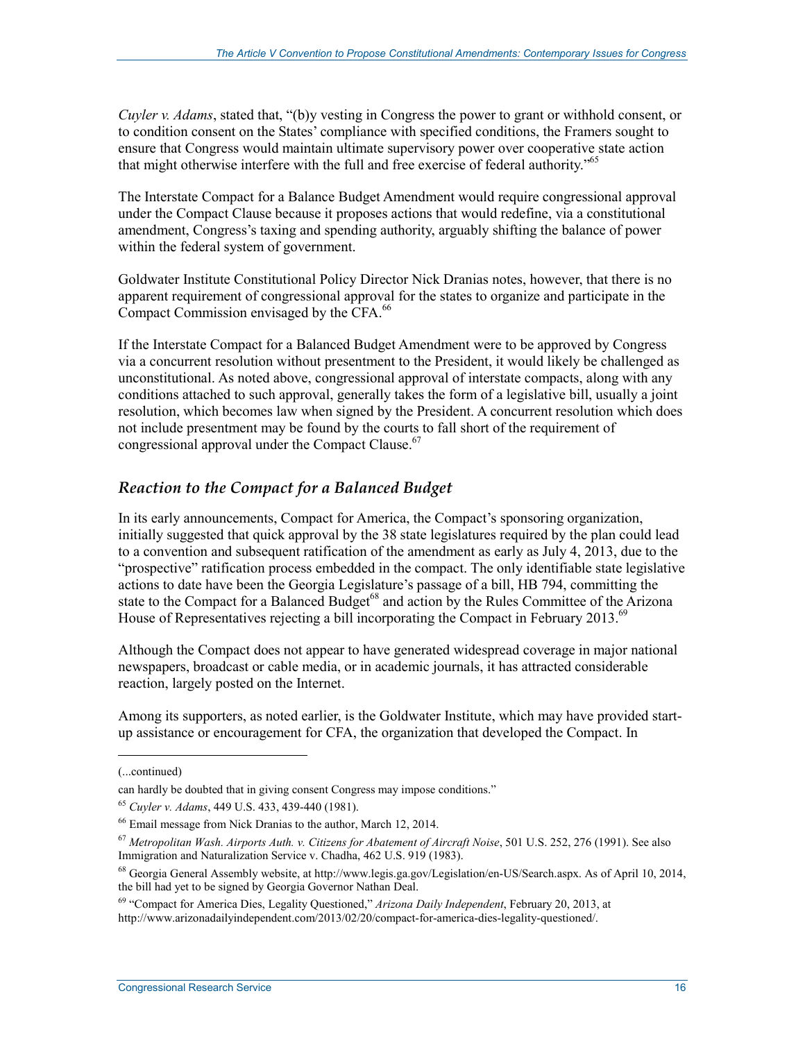*Cuyler v. Adams*, stated that, "(b)y vesting in Congress the power to grant or withhold consent, or to condition consent on the States' compliance with specified conditions, the Framers sought to ensure that Congress would maintain ultimate supervisory power over cooperative state action that might otherwise interfere with the full and free exercise of federal authority."[65]

The Interstate Compact for a Balance Budget Amendment would require congressional approval under the Compact Clause because it proposes actions that would redefine, via a constitutional amendment, Congress's taxing and spending authority, arguably shifting the balance of power within the federal system of government.

Goldwater Institute Constitutional Policy Director Nick Dranias notes, however, that there is no apparent requirement of congressional approval for the states to organize and participate in the Compact Commission envisaged by the CFA.[66]

If the Interstate Compact for a Balanced Budget Amendment were to be approved by Congress via a concurrent resolution without presentment to the President, it would likely be challenged as unconstitutional. As noted above, congressional approval of interstate compacts, along with any conditions attached to such approval, generally takes the form of a legislative bill, usually a joint resolution, which becomes law when signed by the President. A concurrent resolution which does not include presentment may be found by the courts to fall short of the requirement of congressional approval under the Compact Clause.[67]

### *Reaction to the Compact for a Balanced Budget*

In its early announcements, Compact for America, the Compact's sponsoring organization, initially suggested that quick approval by the 38 state legislatures required by the plan could lead to a convention and subsequent ratification of the amendment as early as July 4, 2013, due to the "prospective" ratification process embedded in the compact. The only identifiable state legislative actions to date have been the Georgia Legislature's passage of a bill, HB 794, committing the state to the Compact for a Balanced Budget[68] and action by the Rules Committee of the Arizona House of Representatives rejecting a bill incorporating the Compact in February 2013.[69]

Although the Compact does not appear to have generated widespread coverage in major national newspapers, broadcast or cable media, or in academic journals, it has attracted considerable reaction, largely posted on the Internet.

Among its supporters, as noted earlier, is the Goldwater Institute, which may have provided start-up assistance or encouragement for CFA, the organization that developed the Compact. In

---

(...continued)

can hardly be doubted that in giving consent Congress may impose conditions."

[65] *Cuyler v. Adams*, 449 U.S. 433, 439-440 (1981).

[66] Email message from Nick Dranias to the author, March 12, 2014.

[67] *Metropolitan Wash. Airports Auth. v. Citizens for Abatement of Aircraft Noise*, 501 U.S. 252, 276 (1991). See also Immigration and Naturalization Service v. Chadha, 462 U.S. 919 (1983).

[68] Georgia General Assembly website, at http://www.legis.ga.gov/Legislation/en-US/Search.aspx. As of April 10, 2014, the bill had yet to be signed by Georgia Governor Nathan Deal.

[69] "Compact for America Dies, Legality Questioned," *Arizona Daily Independent*, February 20, 2013, at http://www.arizonadailyindependent.com/2013/02/20/compact-for-america-dies-legality-questioned/.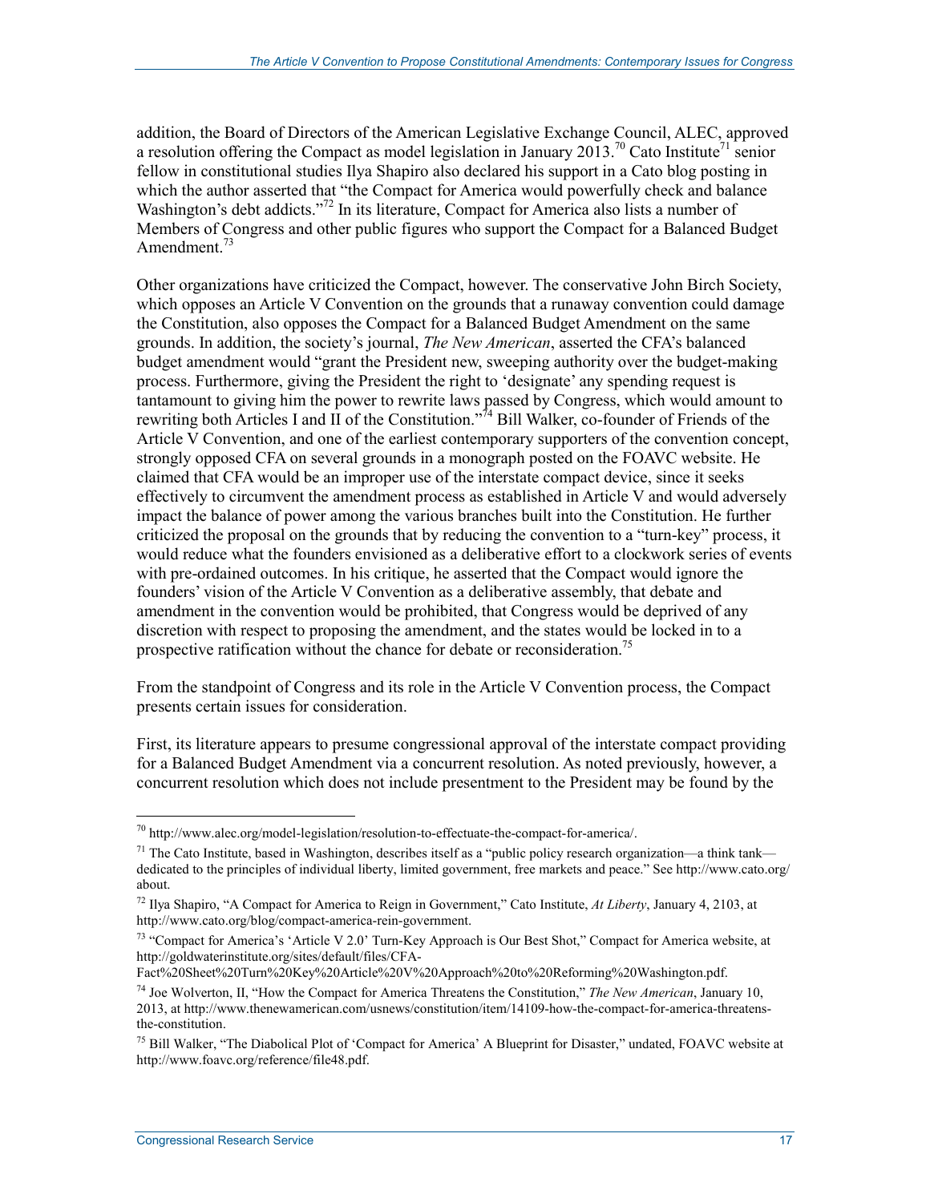addition, the Board of Directors of the American Legislative Exchange Council, ALEC, approved a resolution offering the Compact as model legislation in January 2013.[70] Cato Institute[71] senior fellow in constitutional studies Ilya Shapiro also declared his support in a Cato blog posting in which the author asserted that "the Compact for America would powerfully check and balance Washington's debt addicts."[72] In its literature, Compact for America also lists a number of Members of Congress and other public figures who support the Compact for a Balanced Budget Amendment.[73]

Other organizations have criticized the Compact, however. The conservative John Birch Society, which opposes an Article V Convention on the grounds that a runaway convention could damage the Constitution, also opposes the Compact for a Balanced Budget Amendment on the same grounds. In addition, the society's journal, *The New American*, asserted the CFA's balanced budget amendment would "grant the President new, sweeping authority over the budget-making process. Furthermore, giving the President the right to 'designate' any spending request is tantamount to giving him the power to rewrite laws passed by Congress, which would amount to rewriting both Articles I and II of the Constitution."[74] Bill Walker, co-founder of Friends of the Article V Convention, and one of the earliest contemporary supporters of the convention concept, strongly opposed CFA on several grounds in a monograph posted on the FOAVC website. He claimed that CFA would be an improper use of the interstate compact device, since it seeks effectively to circumvent the amendment process as established in Article V and would adversely impact the balance of power among the various branches built into the Constitution. He further criticized the proposal on the grounds that by reducing the convention to a "turn-key" process, it would reduce what the founders envisioned as a deliberative effort to a clockwork series of events with pre-ordained outcomes. In his critique, he asserted that the Compact would ignore the founders' vision of the Article V Convention as a deliberative assembly, that debate and amendment in the convention would be prohibited, that Congress would be deprived of any discretion with respect to proposing the amendment, and the states would be locked in to a prospective ratification without the chance for debate or reconsideration.[75]

From the standpoint of Congress and its role in the Article V Convention process, the Compact presents certain issues for consideration.

First, its literature appears to presume congressional approval of the interstate compact providing for a Balanced Budget Amendment via a concurrent resolution. As noted previously, however, a concurrent resolution which does not include presentment to the President may be found by the

---

[70] http://www.alec.org/model-legislation/resolution-to-effectuate-the-compact-for-america/.

[71] The Cato Institute, based in Washington, describes itself as a "public policy research organization—a think tank—dedicated to the principles of individual liberty, limited government, free markets and peace." See http://www.cato.org/about.

[72] Ilya Shapiro, "A Compact for America to Reign in Government," Cato Institute, *At Liberty*, January 4, 2103, at http://www.cato.org/blog/compact-america-rein-government.

[73] "Compact for America's 'Article V 2.0' Turn-Key Approach is Our Best Shot," Compact for America website, at http://goldwaterinstitute.org/sites/default/files/CFA-Fact%20Sheet%20Turn%20Key%20Article%20V%20Approach%20to%20Reforming%20Washington.pdf.

[74] Joe Wolverton, II, "How the Compact for America Threatens the Constitution," *The New American*, January 10, 2013, at http://www.thenewamerican.com/usnews/constitution/item/14109-how-the-compact-for-america-threatens-the-constitution.

[75] Bill Walker, "The Diabolical Plot of 'Compact for America' A Blueprint for Disaster," undated, FOAVC website at http://www.foavc.org/reference/file48.pdf.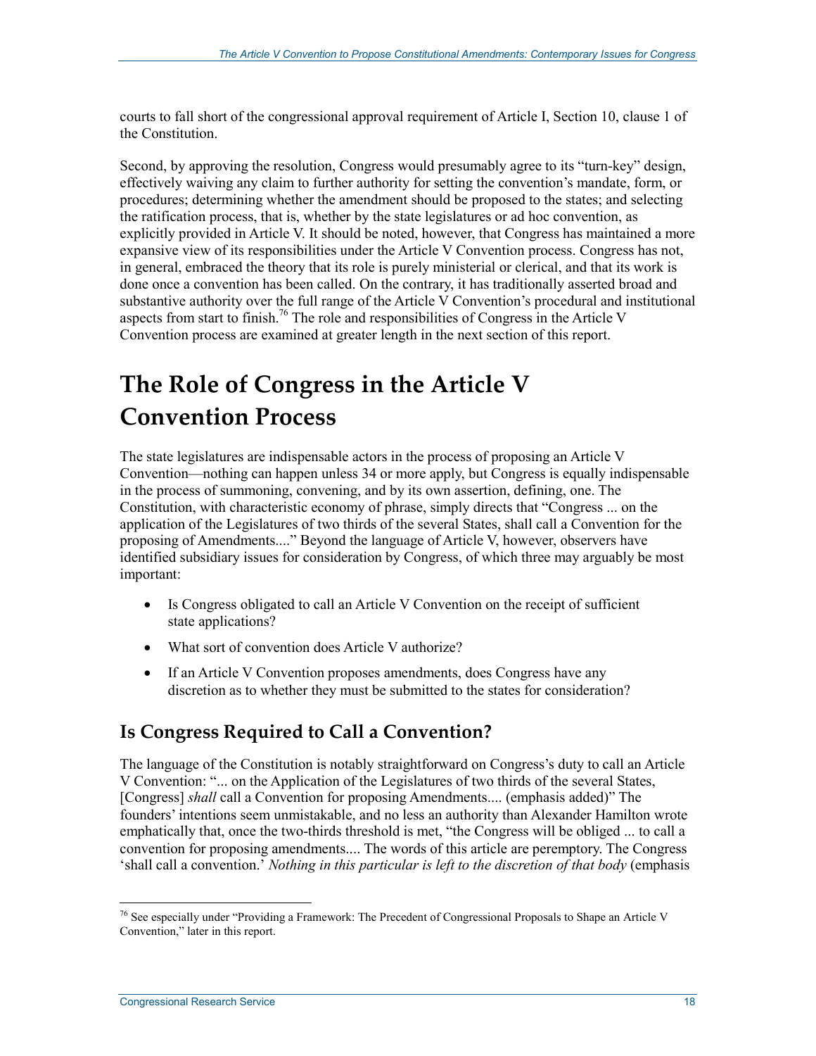courts to fall short of the congressional approval requirement of Article I, Section 10, clause 1 of the Constitution.

Second, by approving the resolution, Congress would presumably agree to its "turn-key" design, effectively waiving any claim to further authority for setting the convention's mandate, form, or procedures; determining whether the amendment should be proposed to the states; and selecting the ratification process, that is, whether by the state legislatures or ad hoc convention, as explicitly provided in Article V. It should be noted, however, that Congress has maintained a more expansive view of its responsibilities under the Article V Convention process. Congress has not, in general, embraced the theory that its role is purely ministerial or clerical, and that its work is done once a convention has been called. On the contrary, it has traditionally asserted broad and substantive authority over the full range of the Article V Convention's procedural and institutional aspects from start to finish.[76] The role and responsibilities of Congress in the Article V Convention process are examined at greater length in the next section of this report.

# The Role of Congress in the Article V Convention Process

The state legislatures are indispensable actors in the process of proposing an Article V Convention—nothing can happen unless 34 or more apply, but Congress is equally indispensable in the process of summoning, convening, and by its own assertion, defining, one. The Constitution, with characteristic economy of phrase, simply directs that "Congress ... on the application of the Legislatures of two thirds of the several States, shall call a Convention for the proposing of Amendments...." Beyond the language of Article V, however, observers have identified subsidiary issues for consideration by Congress, of which three may arguably be most important:

- Is Congress obligated to call an Article V Convention on the receipt of sufficient state applications?
- What sort of convention does Article V authorize?
- If an Article V Convention proposes amendments, does Congress have any discretion as to whether they must be submitted to the states for consideration?

## Is Congress Required to Call a Convention?

The language of the Constitution is notably straightforward on Congress's duty to call an Article V Convention: "... on the Application of the Legislatures of two thirds of the several States, [Congress] *shall* call a Convention for proposing Amendments.... (emphasis added)" The founders' intentions seem unmistakable, and no less an authority than Alexander Hamilton wrote emphatically that, once the two-thirds threshold is met, "the Congress will be obliged ... to call a convention for proposing amendments.... The words of this article are peremptory. The Congress 'shall call a convention.' *Nothing in this particular is left to the discretion of that body* (emphasis

[76] See especially under "Providing a Framework: The Precedent of Congressional Proposals to Shape an Article V Convention," later in this report.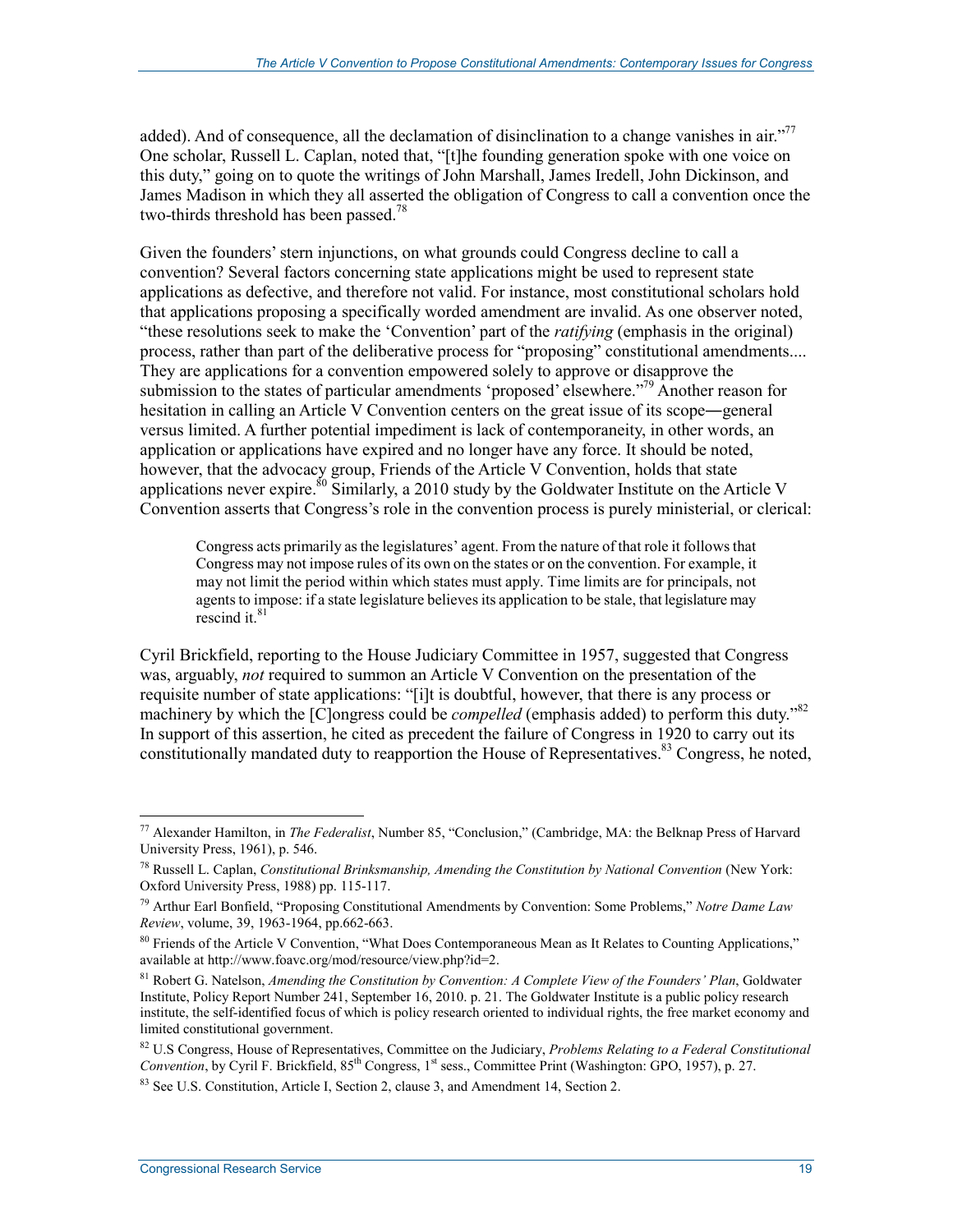added). And of consequence, all the declamation of disinclination to a change vanishes in air."[77] One scholar, Russell L. Caplan, noted that, "[t]he founding generation spoke with one voice on this duty," going on to quote the writings of John Marshall, James Iredell, John Dickinson, and James Madison in which they all asserted the obligation of Congress to call a convention once the two-thirds threshold has been passed.[78]

Given the founders' stern injunctions, on what grounds could Congress decline to call a convention? Several factors concerning state applications might be used to represent state applications as defective, and therefore not valid. For instance, most constitutional scholars hold that applications proposing a specifically worded amendment are invalid. As one observer noted, "these resolutions seek to make the 'Convention' part of the *ratifying* (emphasis in the original) process, rather than part of the deliberative process for "proposing" constitutional amendments.... They are applications for a convention empowered solely to approve or disapprove the submission to the states of particular amendments 'proposed' elsewhere."[79] Another reason for hesitation in calling an Article V Convention centers on the great issue of its scope―general versus limited. A further potential impediment is lack of contemporaneity, in other words, an application or applications have expired and no longer have any force. It should be noted, however, that the advocacy group, Friends of the Article V Convention, holds that state applications never expire.[80] Similarly, a 2010 study by the Goldwater Institute on the Article V Convention asserts that Congress's role in the convention process is purely ministerial, or clerical:

> Congress acts primarily as the legislatures' agent. From the nature of that role it follows that Congress may not impose rules of its own on the states or on the convention. For example, it may not limit the period within which states must apply. Time limits are for principals, not agents to impose: if a state legislature believes its application to be stale, that legislature may rescind it.[81]

Cyril Brickfield, reporting to the House Judiciary Committee in 1957, suggested that Congress was, arguably, *not* required to summon an Article V Convention on the presentation of the requisite number of state applications: "[i]t is doubtful, however, that there is any process or machinery by which the [C]ongress could be *compelled* (emphasis added) to perform this duty."[82] In support of this assertion, he cited as precedent the failure of Congress in 1920 to carry out its constitutionally mandated duty to reapportion the House of Representatives.[83] Congress, he noted,

---

[77] Alexander Hamilton, in *The Federalist*, Number 85, "Conclusion," (Cambridge, MA: the Belknap Press of Harvard University Press, 1961), p. 546.

[78] Russell L. Caplan, *Constitutional Brinksmanship, Amending the Constitution by National Convention* (New York: Oxford University Press, 1988) pp. 115-117.

[79] Arthur Earl Bonfield, "Proposing Constitutional Amendments by Convention: Some Problems," *Notre Dame Law Review*, volume, 39, 1963-1964, pp.662-663.

[80] Friends of the Article V Convention, "What Does Contemporaneous Mean as It Relates to Counting Applications," available at http://www.foavc.org/mod/resource/view.php?id=2.

[81] Robert G. Natelson, *Amending the Constitution by Convention: A Complete View of the Founders' Plan*, Goldwater Institute, Policy Report Number 241, September 16, 2010. p. 21. The Goldwater Institute is a public policy research institute, the self-identified focus of which is policy research oriented to individual rights, the free market economy and limited constitutional government.

[82] U.S Congress, House of Representatives, Committee on the Judiciary, *Problems Relating to a Federal Constitutional Convention*, by Cyril F. Brickfield, 85th Congress, 1st sess., Committee Print (Washington: GPO, 1957), p. 27.

[83] See U.S. Constitution, Article I, Section 2, clause 3, and Amendment 14, Section 2.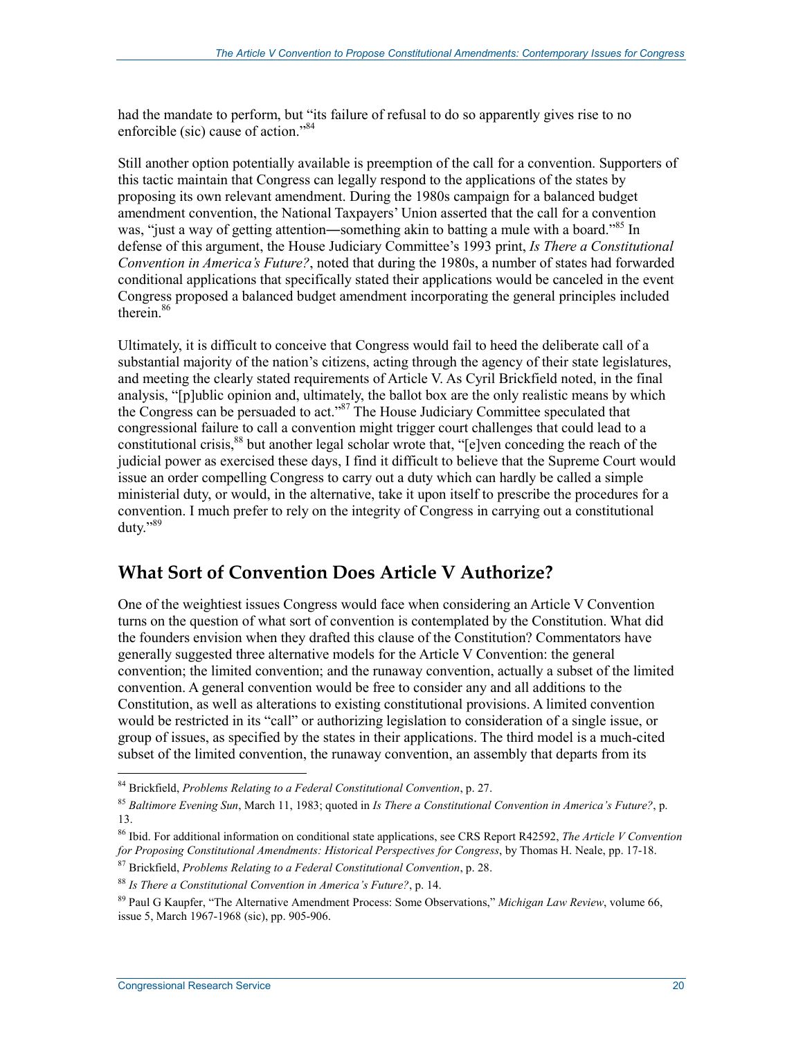had the mandate to perform, but "its failure of refusal to do so apparently gives rise to no enforcible (sic) cause of action."[84]

Still another option potentially available is preemption of the call for a convention. Supporters of this tactic maintain that Congress can legally respond to the applications of the states by proposing its own relevant amendment. During the 1980s campaign for a balanced budget amendment convention, the National Taxpayers' Union asserted that the call for a convention was, "just a way of getting attention―something akin to batting a mule with a board."[85] In defense of this argument, the House Judiciary Committee's 1993 print, *Is There a Constitutional Convention in America's Future?*, noted that during the 1980s, a number of states had forwarded conditional applications that specifically stated their applications would be canceled in the event Congress proposed a balanced budget amendment incorporating the general principles included therein.[86]

Ultimately, it is difficult to conceive that Congress would fail to heed the deliberate call of a substantial majority of the nation's citizens, acting through the agency of their state legislatures, and meeting the clearly stated requirements of Article V. As Cyril Brickfield noted, in the final analysis, "[p]ublic opinion and, ultimately, the ballot box are the only realistic means by which the Congress can be persuaded to act."[87] The House Judiciary Committee speculated that congressional failure to call a convention might trigger court challenges that could lead to a constitutional crisis,[88] but another legal scholar wrote that, "[e]ven conceding the reach of the judicial power as exercised these days, I find it difficult to believe that the Supreme Court would issue an order compelling Congress to carry out a duty which can hardly be called a simple ministerial duty, or would, in the alternative, take it upon itself to prescribe the procedures for a convention. I much prefer to rely on the integrity of Congress in carrying out a constitutional duty."[89]

## What Sort of Convention Does Article V Authorize?

One of the weightiest issues Congress would face when considering an Article V Convention turns on the question of what sort of convention is contemplated by the Constitution. What did the founders envision when they drafted this clause of the Constitution? Commentators have generally suggested three alternative models for the Article V Convention: the general convention; the limited convention; and the runaway convention, actually a subset of the limited convention. A general convention would be free to consider any and all additions to the Constitution, as well as alterations to existing constitutional provisions. A limited convention would be restricted in its "call" or authorizing legislation to consideration of a single issue, or group of issues, as specified by the states in their applications. The third model is a much-cited subset of the limited convention, the runaway convention, an assembly that departs from its

---

[84] Brickfield, *Problems Relating to a Federal Constitutional Convention*, p. 27.

[85] *Baltimore Evening Sun*, March 11, 1983; quoted in *Is There a Constitutional Convention in America's Future?*, p. 13.

[86] Ibid. For additional information on conditional state applications, see CRS Report R42592, *The Article V Convention for Proposing Constitutional Amendments: Historical Perspectives for Congress*, by Thomas H. Neale, pp. 17-18.

[87] Brickfield, *Problems Relating to a Federal Constitutional Convention*, p. 28.

[88] *Is There a Constitutional Convention in America's Future?*, p. 14.

[89] Paul G Kaupfer, "The Alternative Amendment Process: Some Observations," *Michigan Law Review*, volume 66, issue 5, March 1967-1968 (sic), pp. 905-906.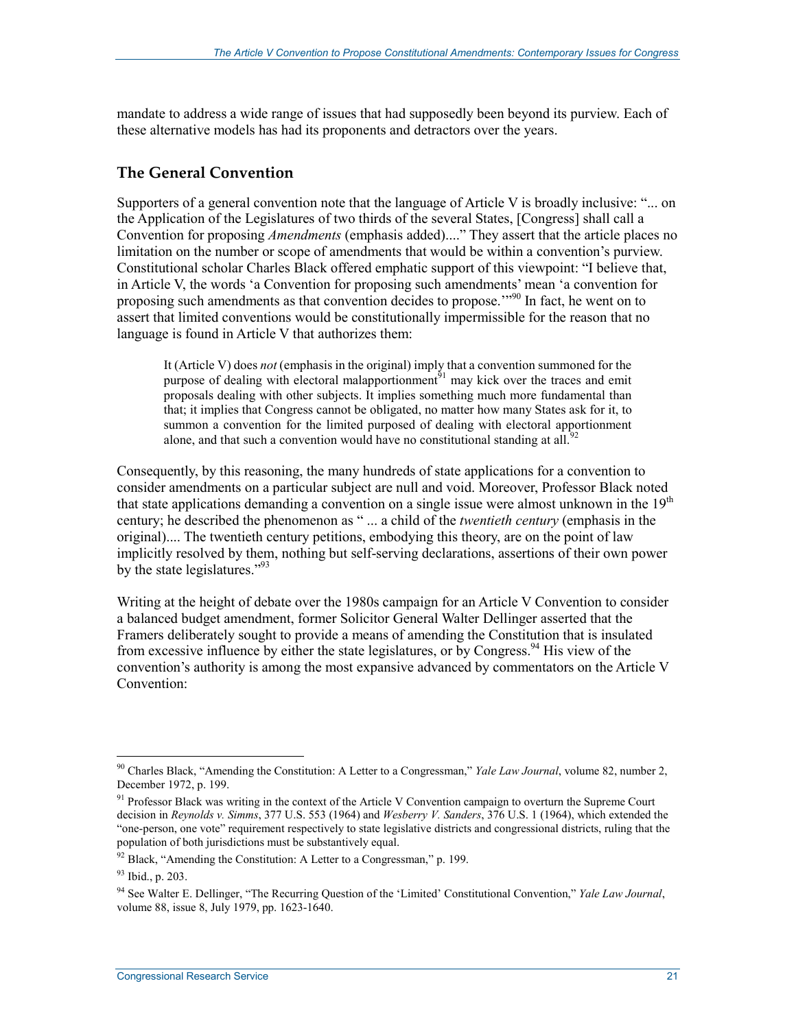mandate to address a wide range of issues that had supposedly been beyond its purview. Each of these alternative models has had its proponents and detractors over the years.

## The General Convention

Supporters of a general convention note that the language of Article V is broadly inclusive: "... on the Application of the Legislatures of two thirds of the several States, [Congress] shall call a Convention for proposing *Amendments* (emphasis added)...." They assert that the article places no limitation on the number or scope of amendments that would be within a convention's purview. Constitutional scholar Charles Black offered emphatic support of this viewpoint: "I believe that, in Article V, the words 'a Convention for proposing such amendments' mean 'a convention for proposing such amendments as that convention decides to propose.'"[90] In fact, he went on to assert that limited conventions would be constitutionally impermissible for the reason that no language is found in Article V that authorizes them:

> It (Article V) does *not* (emphasis in the original) imply that a convention summoned for the purpose of dealing with electoral malapportionment[91] may kick over the traces and emit proposals dealing with other subjects. It implies something much more fundamental than that; it implies that Congress cannot be obligated, no matter how many States ask for it, to summon a convention for the limited purposed of dealing with electoral apportionment alone, and that such a convention would have no constitutional standing at all.[92]

Consequently, by this reasoning, the many hundreds of state applications for a convention to consider amendments on a particular subject are null and void. Moreover, Professor Black noted that state applications demanding a convention on a single issue were almost unknown in the 19th century; he described the phenomenon as " ... a child of the *twentieth century* (emphasis in the original).... The twentieth century petitions, embodying this theory, are on the point of law implicitly resolved by them, nothing but self-serving declarations, assertions of their own power by the state legislatures."[93]

Writing at the height of debate over the 1980s campaign for an Article V Convention to consider a balanced budget amendment, former Solicitor General Walter Dellinger asserted that the Framers deliberately sought to provide a means of amending the Constitution that is insulated from excessive influence by either the state legislatures, or by Congress.[94] His view of the convention's authority is among the most expansive advanced by commentators on the Article V Convention:

---

[90] Charles Black, "Amending the Constitution: A Letter to a Congressman," *Yale Law Journal*, volume 82, number 2, December 1972, p. 199.

[91] Professor Black was writing in the context of the Article V Convention campaign to overturn the Supreme Court decision in *Reynolds v. Simms*, 377 U.S. 553 (1964) and *Wesberry V. Sanders*, 376 U.S. 1 (1964), which extended the "one-person, one vote" requirement respectively to state legislative districts and congressional districts, ruling that the population of both jurisdictions must be substantively equal.

[92] Black, "Amending the Constitution: A Letter to a Congressman," p. 199.

[93] Ibid., p. 203.

[94] See Walter E. Dellinger, "The Recurring Question of the 'Limited' Constitutional Convention," *Yale Law Journal*, volume 88, issue 8, July 1979, pp. 1623-1640.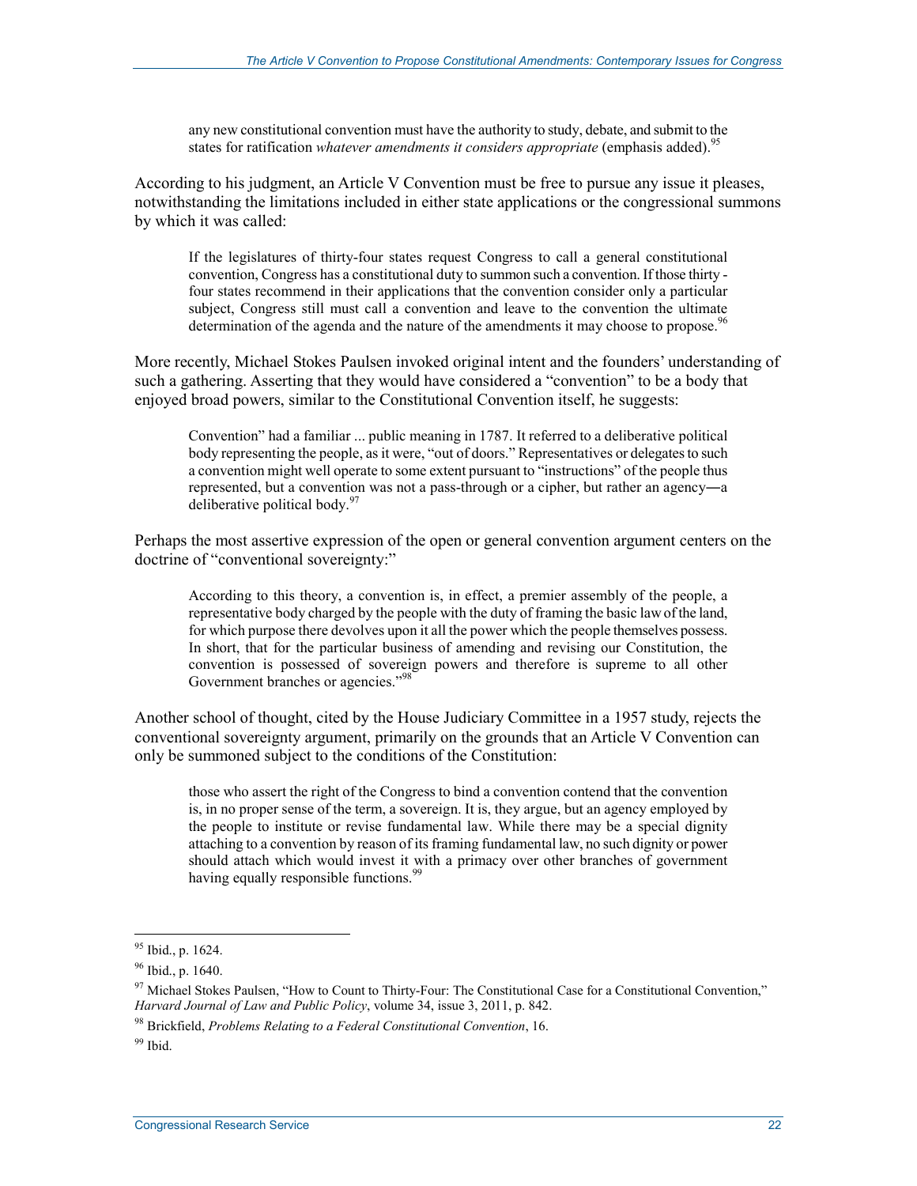> any new constitutional convention must have the authority to study, debate, and submit to the states for ratification *whatever amendments it considers appropriate* (emphasis added).[95]

According to his judgment, an Article V Convention must be free to pursue any issue it pleases, notwithstanding the limitations included in either state applications or the congressional summons by which it was called:

> If the legislatures of thirty-four states request Congress to call a general constitutional convention, Congress has a constitutional duty to summon such a convention. If those thirty - four states recommend in their applications that the convention consider only a particular subject, Congress still must call a convention and leave to the convention the ultimate determination of the agenda and the nature of the amendments it may choose to propose.[96]

More recently, Michael Stokes Paulsen invoked original intent and the founders' understanding of such a gathering. Asserting that they would have considered a "convention" to be a body that enjoyed broad powers, similar to the Constitutional Convention itself, he suggests:

> Convention" had a familiar ... public meaning in 1787. It referred to a deliberative political body representing the people, as it were, "out of doors." Representatives or delegates to such a convention might well operate to some extent pursuant to "instructions" of the people thus represented, but a convention was not a pass-through or a cipher, but rather an agency—a deliberative political body.[97]

Perhaps the most assertive expression of the open or general convention argument centers on the doctrine of "conventional sovereignty:"

> According to this theory, a convention is, in effect, a premier assembly of the people, a representative body charged by the people with the duty of framing the basic law of the land, for which purpose there devolves upon it all the power which the people themselves possess. In short, that for the particular business of amending and revising our Constitution, the convention is possessed of sovereign powers and therefore is supreme to all other Government branches or agencies."[98]

Another school of thought, cited by the House Judiciary Committee in a 1957 study, rejects the conventional sovereignty argument, primarily on the grounds that an Article V Convention can only be summoned subject to the conditions of the Constitution:

> those who assert the right of the Congress to bind a convention contend that the convention is, in no proper sense of the term, a sovereign. It is, they argue, but an agency employed by the people to institute or revise fundamental law. While there may be a special dignity attaching to a convention by reason of its framing fundamental law, no such dignity or power should attach which would invest it with a primacy over other branches of government having equally responsible functions.[99]

---

[95] Ibid., p. 1624.

[96] Ibid., p. 1640.

[97] Michael Stokes Paulsen, "How to Count to Thirty-Four: The Constitutional Case for a Constitutional Convention," *Harvard Journal of Law and Public Policy*, volume 34, issue 3, 2011, p. 842.

[98] Brickfield, *Problems Relating to a Federal Constitutional Convention*, 16.

[99] Ibid.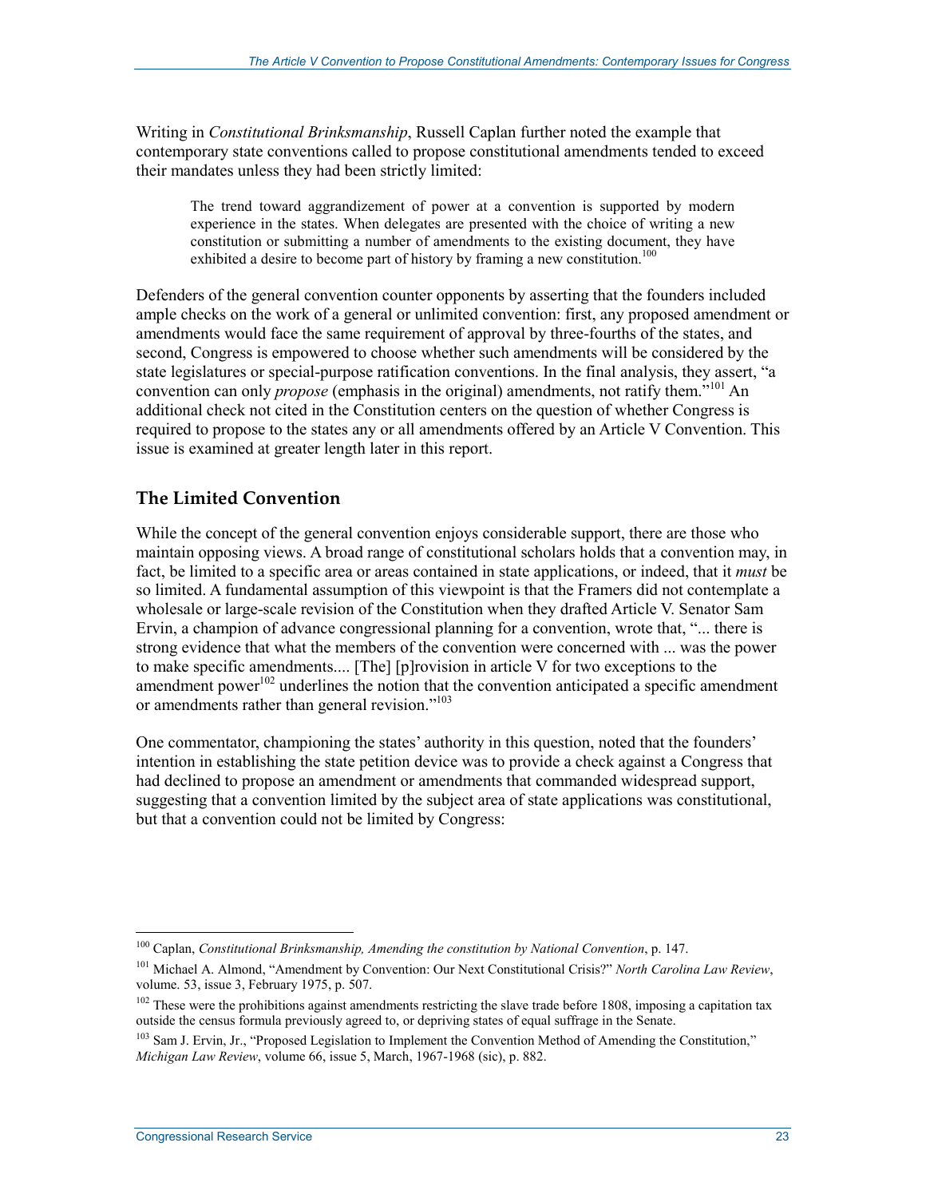Writing in *Constitutional Brinksmanship*, Russell Caplan further noted the example that contemporary state conventions called to propose constitutional amendments tended to exceed their mandates unless they had been strictly limited:

> The trend toward aggrandizement of power at a convention is supported by modern experience in the states. When delegates are presented with the choice of writing a new constitution or submitting a number of amendments to the existing document, they have exhibited a desire to become part of history by framing a new constitution.[100]

Defenders of the general convention counter opponents by asserting that the founders included ample checks on the work of a general or unlimited convention: first, any proposed amendment or amendments would face the same requirement of approval by three-fourths of the states, and second, Congress is empowered to choose whether such amendments will be considered by the state legislatures or special-purpose ratification conventions. In the final analysis, they assert, "a convention can only *propose* (emphasis in the original) amendments, not ratify them."[101] An additional check not cited in the Constitution centers on the question of whether Congress is required to propose to the states any or all amendments offered by an Article V Convention. This issue is examined at greater length later in this report.

### The Limited Convention

While the concept of the general convention enjoys considerable support, there are those who maintain opposing views. A broad range of constitutional scholars holds that a convention may, in fact, be limited to a specific area or areas contained in state applications, or indeed, that it *must* be so limited. A fundamental assumption of this viewpoint is that the Framers did not contemplate a wholesale or large-scale revision of the Constitution when they drafted Article V. Senator Sam Ervin, a champion of advance congressional planning for a convention, wrote that, "... there is strong evidence that what the members of the convention were concerned with ... was the power to make specific amendments.... [The] [p]rovision in article V for two exceptions to the amendment power[102] underlines the notion that the convention anticipated a specific amendment or amendments rather than general revision."[103]

One commentator, championing the states' authority in this question, noted that the founders' intention in establishing the state petition device was to provide a check against a Congress that had declined to propose an amendment or amendments that commanded widespread support, suggesting that a convention limited by the subject area of state applications was constitutional, but that a convention could not be limited by Congress:

---

[100] Caplan, *Constitutional Brinksmanship, Amending the constitution by National Convention*, p. 147.

[101] Michael A. Almond, "Amendment by Convention: Our Next Constitutional Crisis?" *North Carolina Law Review*, volume. 53, issue 3, February 1975, p. 507.

[102] These were the prohibitions against amendments restricting the slave trade before 1808, imposing a capitation tax outside the census formula previously agreed to, or depriving states of equal suffrage in the Senate.

[103] Sam J. Ervin, Jr., "Proposed Legislation to Implement the Convention Method of Amending the Constitution," *Michigan Law Review*, volume 66, issue 5, March, 1967-1968 (sic), p. 882.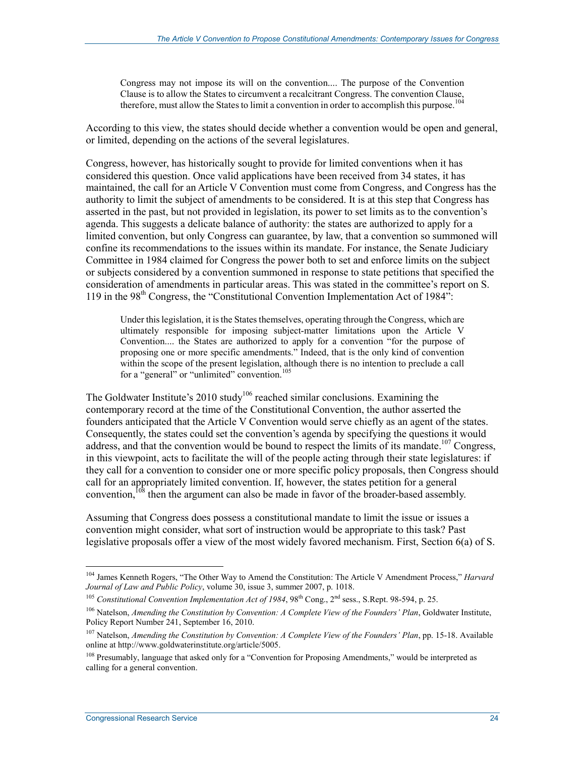> Congress may not impose its will on the convention.... The purpose of the Convention Clause is to allow the States to circumvent a recalcitrant Congress. The convention Clause, therefore, must allow the States to limit a convention in order to accomplish this purpose.[104]

According to this view, the states should decide whether a convention would be open and general, or limited, depending on the actions of the several legislatures.

Congress, however, has historically sought to provide for limited conventions when it has considered this question. Once valid applications have been received from 34 states, it has maintained, the call for an Article V Convention must come from Congress, and Congress has the authority to limit the subject of amendments to be considered. It is at this step that Congress has asserted in the past, but not provided in legislation, its power to set limits as to the convention's agenda. This suggests a delicate balance of authority: the states are authorized to apply for a limited convention, but only Congress can guarantee, by law, that a convention so summoned will confine its recommendations to the issues within its mandate. For instance, the Senate Judiciary Committee in 1984 claimed for Congress the power both to set and enforce limits on the subject or subjects considered by a convention summoned in response to state petitions that specified the consideration of amendments in particular areas. This was stated in the committee's report on S. 119 in the 98th Congress, the "Constitutional Convention Implementation Act of 1984":

> Under this legislation, it is the States themselves, operating through the Congress, which are ultimately responsible for imposing subject-matter limitations upon the Article V Convention.... the States are authorized to apply for a convention "for the purpose of proposing one or more specific amendments." Indeed, that is the only kind of convention within the scope of the present legislation, although there is no intention to preclude a call for a "general" or "unlimited" convention.[105]

The Goldwater Institute's 2010 study[106] reached similar conclusions. Examining the contemporary record at the time of the Constitutional Convention, the author asserted the founders anticipated that the Article V Convention would serve chiefly as an agent of the states. Consequently, the states could set the convention's agenda by specifying the questions it would address, and that the convention would be bound to respect the limits of its mandate.[107] Congress, in this viewpoint, acts to facilitate the will of the people acting through their state legislatures: if they call for a convention to consider one or more specific policy proposals, then Congress should call for an appropriately limited convention. If, however, the states petition for a general convention,[108] then the argument can also be made in favor of the broader-based assembly.

Assuming that Congress does possess a constitutional mandate to limit the issue or issues a convention might consider, what sort of instruction would be appropriate to this task? Past legislative proposals offer a view of the most widely favored mechanism. First, Section 6(a) of S.

---

[104] James Kenneth Rogers, "The Other Way to Amend the Constitution: The Article V Amendment Process," *Harvard Journal of Law and Public Policy*, volume 30, issue 3, summer 2007, p. 1018.

[105] *Constitutional Convention Implementation Act of 1984*, 98th Cong., 2nd sess., S.Rept. 98-594, p. 25.

[106] Natelson, *Amending the Constitution by Convention: A Complete View of the Founders' Plan*, Goldwater Institute, Policy Report Number 241, September 16, 2010.

[107] Natelson, *Amending the Constitution by Convention: A Complete View of the Founders' Plan*, pp. 15-18. Available online at http://www.goldwaterinstitute.org/article/5005.

[108] Presumably, language that asked only for a "Convention for Proposing Amendments," would be interpreted as calling for a general convention.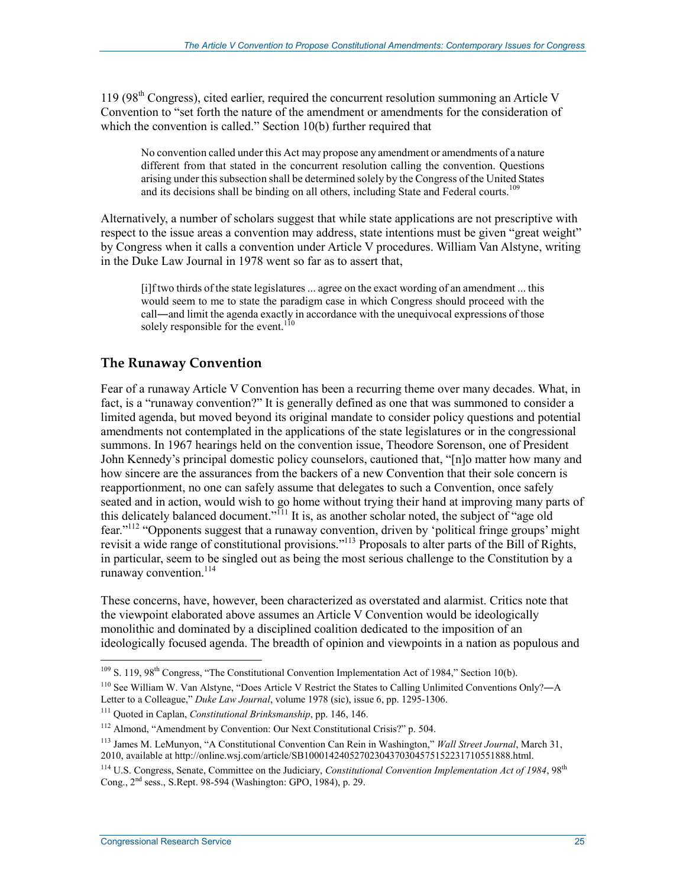119 (98th Congress), cited earlier, required the concurrent resolution summoning an Article V Convention to "set forth the nature of the amendment or amendments for the consideration of which the convention is called." Section 10(b) further required that

> No convention called under this Act may propose any amendment or amendments of a nature different from that stated in the concurrent resolution calling the convention. Questions arising under this subsection shall be determined solely by the Congress of the United States and its decisions shall be binding on all others, including State and Federal courts.[109]

Alternatively, a number of scholars suggest that while state applications are not prescriptive with respect to the issue areas a convention may address, state intentions must be given "great weight" by Congress when it calls a convention under Article V procedures. William Van Alstyne, writing in the Duke Law Journal in 1978 went so far as to assert that,

> [i]f two thirds of the state legislatures ... agree on the exact wording of an amendment ... this would seem to me to state the paradigm case in which Congress should proceed with the call—and limit the agenda exactly in accordance with the unequivocal expressions of those solely responsible for the event.[110]

## The Runaway Convention

Fear of a runaway Article V Convention has been a recurring theme over many decades. What, in fact, is a "runaway convention?" It is generally defined as one that was summoned to consider a limited agenda, but moved beyond its original mandate to consider policy questions and potential amendments not contemplated in the applications of the state legislatures or in the congressional summons. In 1967 hearings held on the convention issue, Theodore Sorenson, one of President John Kennedy's principal domestic policy counselors, cautioned that, "[n]o matter how many and how sincere are the assurances from the backers of a new Convention that their sole concern is reapportionment, no one can safely assume that delegates to such a Convention, once safely seated and in action, would wish to go home without trying their hand at improving many parts of this delicately balanced document."[111] It is, as another scholar noted, the subject of "age old fear."[112] "Opponents suggest that a runaway convention, driven by 'political fringe groups' might revisit a wide range of constitutional provisions."[113] Proposals to alter parts of the Bill of Rights, in particular, seem to be singled out as being the most serious challenge to the Constitution by a runaway convention.[114]

These concerns, have, however, been characterized as overstated and alarmist. Critics note that the viewpoint elaborated above assumes an Article V Convention would be ideologically monolithic and dominated by a disciplined coalition dedicated to the imposition of an ideologically focused agenda. The breadth of opinion and viewpoints in a nation as populous and

---

[109] S. 119, 98th Congress, "The Constitutional Convention Implementation Act of 1984," Section 10(b).

[110] See William W. Van Alstyne, "Does Article V Restrict the States to Calling Unlimited Conventions Only?—A Letter to a Colleague," *Duke Law Journal*, volume 1978 (sic), issue 6, pp. 1295-1306.

[111] Quoted in Caplan, *Constitutional Brinksmanship*, pp. 146, 146.

[112] Almond, "Amendment by Convention: Our Next Constitutional Crisis?" p. 504.

[113] James M. LeMunyon, "A Constitutional Convention Can Rein in Washington," *Wall Street Journal*, March 31, 2010, available at http://online.wsj.com/article/SB10001424052702304370304575152231710551888.html.

[114] U.S. Congress, Senate, Committee on the Judiciary, *Constitutional Convention Implementation Act of 1984*, 98th Cong., 2nd sess., S.Rept. 98-594 (Washington: GPO, 1984), p. 29.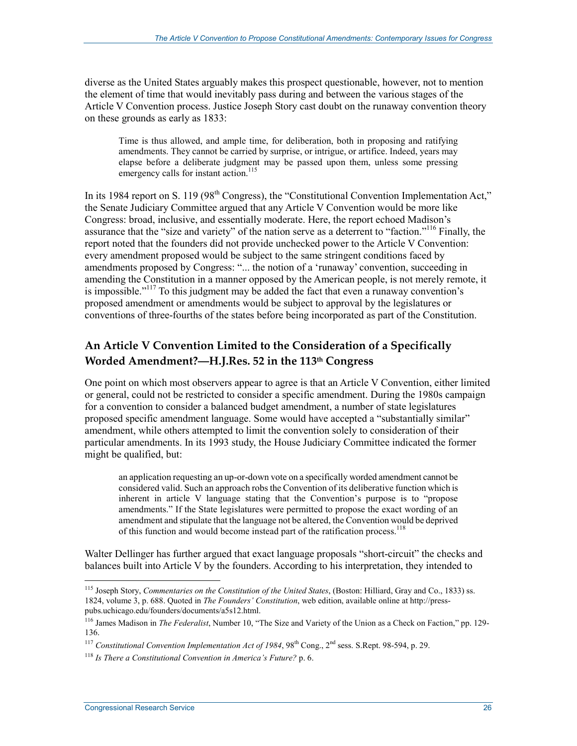diverse as the United States arguably makes this prospect questionable, however, not to mention the element of time that would inevitably pass during and between the various stages of the Article V Convention process. Justice Joseph Story cast doubt on the runaway convention theory on these grounds as early as 1833:

> Time is thus allowed, and ample time, for deliberation, both in proposing and ratifying amendments. They cannot be carried by surprise, or intrigue, or artifice. Indeed, years may elapse before a deliberate judgment may be passed upon them, unless some pressing emergency calls for instant action.[115]

In its 1984 report on S. 119 (98th Congress), the "Constitutional Convention Implementation Act," the Senate Judiciary Committee argued that any Article V Convention would be more like Congress: broad, inclusive, and essentially moderate. Here, the report echoed Madison's assurance that the "size and variety" of the nation serve as a deterrent to "faction."[116] Finally, the report noted that the founders did not provide unchecked power to the Article V Convention: every amendment proposed would be subject to the same stringent conditions faced by amendments proposed by Congress: "... the notion of a 'runaway' convention, succeeding in amending the Constitution in a manner opposed by the American people, is not merely remote, it is impossible."[117] To this judgment may be added the fact that even a runaway convention's proposed amendment or amendments would be subject to approval by the legislatures or conventions of three-fourths of the states before being incorporated as part of the Constitution.

## An Article V Convention Limited to the Consideration of a Specifically Worded Amendment?—H.J.Res. 52 in the 113th Congress

One point on which most observers appear to agree is that an Article V Convention, either limited or general, could not be restricted to consider a specific amendment. During the 1980s campaign for a convention to consider a balanced budget amendment, a number of state legislatures proposed specific amendment language. Some would have accepted a "substantially similar" amendment, while others attempted to limit the convention solely to consideration of their particular amendments. In its 1993 study, the House Judiciary Committee indicated the former might be qualified, but:

> an application requesting an up-or-down vote on a specifically worded amendment cannot be considered valid. Such an approach robs the Convention of its deliberative function which is inherent in article V language stating that the Convention's purpose is to "propose amendments." If the State legislatures were permitted to propose the exact wording of an amendment and stipulate that the language not be altered, the Convention would be deprived of this function and would become instead part of the ratification process.[118]

Walter Dellinger has further argued that exact language proposals "short-circuit" the checks and balances built into Article V by the founders. According to his interpretation, they intended to

---

[115] Joseph Story, *Commentaries on the Constitution of the United States*, (Boston: Hilliard, Gray and Co., 1833) ss. 1824, volume 3, p. 688. Quoted in *The Founders' Constitution*, web edition, available online at http://press-pubs.uchicago.edu/founders/documents/a5s12.html.

[116] James Madison in *The Federalist*, Number 10, "The Size and Variety of the Union as a Check on Faction," pp. 129-136.

[117] *Constitutional Convention Implementation Act of 1984*, 98th Cong., 2nd sess. S.Rept. 98-594, p. 29.

[118] *Is There a Constitutional Convention in America's Future?* p. 6.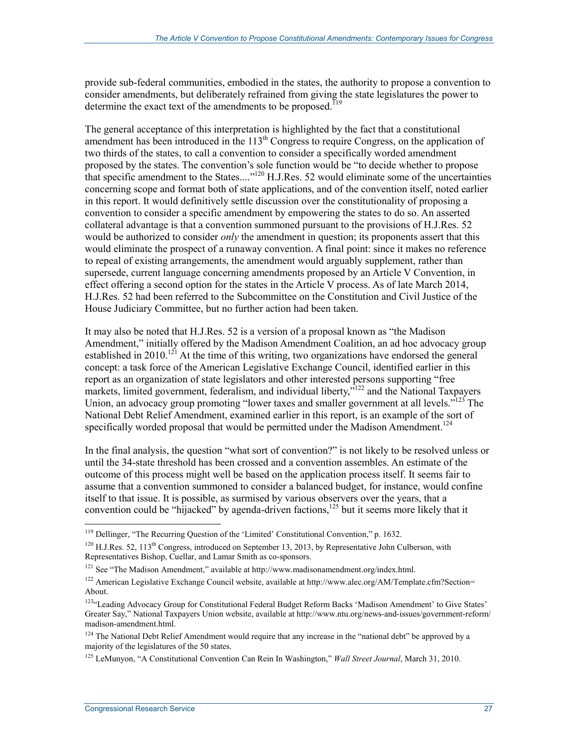provide sub-federal communities, embodied in the states, the authority to propose a convention to consider amendments, but deliberately refrained from giving the state legislatures the power to determine the exact text of the amendments to be proposed.[119]

The general acceptance of this interpretation is highlighted by the fact that a constitutional amendment has been introduced in the 113th Congress to require Congress, on the application of two thirds of the states, to call a convention to consider a specifically worded amendment proposed by the states. The convention's sole function would be "to decide whether to propose that specific amendment to the States...."[120] H.J.Res. 52 would eliminate some of the uncertainties concerning scope and format both of state applications, and of the convention itself, noted earlier in this report. It would definitively settle discussion over the constitutionality of proposing a convention to consider a specific amendment by empowering the states to do so. An asserted collateral advantage is that a convention summoned pursuant to the provisions of H.J.Res. 52 would be authorized to consider *only* the amendment in question; its proponents assert that this would eliminate the prospect of a runaway convention. A final point: since it makes no reference to repeal of existing arrangements, the amendment would arguably supplement, rather than supersede, current language concerning amendments proposed by an Article V Convention, in effect offering a second option for the states in the Article V process. As of late March 2014, H.J.Res. 52 had been referred to the Subcommittee on the Constitution and Civil Justice of the House Judiciary Committee, but no further action had been taken.

It may also be noted that H.J.Res. 52 is a version of a proposal known as "the Madison Amendment," initially offered by the Madison Amendment Coalition, an ad hoc advocacy group established in 2010.[121] At the time of this writing, two organizations have endorsed the general concept: a task force of the American Legislative Exchange Council, identified earlier in this report as an organization of state legislators and other interested persons supporting "free markets, limited government, federalism, and individual liberty,"[122] and the National Taxpayers Union, an advocacy group promoting "lower taxes and smaller government at all levels."[123] The National Debt Relief Amendment, examined earlier in this report, is an example of the sort of specifically worded proposal that would be permitted under the Madison Amendment.[124]

In the final analysis, the question "what sort of convention?" is not likely to be resolved unless or until the 34-state threshold has been crossed and a convention assembles. An estimate of the outcome of this process might well be based on the application process itself. It seems fair to assume that a convention summoned to consider a balanced budget, for instance, would confine itself to that issue. It is possible, as surmised by various observers over the years, that a convention could be "hijacked" by agenda-driven factions,[125] but it seems more likely that it

---

[119] Dellinger, "The Recurring Question of the 'Limited' Constitutional Convention," p. 1632.

[120] H.J.Res. 52, 113th Congress, introduced on September 13, 2013, by Representative John Culberson, with Representatives Bishop, Cuellar, and Lamar Smith as co-sponsors.

[121] See "The Madison Amendment," available at http://www.madisonamendment.org/index.html.

[122] American Legislative Exchange Council website, available at http://www.alec.org/AM/Template.cfm?Section=About.

[123] "Leading Advocacy Group for Constitutional Federal Budget Reform Backs 'Madison Amendment' to Give States' Greater Say," National Taxpayers Union website, available at http://www.ntu.org/news-and-issues/government-reform/madison-amendment.html.

[124] The National Debt Relief Amendment would require that any increase in the "national debt" be approved by a majority of the legislatures of the 50 states.

[125] LeMunyon, "A Constitutional Convention Can Rein In Washington," *Wall Street Journal*, March 31, 2010.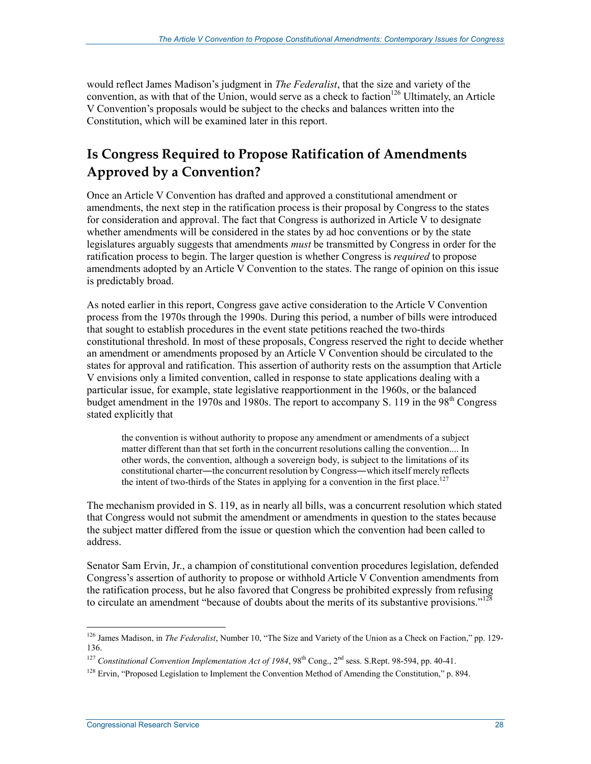would reflect James Madison's judgment in *The Federalist*, that the size and variety of the convention, as with that of the Union, would serve as a check to faction[126] Ultimately, an Article V Convention's proposals would be subject to the checks and balances written into the Constitution, which will be examined later in this report.

## Is Congress Required to Propose Ratification of Amendments Approved by a Convention?

Once an Article V Convention has drafted and approved a constitutional amendment or amendments, the next step in the ratification process is their proposal by Congress to the states for consideration and approval. The fact that Congress is authorized in Article V to designate whether amendments will be considered in the states by ad hoc conventions or by the state legislatures arguably suggests that amendments *must* be transmitted by Congress in order for the ratification process to begin. The larger question is whether Congress is *required* to propose amendments adopted by an Article V Convention to the states. The range of opinion on this issue is predictably broad.

As noted earlier in this report, Congress gave active consideration to the Article V Convention process from the 1970s through the 1990s. During this period, a number of bills were introduced that sought to establish procedures in the event state petitions reached the two-thirds constitutional threshold. In most of these proposals, Congress reserved the right to decide whether an amendment or amendments proposed by an Article V Convention should be circulated to the states for approval and ratification. This assertion of authority rests on the assumption that Article V envisions only a limited convention, called in response to state applications dealing with a particular issue, for example, state legislative reapportionment in the 1960s, or the balanced budget amendment in the 1970s and 1980s. The report to accompany S. 119 in the 98th Congress stated explicitly that

> the convention is without authority to propose any amendment or amendments of a subject matter different than that set forth in the concurrent resolutions calling the convention.... In other words, the convention, although a sovereign body, is subject to the limitations of its constitutional charter—the concurrent resolution by Congress—which itself merely reflects the intent of two-thirds of the States in applying for a convention in the first place.[127]

The mechanism provided in S. 119, as in nearly all bills, was a concurrent resolution which stated that Congress would not submit the amendment or amendments in question to the states because the subject matter differed from the issue or question which the convention had been called to address.

Senator Sam Ervin, Jr., a champion of constitutional convention procedures legislation, defended Congress's assertion of authority to propose or withhold Article V Convention amendments from the ratification process, but he also favored that Congress be prohibited expressly from refusing to circulate an amendment "because of doubts about the merits of its substantive provisions."[128]

---

[126] James Madison, in *The Federalist*, Number 10, "The Size and Variety of the Union as a Check on Faction," pp. 129-136.

[127] *Constitutional Convention Implementation Act of 1984*, 98th Cong., 2nd sess. S.Rept. 98-594, pp. 40-41.

[128] Ervin, "Proposed Legislation to Implement the Convention Method of Amending the Constitution," p. 894.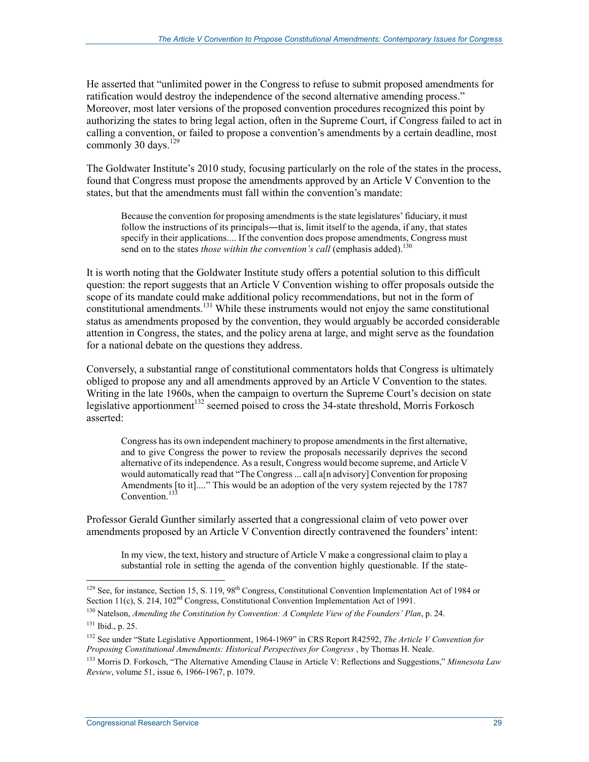He asserted that "unlimited power in the Congress to refuse to submit proposed amendments for ratification would destroy the independence of the second alternative amending process." Moreover, most later versions of the proposed convention procedures recognized this point by authorizing the states to bring legal action, often in the Supreme Court, if Congress failed to act in calling a convention, or failed to propose a convention's amendments by a certain deadline, most commonly 30 days.[129]

The Goldwater Institute's 2010 study, focusing particularly on the role of the states in the process, found that Congress must propose the amendments approved by an Article V Convention to the states, but that the amendments must fall within the convention's mandate:

> Because the convention for proposing amendments is the state legislatures' fiduciary, it must follow the instructions of its principals—that is, limit itself to the agenda, if any, that states specify in their applications.... If the convention does propose amendments, Congress must send on to the states *those within the convention's call* (emphasis added).[130]

It is worth noting that the Goldwater Institute study offers a potential solution to this difficult question: the report suggests that an Article V Convention wishing to offer proposals outside the scope of its mandate could make additional policy recommendations, but not in the form of constitutional amendments.[131] While these instruments would not enjoy the same constitutional status as amendments proposed by the convention, they would arguably be accorded considerable attention in Congress, the states, and the policy arena at large, and might serve as the foundation for a national debate on the questions they address.

Conversely, a substantial range of constitutional commentators holds that Congress is ultimately obliged to propose any and all amendments approved by an Article V Convention to the states. Writing in the late 1960s, when the campaign to overturn the Supreme Court's decision on state legislative apportionment[132] seemed poised to cross the 34-state threshold, Morris Forkosch asserted:

> Congress has its own independent machinery to propose amendments in the first alternative, and to give Congress the power to review the proposals necessarily deprives the second alternative of its independence. As a result, Congress would become supreme, and Article V would automatically read that "The Congress ... call a[n advisory] Convention for proposing Amendments [to it]...." This would be an adoption of the very system rejected by the 1787 Convention.[133]

Professor Gerald Gunther similarly asserted that a congressional claim of veto power over amendments proposed by an Article V Convention directly contravened the founders' intent:

> In my view, the text, history and structure of Article V make a congressional claim to play a substantial role in setting the agenda of the convention highly questionable. If the state-

---

[129] See, for instance, Section 15, S. 119, 98th Congress, Constitutional Convention Implementation Act of 1984 or Section 11(c), S. 214, 102nd Congress, Constitutional Convention Implementation Act of 1991.

[130] Natelson, *Amending the Constitution by Convention: A Complete View of the Founders' Plan*, p. 24.

[131] Ibid., p. 25.

[132] See under "State Legislative Apportionment, 1964-1969" in CRS Report R42592, *The Article V Convention for Proposing Constitutional Amendments: Historical Perspectives for Congress* , by Thomas H. Neale.

[133] Morris D. Forkosch, "The Alternative Amending Clause in Article V: Reflections and Suggestions," *Minnesota Law Review*, volume 51, issue 6, 1966-1967, p. 1079.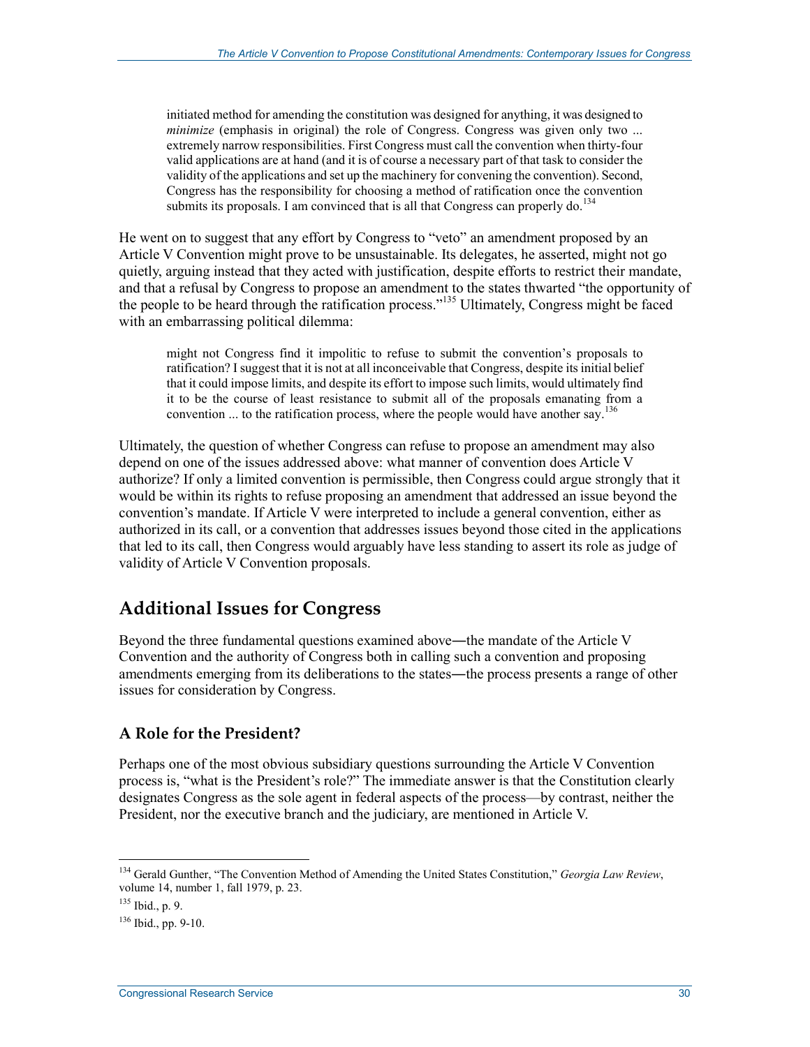> initiated method for amending the constitution was designed for anything, it was designed to *minimize* (emphasis in original) the role of Congress. Congress was given only two ... extremely narrow responsibilities. First Congress must call the convention when thirty-four valid applications are at hand (and it is of course a necessary part of that task to consider the validity of the applications and set up the machinery for convening the convention). Second, Congress has the responsibility for choosing a method of ratification once the convention submits its proposals. I am convinced that is all that Congress can properly do.[134]

He went on to suggest that any effort by Congress to "veto" an amendment proposed by an Article V Convention might prove to be unsustainable. Its delegates, he asserted, might not go quietly, arguing instead that they acted with justification, despite efforts to restrict their mandate, and that a refusal by Congress to propose an amendment to the states thwarted "the opportunity of the people to be heard through the ratification process."[135] Ultimately, Congress might be faced with an embarrassing political dilemma:

> might not Congress find it impolitic to refuse to submit the convention's proposals to ratification? I suggest that it is not at all inconceivable that Congress, despite its initial belief that it could impose limits, and despite its effort to impose such limits, would ultimately find it to be the course of least resistance to submit all of the proposals emanating from a convention ... to the ratification process, where the people would have another say.[136]

Ultimately, the question of whether Congress can refuse to propose an amendment may also depend on one of the issues addressed above: what manner of convention does Article V authorize? If only a limited convention is permissible, then Congress could argue strongly that it would be within its rights to refuse proposing an amendment that addressed an issue beyond the convention's mandate. If Article V were interpreted to include a general convention, either as authorized in its call, or a convention that addresses issues beyond those cited in the applications that led to its call, then Congress would arguably have less standing to assert its role as judge of validity of Article V Convention proposals.

## Additional Issues for Congress

Beyond the three fundamental questions examined above—the mandate of the Article V Convention and the authority of Congress both in calling such a convention and proposing amendments emerging from its deliberations to the states—the process presents a range of other issues for consideration by Congress.

### A Role for the President?

Perhaps one of the most obvious subsidiary questions surrounding the Article V Convention process is, "what is the President's role?" The immediate answer is that the Constitution clearly designates Congress as the sole agent in federal aspects of the process—by contrast, neither the President, nor the executive branch and the judiciary, are mentioned in Article V.

---

[134] Gerald Gunther, "The Convention Method of Amending the United States Constitution," *Georgia Law Review*, volume 14, number 1, fall 1979, p. 23.

[135] Ibid., p. 9.

[136] Ibid., pp. 9-10.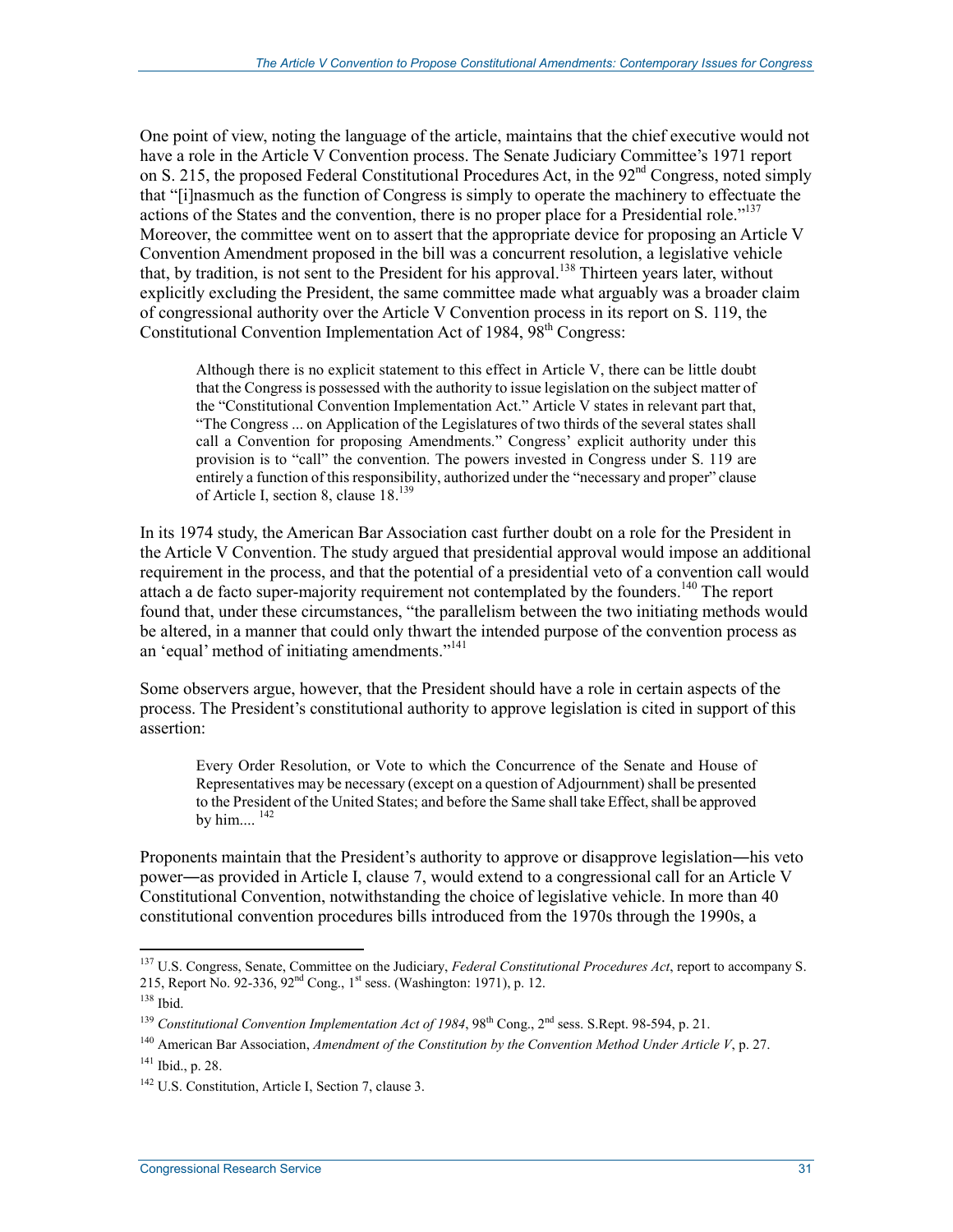One point of view, noting the language of the article, maintains that the chief executive would not have a role in the Article V Convention process. The Senate Judiciary Committee's 1971 report on S. 215, the proposed Federal Constitutional Procedures Act, in the 92nd Congress, noted simply that "[i]nasmuch as the function of Congress is simply to operate the machinery to effectuate the actions of the States and the convention, there is no proper place for a Presidential role."[137] Moreover, the committee went on to assert that the appropriate device for proposing an Article V Convention Amendment proposed in the bill was a concurrent resolution, a legislative vehicle that, by tradition, is not sent to the President for his approval.[138] Thirteen years later, without explicitly excluding the President, the same committee made what arguably was a broader claim of congressional authority over the Article V Convention process in its report on S. 119, the Constitutional Convention Implementation Act of 1984, 98th Congress:

> Although there is no explicit statement to this effect in Article V, there can be little doubt that the Congress is possessed with the authority to issue legislation on the subject matter of the "Constitutional Convention Implementation Act." Article V states in relevant part that, "The Congress ... on Application of the Legislatures of two thirds of the several states shall call a Convention for proposing Amendments." Congress' explicit authority under this provision is to "call" the convention. The powers invested in Congress under S. 119 are entirely a function of this responsibility, authorized under the "necessary and proper" clause of Article I, section 8, clause 18.[139]

In its 1974 study, the American Bar Association cast further doubt on a role for the President in the Article V Convention. The study argued that presidential approval would impose an additional requirement in the process, and that the potential of a presidential veto of a convention call would attach a de facto super-majority requirement not contemplated by the founders.[140] The report found that, under these circumstances, "the parallelism between the two initiating methods would be altered, in a manner that could only thwart the intended purpose of the convention process as an 'equal' method of initiating amendments."[141]

Some observers argue, however, that the President should have a role in certain aspects of the process. The President's constitutional authority to approve legislation is cited in support of this assertion:

> Every Order Resolution, or Vote to which the Concurrence of the Senate and House of Representatives may be necessary (except on a question of Adjournment) shall be presented to the President of the United States; and before the Same shall take Effect, shall be approved by him.... [142]

Proponents maintain that the President's authority to approve or disapprove legislation—his veto power—as provided in Article I, clause 7, would extend to a congressional call for an Article V Constitutional Convention, notwithstanding the choice of legislative vehicle. In more than 40 constitutional convention procedures bills introduced from the 1970s through the 1990s, a

---

[137] U.S. Congress, Senate, Committee on the Judiciary, *Federal Constitutional Procedures Act*, report to accompany S. 215, Report No. 92-336, 92nd Cong., 1st sess. (Washington: 1971), p. 12.

[138] Ibid.

[139] *Constitutional Convention Implementation Act of 1984*, 98th Cong., 2nd sess. S.Rept. 98-594, p. 21.

[140] American Bar Association, *Amendment of the Constitution by the Convention Method Under Article V*, p. 27.

[141] Ibid., p. 28.

[142] U.S. Constitution, Article I, Section 7, clause 3.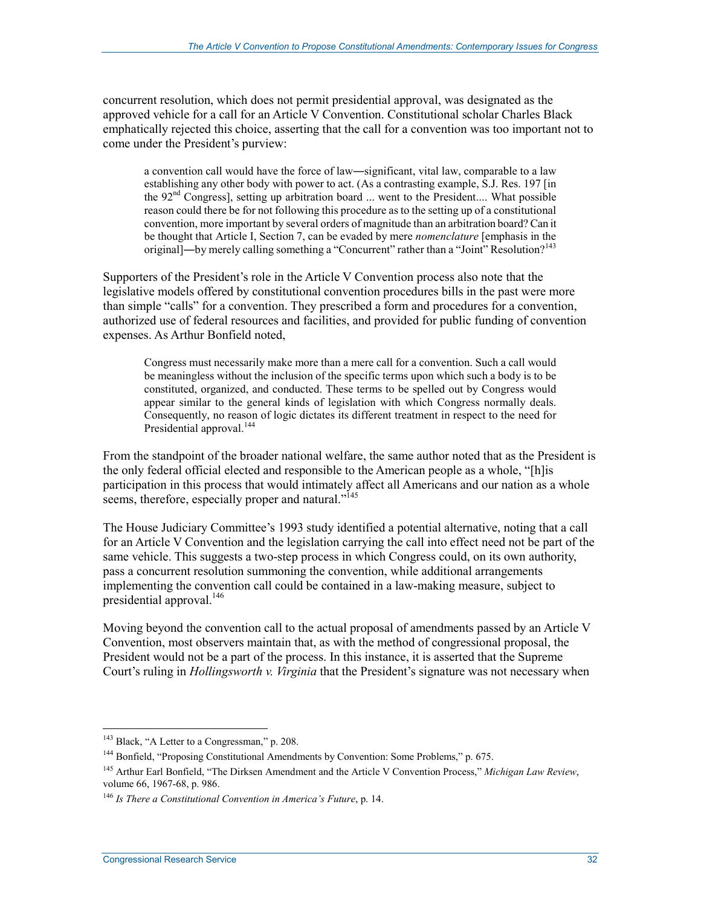concurrent resolution, which does not permit presidential approval, was designated as the approved vehicle for a call for an Article V Convention. Constitutional scholar Charles Black emphatically rejected this choice, asserting that the call for a convention was too important not to come under the President's purview:

> a convention call would have the force of law―significant, vital law, comparable to a law establishing any other body with power to act. (As a contrasting example, S.J. Res. 197 [in the 92nd Congress], setting up arbitration board ... went to the President.... What possible reason could there be for not following this procedure as to the setting up of a constitutional convention, more important by several orders of magnitude than an arbitration board? Can it be thought that Article I, Section 7, can be evaded by mere *nomenclature* [emphasis in the original]―by merely calling something a "Concurrent" rather than a "Joint" Resolution?[143]

Supporters of the President's role in the Article V Convention process also note that the legislative models offered by constitutional convention procedures bills in the past were more than simple "calls" for a convention. They prescribed a form and procedures for a convention, authorized use of federal resources and facilities, and provided for public funding of convention expenses. As Arthur Bonfield noted,

> Congress must necessarily make more than a mere call for a convention. Such a call would be meaningless without the inclusion of the specific terms upon which such a body is to be constituted, organized, and conducted. These terms to be spelled out by Congress would appear similar to the general kinds of legislation with which Congress normally deals. Consequently, no reason of logic dictates its different treatment in respect to the need for Presidential approval.[144]

From the standpoint of the broader national welfare, the same author noted that as the President is the only federal official elected and responsible to the American people as a whole, "[h]is participation in this process that would intimately affect all Americans and our nation as a whole seems, therefore, especially proper and natural."[145]

The House Judiciary Committee's 1993 study identified a potential alternative, noting that a call for an Article V Convention and the legislation carrying the call into effect need not be part of the same vehicle. This suggests a two-step process in which Congress could, on its own authority, pass a concurrent resolution summoning the convention, while additional arrangements implementing the convention call could be contained in a law-making measure, subject to presidential approval.[146]

Moving beyond the convention call to the actual proposal of amendments passed by an Article V Convention, most observers maintain that, as with the method of congressional proposal, the President would not be a part of the process. In this instance, it is asserted that the Supreme Court's ruling in *Hollingsworth v. Virginia* that the President's signature was not necessary when

---

[143] Black, "A Letter to a Congressman," p. 208.

[144] Bonfield, "Proposing Constitutional Amendments by Convention: Some Problems," p. 675.

[145] Arthur Earl Bonfield, "The Dirksen Amendment and the Article V Convention Process," *Michigan Law Review*, volume 66, 1967-68, p. 986.

[146] *Is There a Constitutional Convention in America's Future*, p. 14.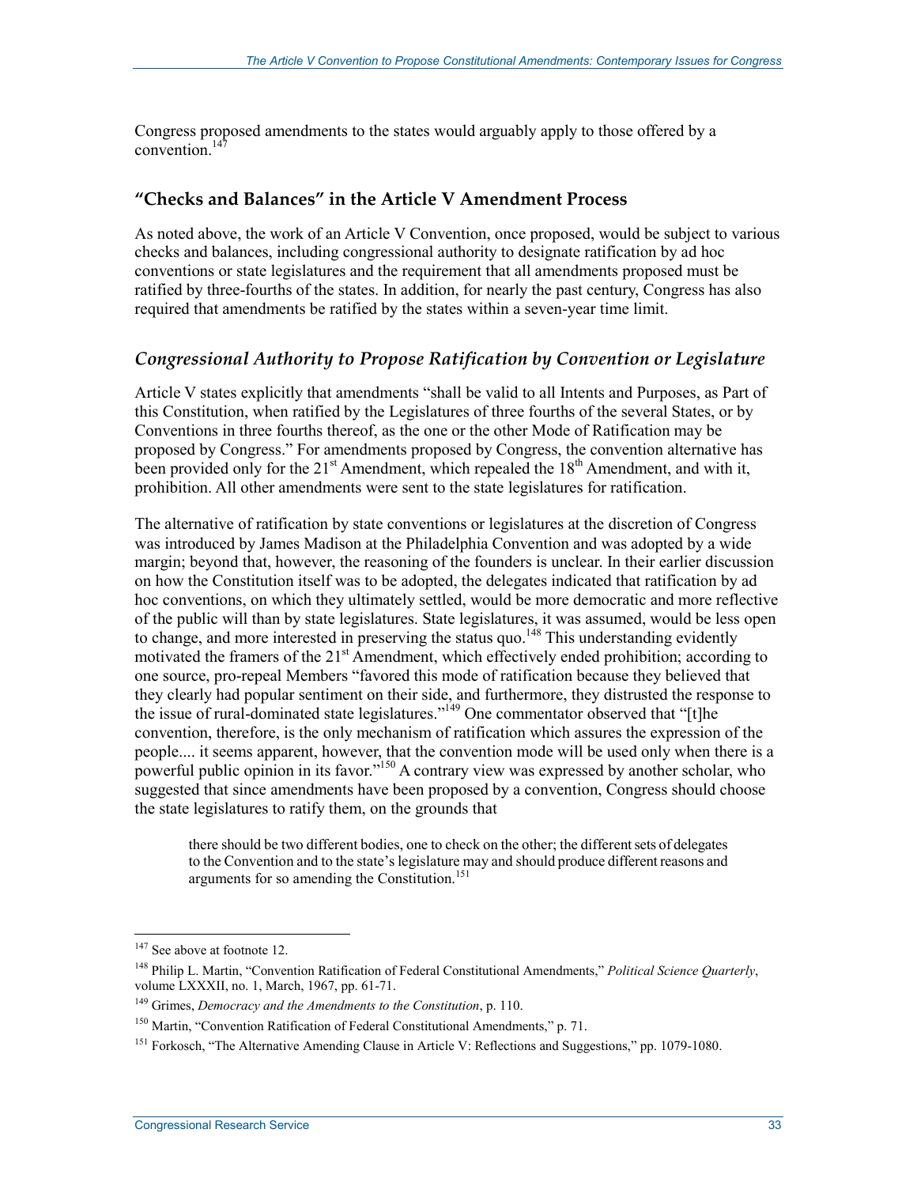Congress proposed amendments to the states would arguably apply to those offered by a convention.[147]

## "Checks and Balances" in the Article V Amendment Process

As noted above, the work of an Article V Convention, once proposed, would be subject to various checks and balances, including congressional authority to designate ratification by ad hoc conventions or state legislatures and the requirement that all amendments proposed must be ratified by three-fourths of the states. In addition, for nearly the past century, Congress has also required that amendments be ratified by the states within a seven-year time limit.

### *Congressional Authority to Propose Ratification by Convention or Legislature*

Article V states explicitly that amendments "shall be valid to all Intents and Purposes, as Part of this Constitution, when ratified by the Legislatures of three fourths of the several States, or by Conventions in three fourths thereof, as the one or the other Mode of Ratification may be proposed by Congress." For amendments proposed by Congress, the convention alternative has been provided only for the 21st Amendment, which repealed the 18th Amendment, and with it, prohibition. All other amendments were sent to the state legislatures for ratification.

The alternative of ratification by state conventions or legislatures at the discretion of Congress was introduced by James Madison at the Philadelphia Convention and was adopted by a wide margin; beyond that, however, the reasoning of the founders is unclear. In their earlier discussion on how the Constitution itself was to be adopted, the delegates indicated that ratification by ad hoc conventions, on which they ultimately settled, would be more democratic and more reflective of the public will than by state legislatures. State legislatures, it was assumed, would be less open to change, and more interested in preserving the status quo.[148] This understanding evidently motivated the framers of the 21st Amendment, which effectively ended prohibition; according to one source, pro-repeal Members "favored this mode of ratification because they believed that they clearly had popular sentiment on their side, and furthermore, they distrusted the response to the issue of rural-dominated state legislatures."[149] One commentator observed that "[t]he convention, therefore, is the only mechanism of ratification which assures the expression of the people.... it seems apparent, however, that the convention mode will be used only when there is a powerful public opinion in its favor."[150] A contrary view was expressed by another scholar, who suggested that since amendments have been proposed by a convention, Congress should choose the state legislatures to ratify them, on the grounds that

> there should be two different bodies, one to check on the other; the different sets of delegates to the Convention and to the state's legislature may and should produce different reasons and arguments for so amending the Constitution.[151]

---

[147] See above at footnote 12.

[148] Philip L. Martin, "Convention Ratification of Federal Constitutional Amendments," *Political Science Quarterly*, volume LXXXII, no. 1, March, 1967, pp. 61-71.

[149] Grimes, *Democracy and the Amendments to the Constitution*, p. 110.

[150] Martin, "Convention Ratification of Federal Constitutional Amendments," p. 71.

[151] Forkosch, "The Alternative Amending Clause in Article V: Reflections and Suggestions," pp. 1079-1080.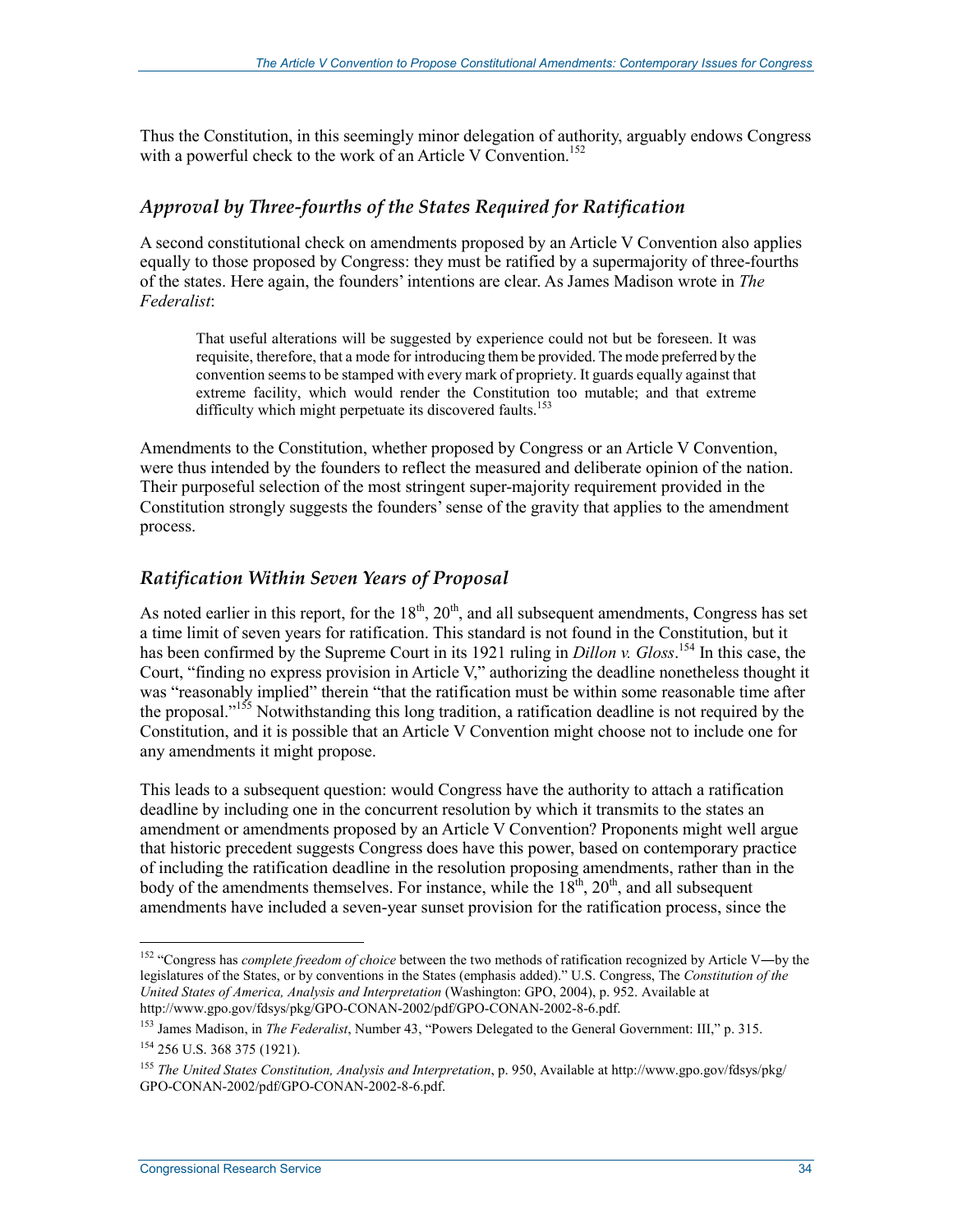Thus the Constitution, in this seemingly minor delegation of authority, arguably endows Congress with a powerful check to the work of an Article V Convention.[152]

### *Approval by Three-fourths of the States Required for Ratification*

A second constitutional check on amendments proposed by an Article V Convention also applies equally to those proposed by Congress: they must be ratified by a supermajority of three-fourths of the states. Here again, the founders' intentions are clear. As James Madison wrote in *The Federalist*:

> That useful alterations will be suggested by experience could not but be foreseen. It was requisite, therefore, that a mode for introducing them be provided. The mode preferred by the convention seems to be stamped with every mark of propriety. It guards equally against that extreme facility, which would render the Constitution too mutable; and that extreme difficulty which might perpetuate its discovered faults.[153]

Amendments to the Constitution, whether proposed by Congress or an Article V Convention, were thus intended by the founders to reflect the measured and deliberate opinion of the nation. Their purposeful selection of the most stringent super-majority requirement provided in the Constitution strongly suggests the founders' sense of the gravity that applies to the amendment process.

### *Ratification Within Seven Years of Proposal*

As noted earlier in this report, for the 18th, 20th, and all subsequent amendments, Congress has set a time limit of seven years for ratification. This standard is not found in the Constitution, but it has been confirmed by the Supreme Court in its 1921 ruling in *Dillon v. Gloss*.[154] In this case, the Court, "finding no express provision in Article V," authorizing the deadline nonetheless thought it was "reasonably implied" therein "that the ratification must be within some reasonable time after the proposal."[155] Notwithstanding this long tradition, a ratification deadline is not required by the Constitution, and it is possible that an Article V Convention might choose not to include one for any amendments it might propose.

This leads to a subsequent question: would Congress have the authority to attach a ratification deadline by including one in the concurrent resolution by which it transmits to the states an amendment or amendments proposed by an Article V Convention? Proponents might well argue that historic precedent suggests Congress does have this power, based on contemporary practice of including the ratification deadline in the resolution proposing amendments, rather than in the body of the amendments themselves. For instance, while the 18th, 20th, and all subsequent amendments have included a seven-year sunset provision for the ratification process, since the

---

[152] "Congress has *complete freedom of choice* between the two methods of ratification recognized by Article V—by the legislatures of the States, or by conventions in the States (emphasis added)." U.S. Congress, The *Constitution of the United States of America, Analysis and Interpretation* (Washington: GPO, 2004), p. 952. Available at http://www.gpo.gov/fdsys/pkg/GPO-CONAN-2002/pdf/GPO-CONAN-2002-8-6.pdf.

[153] James Madison, in *The Federalist*, Number 43, "Powers Delegated to the General Government: III," p. 315.

[154] 256 U.S. 368 375 (1921).

[155] *The United States Constitution, Analysis and Interpretation*, p. 950, Available at http://www.gpo.gov/fdsys/pkg/GPO-CONAN-2002/pdf/GPO-CONAN-2002-8-6.pdf.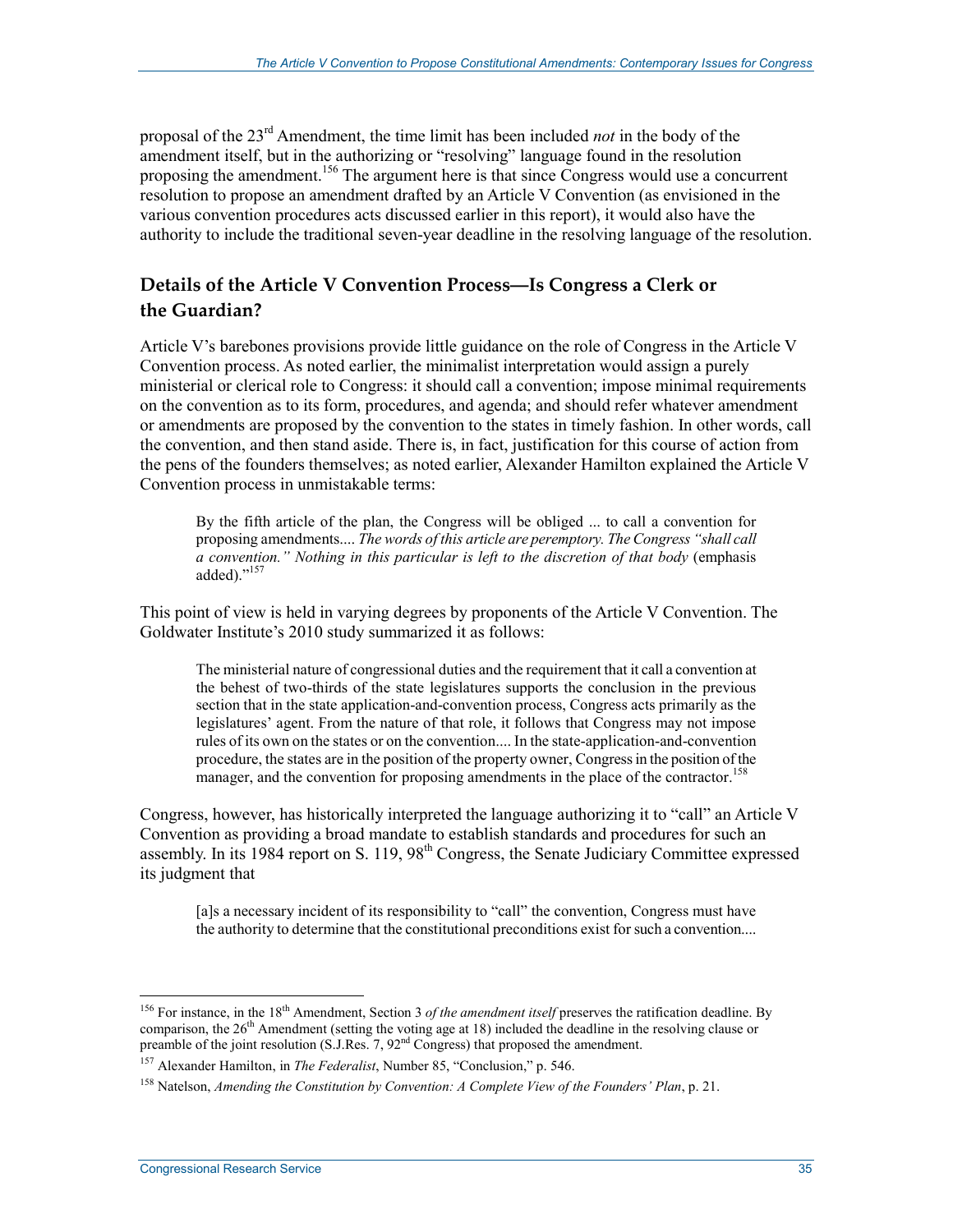proposal of the 23rd Amendment, the time limit has been included *not* in the body of the amendment itself, but in the authorizing or "resolving" language found in the resolution proposing the amendment.[156] The argument here is that since Congress would use a concurrent resolution to propose an amendment drafted by an Article V Convention (as envisioned in the various convention procedures acts discussed earlier in this report), it would also have the authority to include the traditional seven-year deadline in the resolving language of the resolution.

## Details of the Article V Convention Process—Is Congress a Clerk or the Guardian?

Article V's barebones provisions provide little guidance on the role of Congress in the Article V Convention process. As noted earlier, the minimalist interpretation would assign a purely ministerial or clerical role to Congress: it should call a convention; impose minimal requirements on the convention as to its form, procedures, and agenda; and should refer whatever amendment or amendments are proposed by the convention to the states in timely fashion. In other words, call the convention, and then stand aside. There is, in fact, justification for this course of action from the pens of the founders themselves; as noted earlier, Alexander Hamilton explained the Article V Convention process in unmistakable terms:

> By the fifth article of the plan, the Congress will be obliged ... to call a convention for proposing amendments.... *The words of this article are peremptory. The Congress "shall call a convention." Nothing in this particular is left to the discretion of that body* (emphasis added)."[157]

This point of view is held in varying degrees by proponents of the Article V Convention. The Goldwater Institute's 2010 study summarized it as follows:

> The ministerial nature of congressional duties and the requirement that it call a convention at the behest of two-thirds of the state legislatures supports the conclusion in the previous section that in the state application-and-convention process, Congress acts primarily as the legislatures' agent. From the nature of that role, it follows that Congress may not impose rules of its own on the states or on the convention.... In the state-application-and-convention procedure, the states are in the position of the property owner, Congress in the position of the manager, and the convention for proposing amendments in the place of the contractor.[158]

Congress, however, has historically interpreted the language authorizing it to "call" an Article V Convention as providing a broad mandate to establish standards and procedures for such an assembly. In its 1984 report on S. 119, 98th Congress, the Senate Judiciary Committee expressed its judgment that

> [a]s a necessary incident of its responsibility to "call" the convention, Congress must have the authority to determine that the constitutional preconditions exist for such a convention....

---

[156] For instance, in the 18th Amendment, Section 3 *of the amendment itself* preserves the ratification deadline. By comparison, the 26th Amendment (setting the voting age at 18) included the deadline in the resolving clause or preamble of the joint resolution (S.J.Res. 7, 92nd Congress) that proposed the amendment.

[157] Alexander Hamilton, in *The Federalist*, Number 85, "Conclusion," p. 546.

[158] Natelson, *Amending the Constitution by Convention: A Complete View of the Founders' Plan*, p. 21.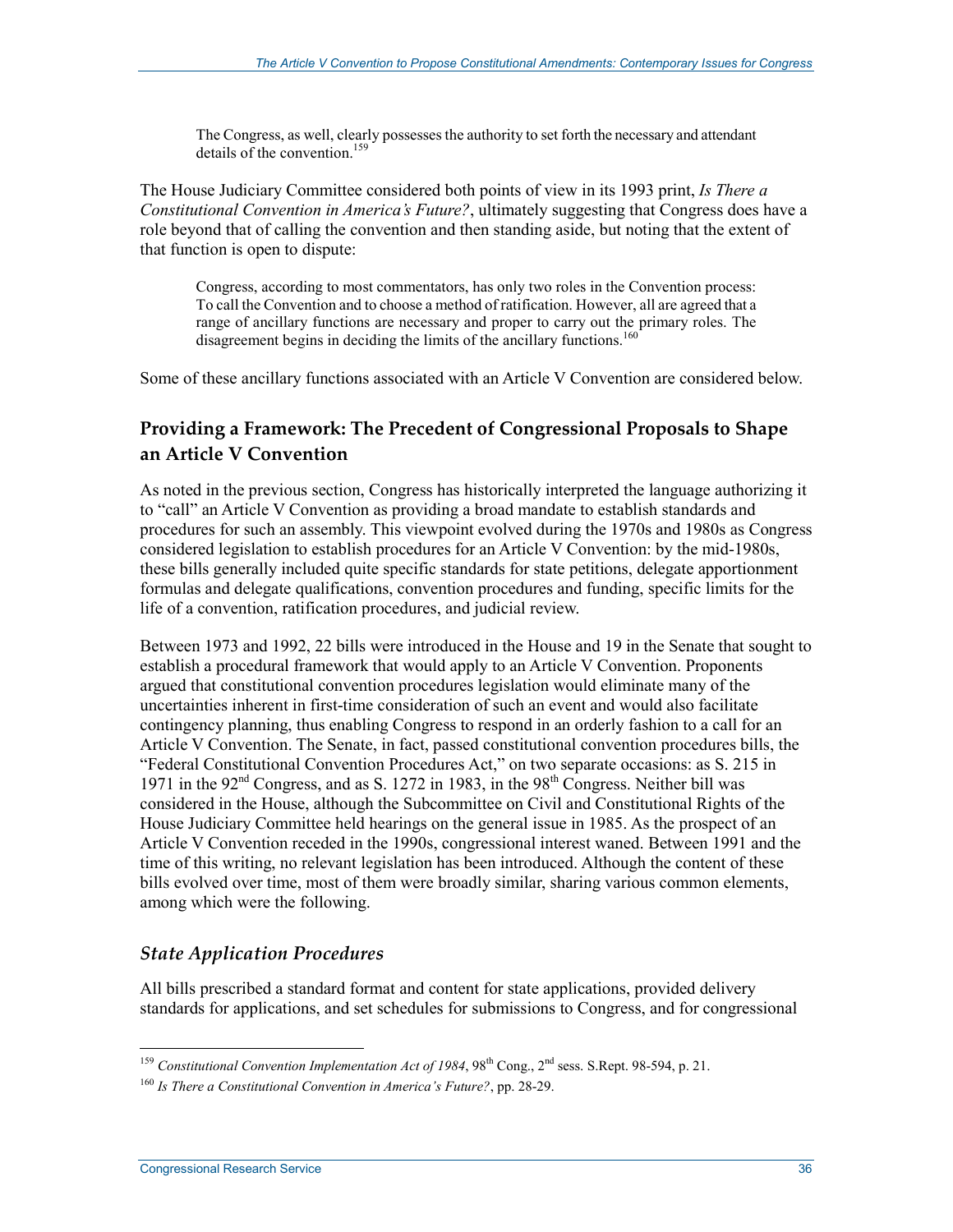> The Congress, as well, clearly possesses the authority to set forth the necessary and attendant details of the convention.[159]

The House Judiciary Committee considered both points of view in its 1993 print, *Is There a Constitutional Convention in America's Future?*, ultimately suggesting that Congress does have a role beyond that of calling the convention and then standing aside, but noting that the extent of that function is open to dispute:

> Congress, according to most commentators, has only two roles in the Convention process: To call the Convention and to choose a method of ratification. However, all are agreed that a range of ancillary functions are necessary and proper to carry out the primary roles. The disagreement begins in deciding the limits of the ancillary functions.[160]

Some of these ancillary functions associated with an Article V Convention are considered below.

## Providing a Framework: The Precedent of Congressional Proposals to Shape an Article V Convention

As noted in the previous section, Congress has historically interpreted the language authorizing it to "call" an Article V Convention as providing a broad mandate to establish standards and procedures for such an assembly. This viewpoint evolved during the 1970s and 1980s as Congress considered legislation to establish procedures for an Article V Convention: by the mid-1980s, these bills generally included quite specific standards for state petitions, delegate apportionment formulas and delegate qualifications, convention procedures and funding, specific limits for the life of a convention, ratification procedures, and judicial review.

Between 1973 and 1992, 22 bills were introduced in the House and 19 in the Senate that sought to establish a procedural framework that would apply to an Article V Convention. Proponents argued that constitutional convention procedures legislation would eliminate many of the uncertainties inherent in first-time consideration of such an event and would also facilitate contingency planning, thus enabling Congress to respond in an orderly fashion to a call for an Article V Convention. The Senate, in fact, passed constitutional convention procedures bills, the "Federal Constitutional Convention Procedures Act," on two separate occasions: as S. 215 in 1971 in the 92nd Congress, and as S. 1272 in 1983, in the 98th Congress. Neither bill was considered in the House, although the Subcommittee on Civil and Constitutional Rights of the House Judiciary Committee held hearings on the general issue in 1985. As the prospect of an Article V Convention receded in the 1990s, congressional interest waned. Between 1991 and the time of this writing, no relevant legislation has been introduced. Although the content of these bills evolved over time, most of them were broadly similar, sharing various common elements, among which were the following.

### *State Application Procedures*

All bills prescribed a standard format and content for state applications, provided delivery standards for applications, and set schedules for submissions to Congress, and for congressional

---

[159] *Constitutional Convention Implementation Act of 1984*, 98th Cong., 2nd sess. S.Rept. 98-594, p. 21.

[160] *Is There a Constitutional Convention in America's Future?*, pp. 28-29.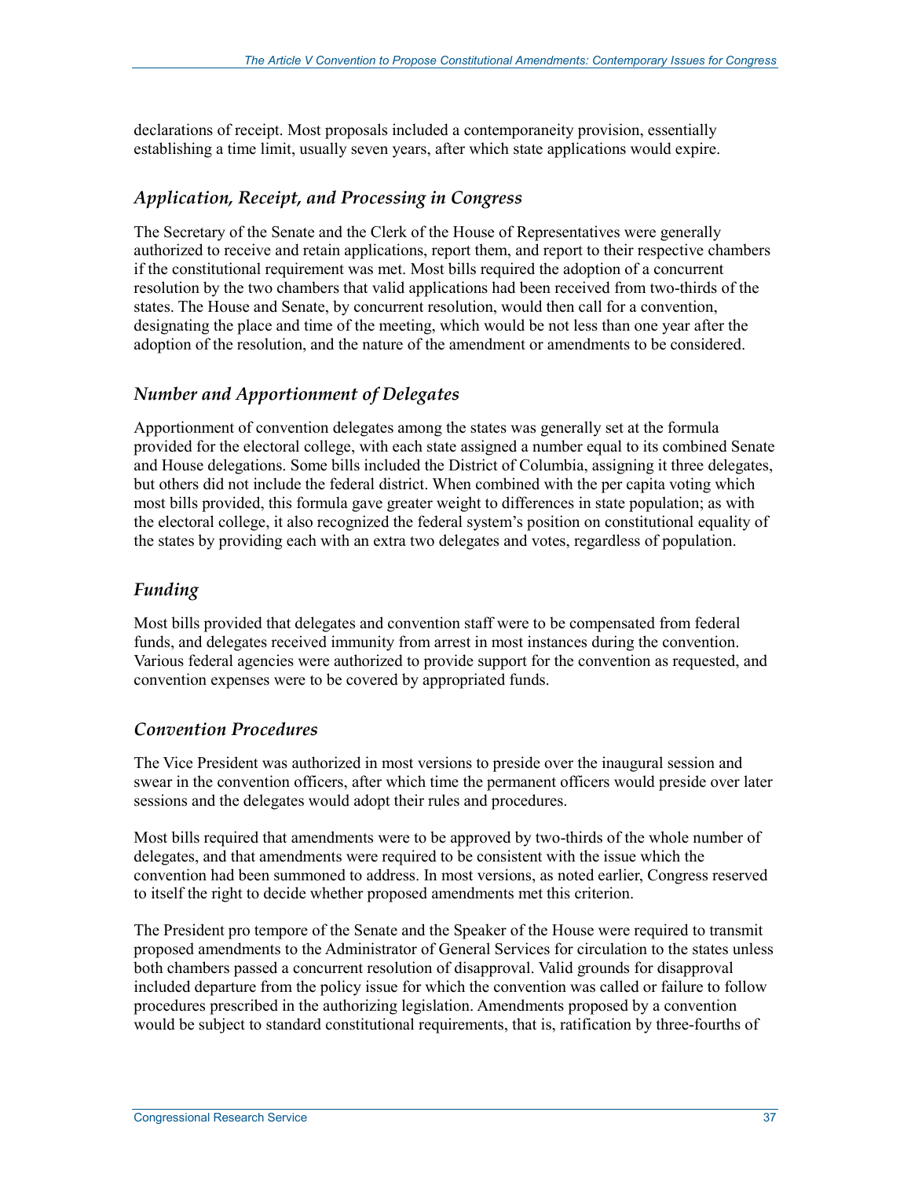declarations of receipt. Most proposals included a contemporaneity provision, essentially establishing a time limit, usually seven years, after which state applications would expire.

### *Application, Receipt, and Processing in Congress*

The Secretary of the Senate and the Clerk of the House of Representatives were generally authorized to receive and retain applications, report them, and report to their respective chambers if the constitutional requirement was met. Most bills required the adoption of a concurrent resolution by the two chambers that valid applications had been received from two-thirds of the states. The House and Senate, by concurrent resolution, would then call for a convention, designating the place and time of the meeting, which would be not less than one year after the adoption of the resolution, and the nature of the amendment or amendments to be considered.

### *Number and Apportionment of Delegates*

Apportionment of convention delegates among the states was generally set at the formula provided for the electoral college, with each state assigned a number equal to its combined Senate and House delegations. Some bills included the District of Columbia, assigning it three delegates, but others did not include the federal district. When combined with the per capita voting which most bills provided, this formula gave greater weight to differences in state population; as with the electoral college, it also recognized the federal system's position on constitutional equality of the states by providing each with an extra two delegates and votes, regardless of population.

### *Funding*

Most bills provided that delegates and convention staff were to be compensated from federal funds, and delegates received immunity from arrest in most instances during the convention. Various federal agencies were authorized to provide support for the convention as requested, and convention expenses were to be covered by appropriated funds.

### *Convention Procedures*

The Vice President was authorized in most versions to preside over the inaugural session and swear in the convention officers, after which time the permanent officers would preside over later sessions and the delegates would adopt their rules and procedures.

Most bills required that amendments were to be approved by two-thirds of the whole number of delegates, and that amendments were required to be consistent with the issue which the convention had been summoned to address. In most versions, as noted earlier, Congress reserved to itself the right to decide whether proposed amendments met this criterion.

The President pro tempore of the Senate and the Speaker of the House were required to transmit proposed amendments to the Administrator of General Services for circulation to the states unless both chambers passed a concurrent resolution of disapproval. Valid grounds for disapproval included departure from the policy issue for which the convention was called or failure to follow procedures prescribed in the authorizing legislation. Amendments proposed by a convention would be subject to standard constitutional requirements, that is, ratification by three-fourths of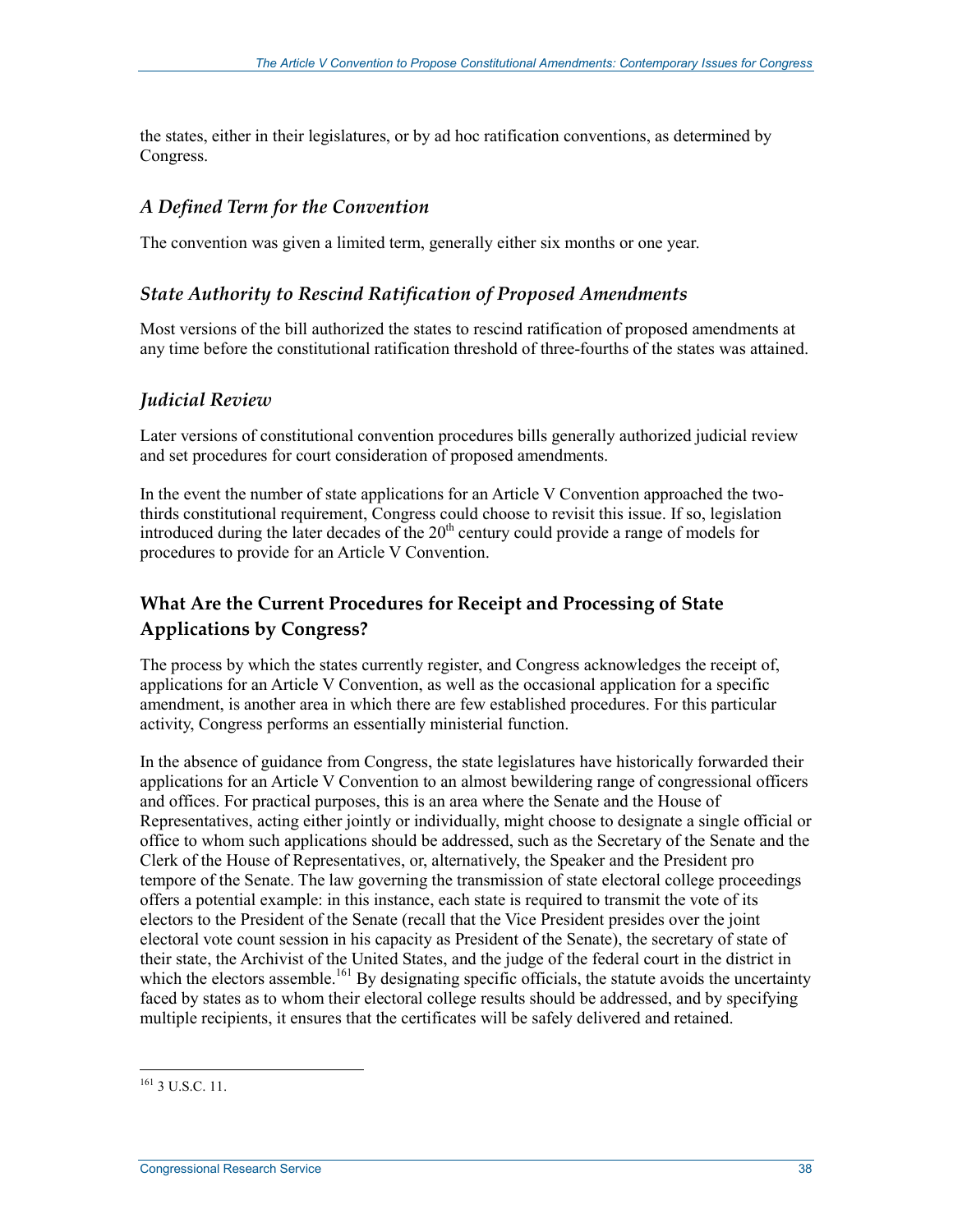the states, either in their legislatures, or by ad hoc ratification conventions, as determined by Congress.

### *A Defined Term for the Convention*

The convention was given a limited term, generally either six months or one year.

### *State Authority to Rescind Ratification of Proposed Amendments*

Most versions of the bill authorized the states to rescind ratification of proposed amendments at any time before the constitutional ratification threshold of three-fourths of the states was attained.

### *Judicial Review*

Later versions of constitutional convention procedures bills generally authorized judicial review and set procedures for court consideration of proposed amendments.

In the event the number of state applications for an Article V Convention approached the two-thirds constitutional requirement, Congress could choose to revisit this issue. If so, legislation introduced during the later decades of the 20th century could provide a range of models for procedures to provide for an Article V Convention.

## What Are the Current Procedures for Receipt and Processing of State Applications by Congress?

The process by which the states currently register, and Congress acknowledges the receipt of, applications for an Article V Convention, as well as the occasional application for a specific amendment, is another area in which there are few established procedures. For this particular activity, Congress performs an essentially ministerial function.

In the absence of guidance from Congress, the state legislatures have historically forwarded their applications for an Article V Convention to an almost bewildering range of congressional officers and offices. For practical purposes, this is an area where the Senate and the House of Representatives, acting either jointly or individually, might choose to designate a single official or office to whom such applications should be addressed, such as the Secretary of the Senate and the Clerk of the House of Representatives, or, alternatively, the Speaker and the President pro tempore of the Senate. The law governing the transmission of state electoral college proceedings offers a potential example: in this instance, each state is required to transmit the vote of its electors to the President of the Senate (recall that the Vice President presides over the joint electoral vote count session in his capacity as President of the Senate), the secretary of state of their state, the Archivist of the United States, and the judge of the federal court in the district in which the electors assemble.[161] By designating specific officials, the statute avoids the uncertainty faced by states as to whom their electoral college results should be addressed, and by specifying multiple recipients, it ensures that the certificates will be safely delivered and retained.

[161] 3 U.S.C. 11.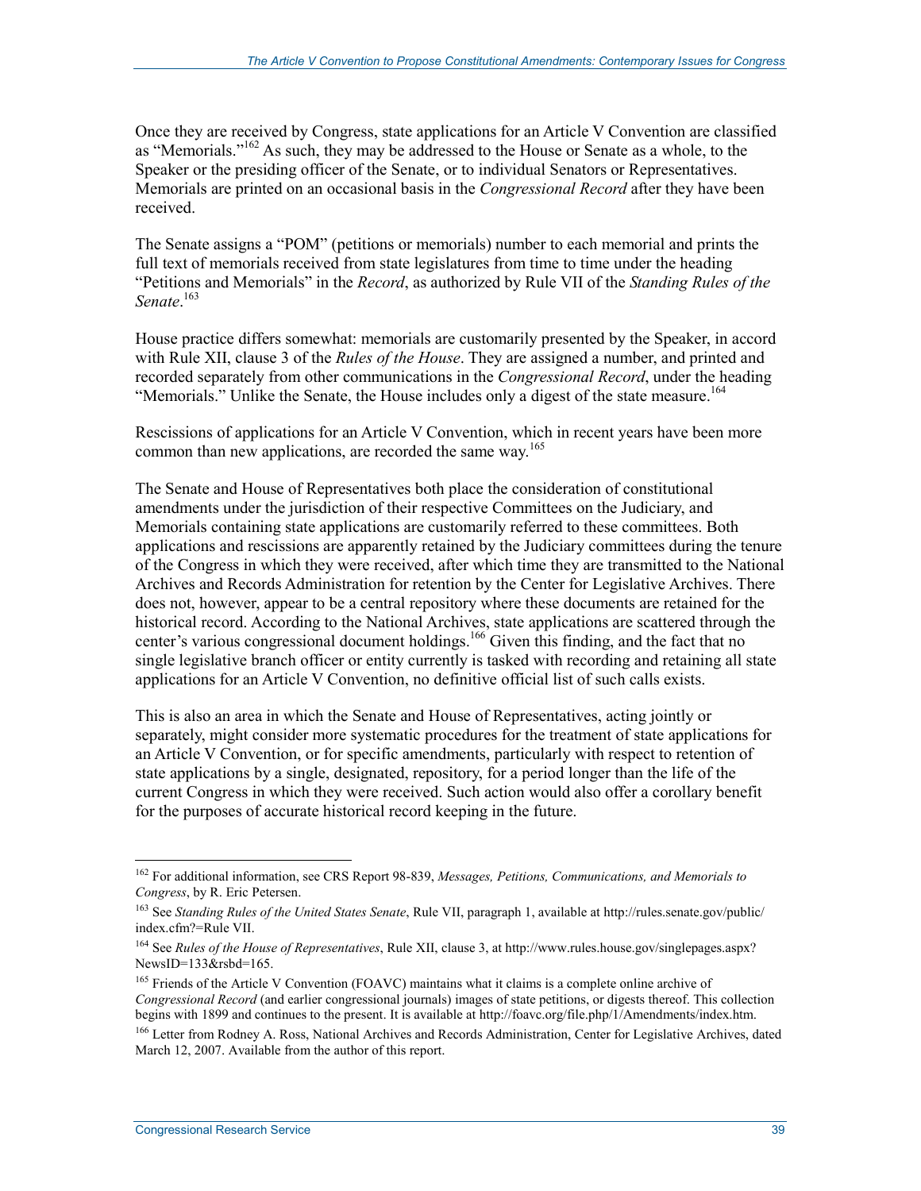Once they are received by Congress, state applications for an Article V Convention are classified as "Memorials."[162] As such, they may be addressed to the House or Senate as a whole, to the Speaker or the presiding officer of the Senate, or to individual Senators or Representatives. Memorials are printed on an occasional basis in the *Congressional Record* after they have been received.

The Senate assigns a "POM" (petitions or memorials) number to each memorial and prints the full text of memorials received from state legislatures from time to time under the heading "Petitions and Memorials" in the *Record*, as authorized by Rule VII of the *Standing Rules of the Senate*.[163]

House practice differs somewhat: memorials are customarily presented by the Speaker, in accord with Rule XII, clause 3 of the *Rules of the House*. They are assigned a number, and printed and recorded separately from other communications in the *Congressional Record*, under the heading "Memorials." Unlike the Senate, the House includes only a digest of the state measure.[164]

Rescissions of applications for an Article V Convention, which in recent years have been more common than new applications, are recorded the same way.[165]

The Senate and House of Representatives both place the consideration of constitutional amendments under the jurisdiction of their respective Committees on the Judiciary, and Memorials containing state applications are customarily referred to these committees. Both applications and rescissions are apparently retained by the Judiciary committees during the tenure of the Congress in which they were received, after which time they are transmitted to the National Archives and Records Administration for retention by the Center for Legislative Archives. There does not, however, appear to be a central repository where these documents are retained for the historical record. According to the National Archives, state applications are scattered through the center's various congressional document holdings.[166] Given this finding, and the fact that no single legislative branch officer or entity currently is tasked with recording and retaining all state applications for an Article V Convention, no definitive official list of such calls exists.

This is also an area in which the Senate and House of Representatives, acting jointly or separately, might consider more systematic procedures for the treatment of state applications for an Article V Convention, or for specific amendments, particularly with respect to retention of state applications by a single, designated, repository, for a period longer than the life of the current Congress in which they were received. Such action would also offer a corollary benefit for the purposes of accurate historical record keeping in the future.

---

[162] For additional information, see CRS Report 98-839, *Messages, Petitions, Communications, and Memorials to Congress*, by R. Eric Petersen.

[163] See *Standing Rules of the United States Senate*, Rule VII, paragraph 1, available at http://rules.senate.gov/public/index.cfm?=Rule VII.

[164] See *Rules of the House of Representatives*, Rule XII, clause 3, at http://www.rules.house.gov/singlepages.aspx?NewsID=133&rsbd=165.

[165] Friends of the Article V Convention (FOAVC) maintains what it claims is a complete online archive of *Congressional Record* (and earlier congressional journals) images of state petitions, or digests thereof. This collection begins with 1899 and continues to the present. It is available at http://foavc.org/file.php/1/Amendments/index.htm.

[166] Letter from Rodney A. Ross, National Archives and Records Administration, Center for Legislative Archives, dated March 12, 2007. Available from the author of this report.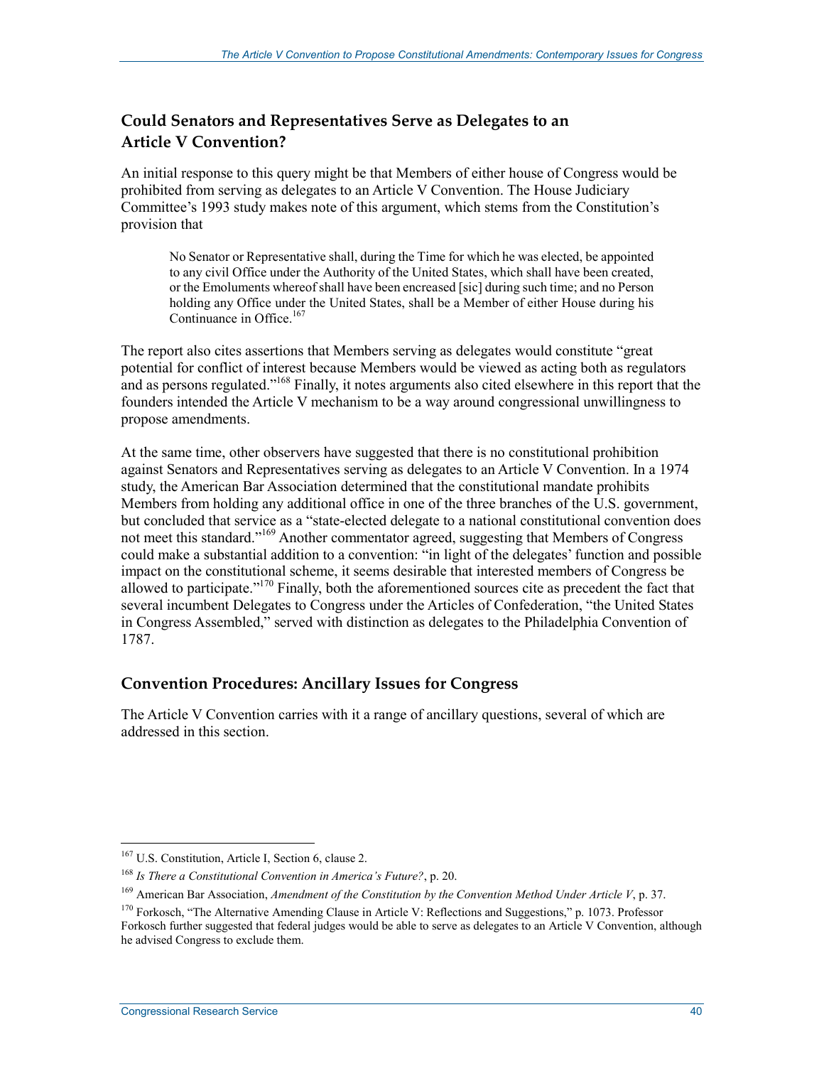### Could Senators and Representatives Serve as Delegates to an Article V Convention?

An initial response to this query might be that Members of either house of Congress would be prohibited from serving as delegates to an Article V Convention. The House Judiciary Committee's 1993 study makes note of this argument, which stems from the Constitution's provision that

> No Senator or Representative shall, during the Time for which he was elected, be appointed to any civil Office under the Authority of the United States, which shall have been created, or the Emoluments whereof shall have been encreased [sic] during such time; and no Person holding any Office under the United States, shall be a Member of either House during his Continuance in Office.[167]

The report also cites assertions that Members serving as delegates would constitute "great potential for conflict of interest because Members would be viewed as acting both as regulators and as persons regulated."[168] Finally, it notes arguments also cited elsewhere in this report that the founders intended the Article V mechanism to be a way around congressional unwillingness to propose amendments.

At the same time, other observers have suggested that there is no constitutional prohibition against Senators and Representatives serving as delegates to an Article V Convention. In a 1974 study, the American Bar Association determined that the constitutional mandate prohibits Members from holding any additional office in one of the three branches of the U.S. government, but concluded that service as a "state-elected delegate to a national constitutional convention does not meet this standard."[169] Another commentator agreed, suggesting that Members of Congress could make a substantial addition to a convention: "in light of the delegates' function and possible impact on the constitutional scheme, it seems desirable that interested members of Congress be allowed to participate."[170] Finally, both the aforementioned sources cite as precedent the fact that several incumbent Delegates to Congress under the Articles of Confederation, "the United States in Congress Assembled," served with distinction as delegates to the Philadelphia Convention of 1787.

## Convention Procedures: Ancillary Issues for Congress

The Article V Convention carries with it a range of ancillary questions, several of which are addressed in this section.

---

[167] U.S. Constitution, Article I, Section 6, clause 2.

[168] *Is There a Constitutional Convention in America's Future?*, p. 20.

[169] American Bar Association, *Amendment of the Constitution by the Convention Method Under Article V*, p. 37.

[170] Forkosch, "The Alternative Amending Clause in Article V: Reflections and Suggestions," p. 1073. Professor Forkosch further suggested that federal judges would be able to serve as delegates to an Article V Convention, although he advised Congress to exclude them.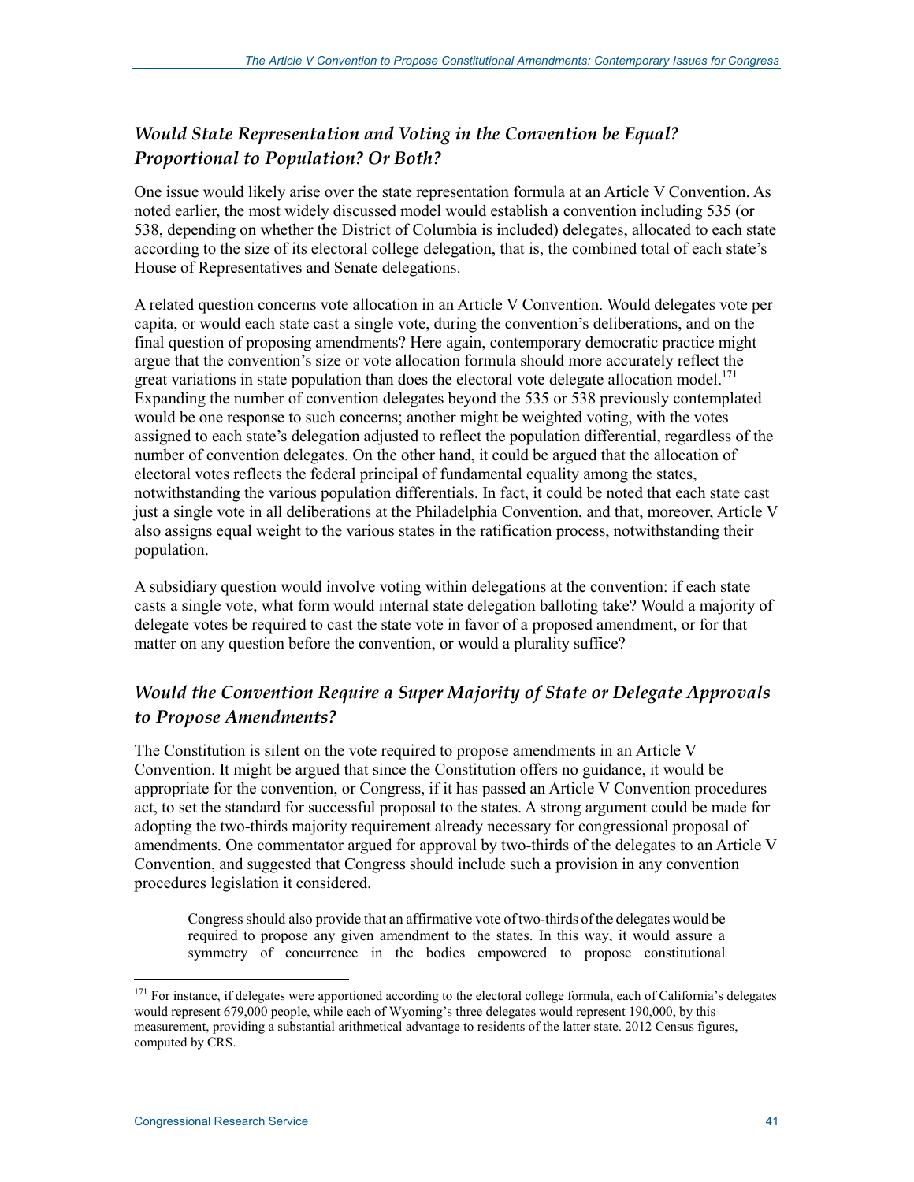### *Would State Representation and Voting in the Convention be Equal? Proportional to Population? Or Both?*

One issue would likely arise over the state representation formula at an Article V Convention. As noted earlier, the most widely discussed model would establish a convention including 535 (or 538, depending on whether the District of Columbia is included) delegates, allocated to each state according to the size of its electoral college delegation, that is, the combined total of each state's House of Representatives and Senate delegations.

A related question concerns vote allocation in an Article V Convention. Would delegates vote per capita, or would each state cast a single vote, during the convention's deliberations, and on the final question of proposing amendments? Here again, contemporary democratic practice might argue that the convention's size or vote allocation formula should more accurately reflect the great variations in state population than does the electoral vote delegate allocation model.[171] Expanding the number of convention delegates beyond the 535 or 538 previously contemplated would be one response to such concerns; another might be weighted voting, with the votes assigned to each state's delegation adjusted to reflect the population differential, regardless of the number of convention delegates. On the other hand, it could be argued that the allocation of electoral votes reflects the federal principal of fundamental equality among the states, notwithstanding the various population differentials. In fact, it could be noted that each state cast just a single vote in all deliberations at the Philadelphia Convention, and that, moreover, Article V also assigns equal weight to the various states in the ratification process, notwithstanding their population.

A subsidiary question would involve voting within delegations at the convention: if each state casts a single vote, what form would internal state delegation balloting take? Would a majority of delegate votes be required to cast the state vote in favor of a proposed amendment, or for that matter on any question before the convention, or would a plurality suffice?

### *Would the Convention Require a Super Majority of State or Delegate Approvals to Propose Amendments?*

The Constitution is silent on the vote required to propose amendments in an Article V Convention. It might be argued that since the Constitution offers no guidance, it would be appropriate for the convention, or Congress, if it has passed an Article V Convention procedures act, to set the standard for successful proposal to the states. A strong argument could be made for adopting the two-thirds majority requirement already necessary for congressional proposal of amendments. One commentator argued for approval by two-thirds of the delegates to an Article V Convention, and suggested that Congress should include such a provision in any convention procedures legislation it considered.

> Congress should also provide that an affirmative vote of two-thirds of the delegates would be required to propose any given amendment to the states. In this way, it would assure a symmetry of concurrence in the bodies empowered to propose constitutional

---

[171] For instance, if delegates were apportioned according to the electoral college formula, each of California's delegates would represent 679,000 people, while each of Wyoming's three delegates would represent 190,000, by this measurement, providing a substantial arithmetical advantage to residents of the latter state. 2012 Census figures, computed by CRS.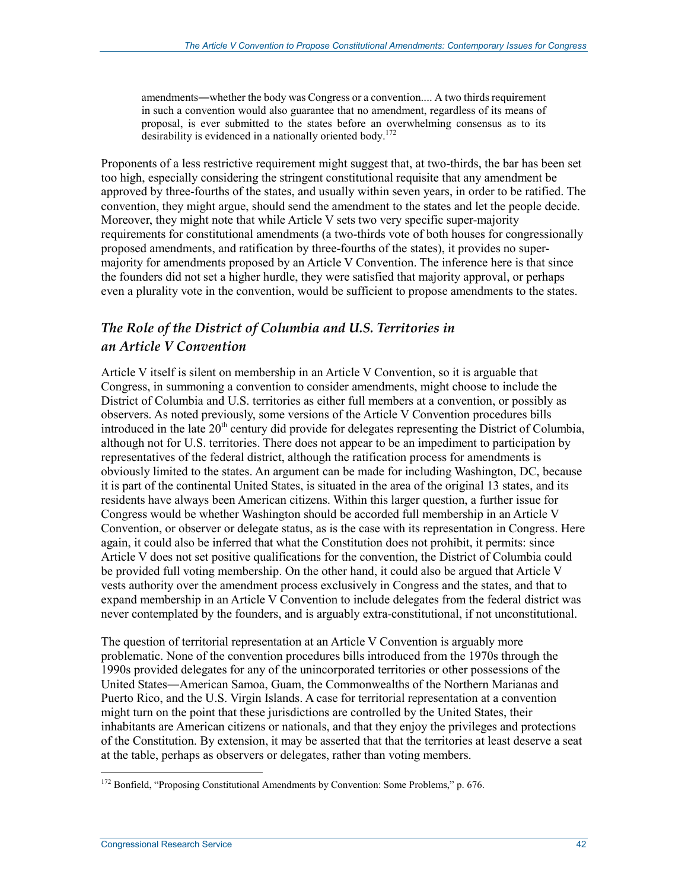> amendments—whether the body was Congress or a convention.... A two thirds requirement in such a convention would also guarantee that no amendment, regardless of its means of proposal, is ever submitted to the states before an overwhelming consensus as to its desirability is evidenced in a nationally oriented body.[172]

Proponents of a less restrictive requirement might suggest that, at two-thirds, the bar has been set too high, especially considering the stringent constitutional requisite that any amendment be approved by three-fourths of the states, and usually within seven years, in order to be ratified. The convention, they might argue, should send the amendment to the states and let the people decide. Moreover, they might note that while Article V sets two very specific super-majority requirements for constitutional amendments (a two-thirds vote of both houses for congressionally proposed amendments, and ratification by three-fourths of the states), it provides no super-majority for amendments proposed by an Article V Convention. The inference here is that since the founders did not set a higher hurdle, they were satisfied that majority approval, or perhaps even a plurality vote in the convention, would be sufficient to propose amendments to the states.

### *The Role of the District of Columbia and U.S. Territories in an Article V Convention*

Article V itself is silent on membership in an Article V Convention, so it is arguable that Congress, in summoning a convention to consider amendments, might choose to include the District of Columbia and U.S. territories as either full members at a convention, or possibly as observers. As noted previously, some versions of the Article V Convention procedures bills introduced in the late 20th century did provide for delegates representing the District of Columbia, although not for U.S. territories. There does not appear to be an impediment to participation by representatives of the federal district, although the ratification process for amendments is obviously limited to the states. An argument can be made for including Washington, DC, because it is part of the continental United States, is situated in the area of the original 13 states, and its residents have always been American citizens. Within this larger question, a further issue for Congress would be whether Washington should be accorded full membership in an Article V Convention, or observer or delegate status, as is the case with its representation in Congress. Here again, it could also be inferred that what the Constitution does not prohibit, it permits: since Article V does not set positive qualifications for the convention, the District of Columbia could be provided full voting membership. On the other hand, it could also be argued that Article V vests authority over the amendment process exclusively in Congress and the states, and that to expand membership in an Article V Convention to include delegates from the federal district was never contemplated by the founders, and is arguably extra-constitutional, if not unconstitutional.

The question of territorial representation at an Article V Convention is arguably more problematic. None of the convention procedures bills introduced from the 1970s through the 1990s provided delegates for any of the unincorporated territories or other possessions of the United States—American Samoa, Guam, the Commonwealths of the Northern Marianas and Puerto Rico, and the U.S. Virgin Islands. A case for territorial representation at a convention might turn on the point that these jurisdictions are controlled by the United States, their inhabitants are American citizens or nationals, and that they enjoy the privileges and protections of the Constitution. By extension, it may be asserted that that the territories at least deserve a seat at the table, perhaps as observers or delegates, rather than voting members.

---

[172] Bonfield, "Proposing Constitutional Amendments by Convention: Some Problems," p. 676.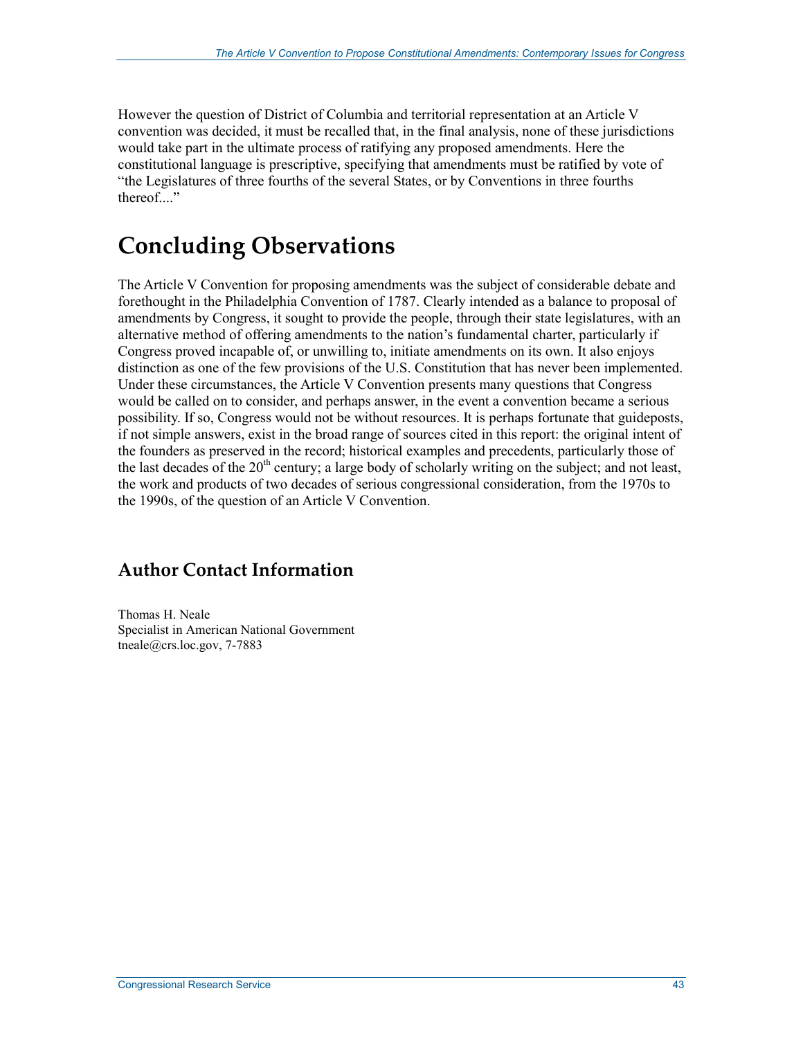However the question of District of Columbia and territorial representation at an Article V convention was decided, it must be recalled that, in the final analysis, none of these jurisdictions would take part in the ultimate process of ratifying any proposed amendments. Here the constitutional language is prescriptive, specifying that amendments must be ratified by vote of "the Legislatures of three fourths of the several States, or by Conventions in three fourths thereof...."

# Concluding Observations

The Article V Convention for proposing amendments was the subject of considerable debate and forethought in the Philadelphia Convention of 1787. Clearly intended as a balance to proposal of amendments by Congress, it sought to provide the people, through their state legislatures, with an alternative method of offering amendments to the nation's fundamental charter, particularly if Congress proved incapable of, or unwilling to, initiate amendments on its own. It also enjoys distinction as one of the few provisions of the U.S. Constitution that has never been implemented. Under these circumstances, the Article V Convention presents many questions that Congress would be called on to consider, and perhaps answer, in the event a convention became a serious possibility. If so, Congress would not be without resources. It is perhaps fortunate that guideposts, if not simple answers, exist in the broad range of sources cited in this report: the original intent of the founders as preserved in the record; historical examples and precedents, particularly those of the last decades of the 20th century; a large body of scholarly writing on the subject; and not least, the work and products of two decades of serious congressional consideration, from the 1970s to the 1990s, of the question of an Article V Convention.

## Author Contact Information

Thomas H. Neale
Specialist in American National Government
tneale@crs.loc.gov, 7-7883